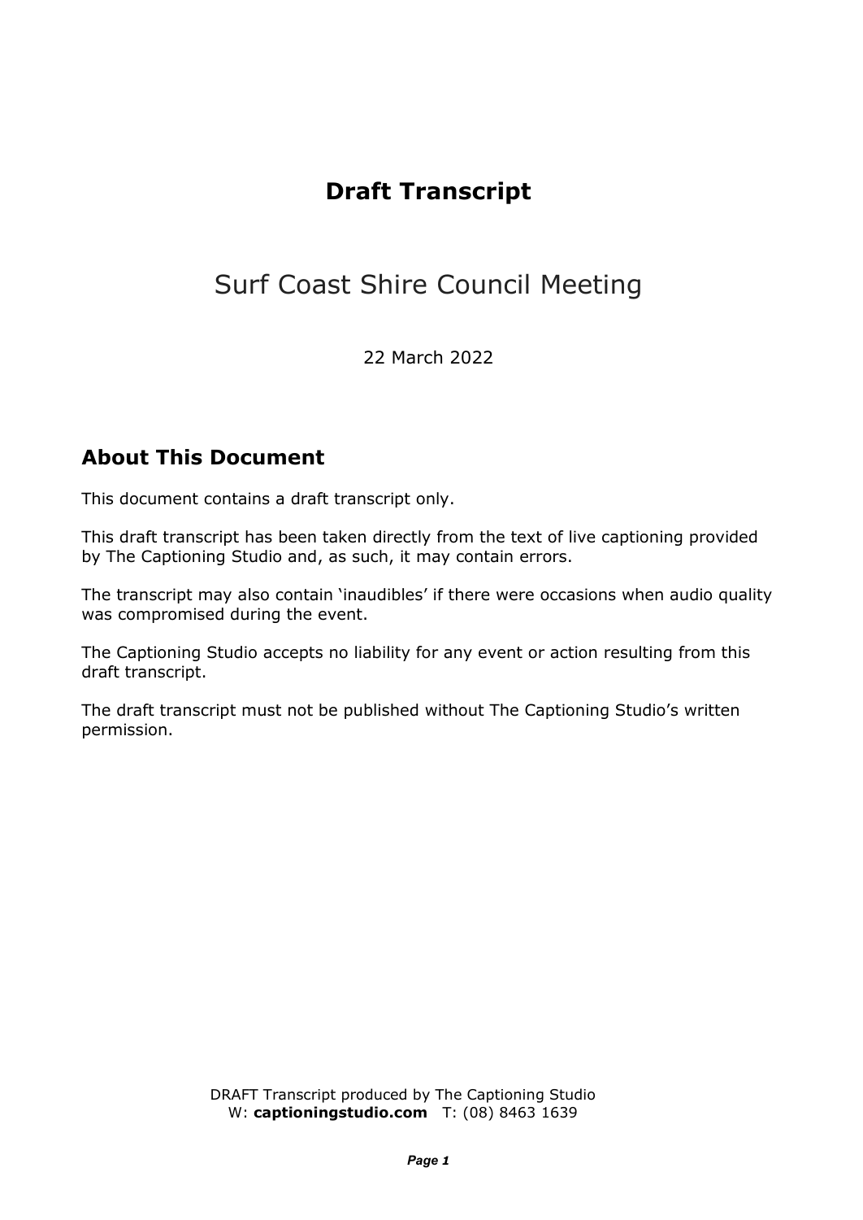# Draft Transcript

## Surf Coast Shire Council Meeting

22 March 2022

## About This Document

This document contains a draft transcript only.

This draft transcript has been taken directly from the text of live captioning provided by The Captioning Studio and, as such, it may contain errors.

The transcript may also contain 'inaudibles' if there were occasions when audio quality was compromised during the event.

The Captioning Studio accepts no liability for any event or action resulting from this draft transcript.

The draft transcript must not be published without The Captioning Studio's written permission.

DRAFT Transcript produced by The Captioning Studio
W: **captioningstudio.com** T: (08) 8463 1639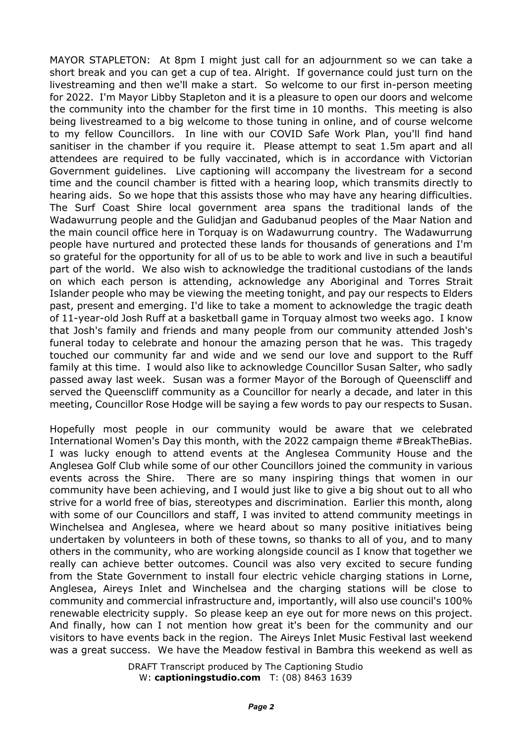MAYOR STAPLETON: At 8pm I might just call for an adjournment so we can take a short break and you can get a cup of tea. Alright. If governance could just turn on the livestreaming and then we'll make a start. So welcome to our first in-person meeting for 2022. I'm Mayor Libby Stapleton and it is a pleasure to open our doors and welcome the community into the chamber for the first time in 10 months. This meeting is also being livestreamed to a big welcome to those tuning in online, and of course welcome to my fellow Councillors. In line with our COVID Safe Work Plan, you'll find hand sanitiser in the chamber if you require it. Please attempt to seat 1.5m apart and all attendees are required to be fully vaccinated, which is in accordance with Victorian Government guidelines. Live captioning will accompany the livestream for a second time and the council chamber is fitted with a hearing loop, which transmits directly to hearing aids. So we hope that this assists those who may have any hearing difficulties. The Surf Coast Shire local government area spans the traditional lands of the Wadawurrung people and the Gulidjan and Gadubanud peoples of the Maar Nation and the main council office here in Torquay is on Wadawurrung country. The Wadawurrung people have nurtured and protected these lands for thousands of generations and I'm so grateful for the opportunity for all of us to be able to work and live in such a beautiful part of the world. We also wish to acknowledge the traditional custodians of the lands on which each person is attending, acknowledge any Aboriginal and Torres Strait Islander people who may be viewing the meeting tonight, and pay our respects to Elders past, present and emerging. I'd like to take a moment to acknowledge the tragic death of 11-year-old Josh Ruff at a basketball game in Torquay almost two weeks ago. I know that Josh's family and friends and many people from our community attended Josh's funeral today to celebrate and honour the amazing person that he was. This tragedy touched our community far and wide and we send our love and support to the Ruff family at this time. I would also like to acknowledge Councillor Susan Salter, who sadly passed away last week. Susan was a former Mayor of the Borough of Queenscliff and served the Queenscliff community as a Councillor for nearly a decade, and later in this meeting, Councillor Rose Hodge will be saying a few words to pay our respects to Susan.

Hopefully most people in our community would be aware that we celebrated International Women's Day this month, with the 2022 campaign theme #BreakTheBias. I was lucky enough to attend events at the Anglesea Community House and the Anglesea Golf Club while some of our other Councillors joined the community in various events across the Shire. There are so many inspiring things that women in our community have been achieving, and I would just like to give a big shout out to all who strive for a world free of bias, stereotypes and discrimination. Earlier this month, along with some of our Councillors and staff, I was invited to attend community meetings in Winchelsea and Anglesea, where we heard about so many positive initiatives being undertaken by volunteers in both of these towns, so thanks to all of you, and to many others in the community, who are working alongside council as I know that together we really can achieve better outcomes. Council was also very excited to secure funding from the State Government to install four electric vehicle charging stations in Lorne, Anglesea, Aireys Inlet and Winchelsea and the charging stations will be close to community and commercial infrastructure and, importantly, will also use council's 100% renewable electricity supply. So please keep an eye out for more news on this project. And finally, how can I not mention how great it's been for the community and our visitors to have events back in the region. The Aireys Inlet Music Festival last weekend was a great success. We have the Meadow festival in Bambra this weekend as well as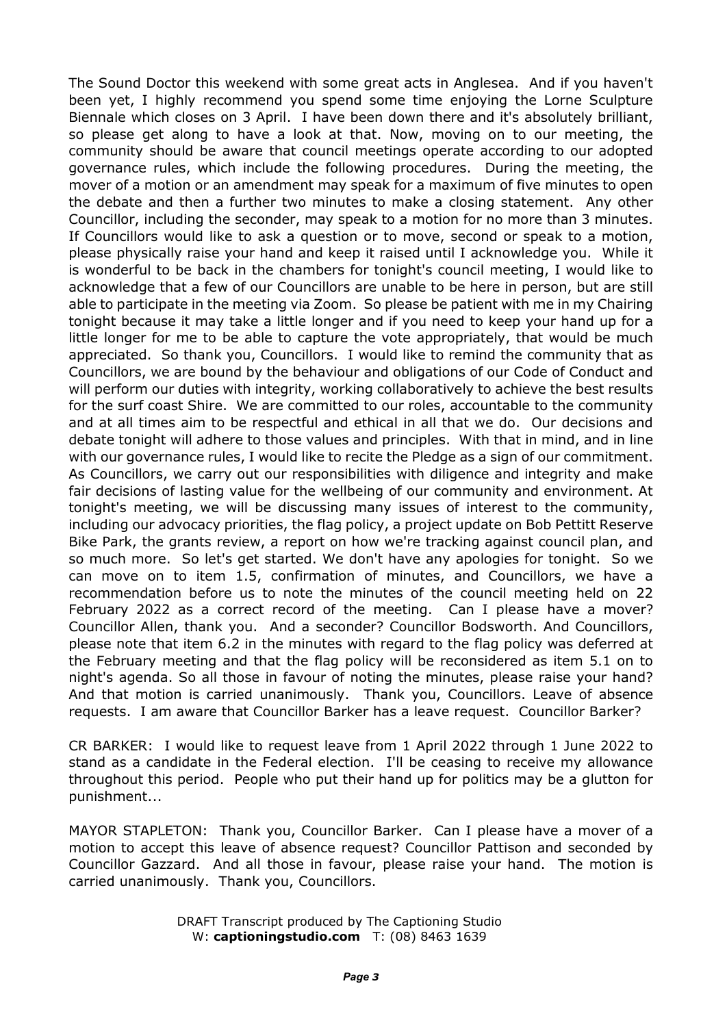The Sound Doctor this weekend with some great acts in Anglesea. And if you haven't been yet, I highly recommend you spend some time enjoying the Lorne Sculpture Biennale which closes on 3 April. I have been down there and it's absolutely brilliant, so please get along to have a look at that. Now, moving on to our meeting, the community should be aware that council meetings operate according to our adopted governance rules, which include the following procedures. During the meeting, the mover of a motion or an amendment may speak for a maximum of five minutes to open the debate and then a further two minutes to make a closing statement. Any other Councillor, including the seconder, may speak to a motion for no more than 3 minutes. If Councillors would like to ask a question or to move, second or speak to a motion, please physically raise your hand and keep it raised until I acknowledge you. While it is wonderful to be back in the chambers for tonight's council meeting, I would like to acknowledge that a few of our Councillors are unable to be here in person, but are still able to participate in the meeting via Zoom. So please be patient with me in my Chairing tonight because it may take a little longer and if you need to keep your hand up for a little longer for me to be able to capture the vote appropriately, that would be much appreciated. So thank you, Councillors. I would like to remind the community that as Councillors, we are bound by the behaviour and obligations of our Code of Conduct and will perform our duties with integrity, working collaboratively to achieve the best results for the surf coast Shire. We are committed to our roles, accountable to the community and at all times aim to be respectful and ethical in all that we do. Our decisions and debate tonight will adhere to those values and principles. With that in mind, and in line with our governance rules, I would like to recite the Pledge as a sign of our commitment. As Councillors, we carry out our responsibilities with diligence and integrity and make fair decisions of lasting value for the wellbeing of our community and environment. At tonight's meeting, we will be discussing many issues of interest to the community, including our advocacy priorities, the flag policy, a project update on Bob Pettitt Reserve Bike Park, the grants review, a report on how we're tracking against council plan, and so much more. So let's get started. We don't have any apologies for tonight. So we can move on to item 1.5, confirmation of minutes, and Councillors, we have a recommendation before us to note the minutes of the council meeting held on 22 February 2022 as a correct record of the meeting. Can I please have a mover? Councillor Allen, thank you. And a seconder? Councillor Bodsworth. And Councillors, please note that item 6.2 in the minutes with regard to the flag policy was deferred at the February meeting and that the flag policy will be reconsidered as item 5.1 on to night's agenda. So all those in favour of noting the minutes, please raise your hand? And that motion is carried unanimously. Thank you, Councillors. Leave of absence requests. I am aware that Councillor Barker has a leave request. Councillor Barker?

CR BARKER: I would like to request leave from 1 April 2022 through 1 June 2022 to stand as a candidate in the Federal election. I'll be ceasing to receive my allowance throughout this period. People who put their hand up for politics may be a glutton for punishment...

MAYOR STAPLETON: Thank you, Councillor Barker. Can I please have a mover of a motion to accept this leave of absence request? Councillor Pattison and seconded by Councillor Gazzard. And all those in favour, please raise your hand. The motion is carried unanimously. Thank you, Councillors.

DRAFT Transcript produced by The Captioning Studio
W: **captioningstudio.com** T: (08) 8463 1639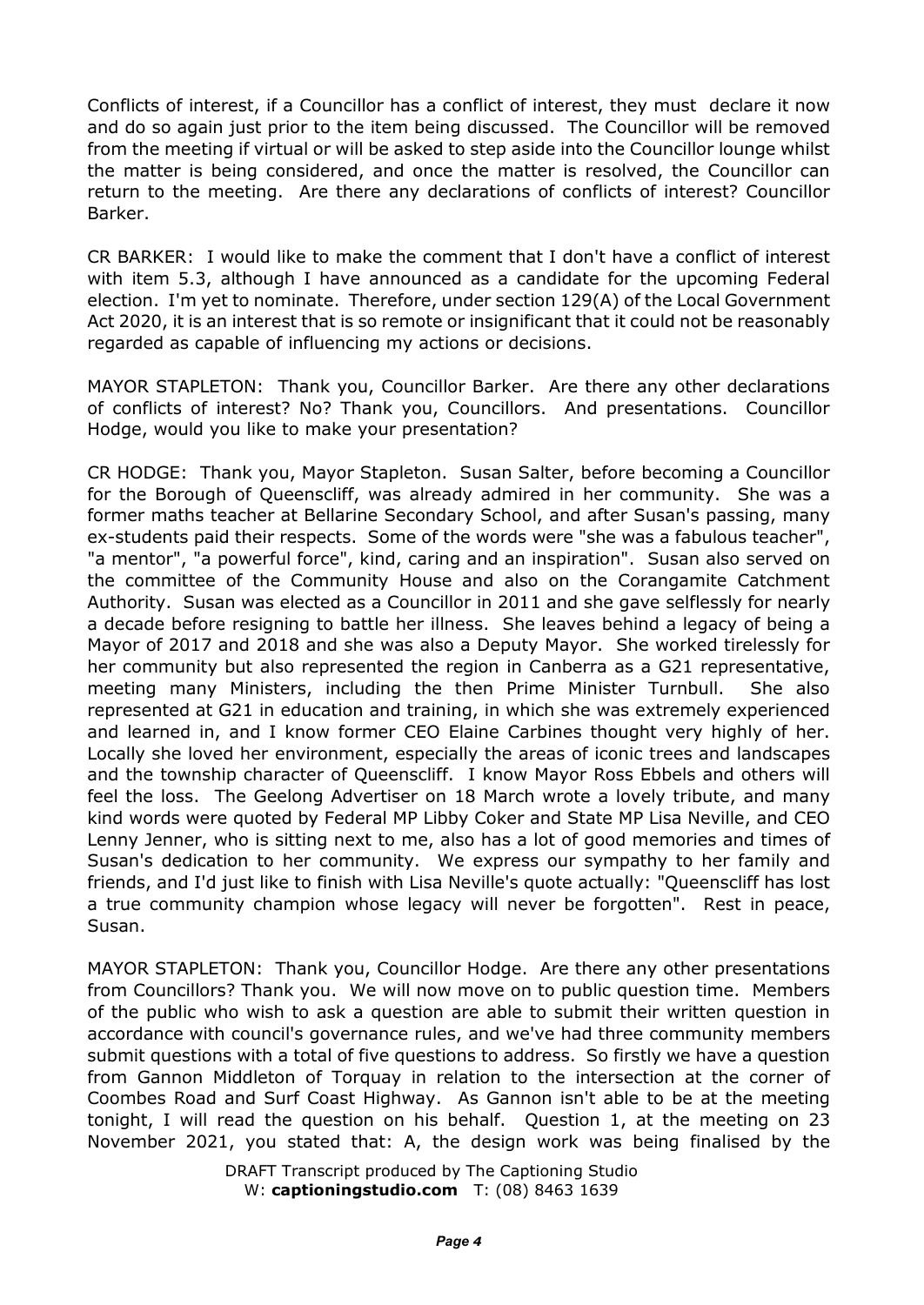Conflicts of interest, if a Councillor has a conflict of interest, they must declare it now and do so again just prior to the item being discussed. The Councillor will be removed from the meeting if virtual or will be asked to step aside into the Councillor lounge whilst the matter is being considered, and once the matter is resolved, the Councillor can return to the meeting. Are there any declarations of conflicts of interest? Councillor Barker.

CR BARKER: I would like to make the comment that I don't have a conflict of interest with item 5.3, although I have announced as a candidate for the upcoming Federal election. I'm yet to nominate. Therefore, under section 129(A) of the Local Government Act 2020, it is an interest that is so remote or insignificant that it could not be reasonably regarded as capable of influencing my actions or decisions.

MAYOR STAPLETON: Thank you, Councillor Barker. Are there any other declarations of conflicts of interest? No? Thank you, Councillors. And presentations. Councillor Hodge, would you like to make your presentation?

CR HODGE: Thank you, Mayor Stapleton. Susan Salter, before becoming a Councillor for the Borough of Queenscliff, was already admired in her community. She was a former maths teacher at Bellarine Secondary School, and after Susan's passing, many ex-students paid their respects. Some of the words were "she was a fabulous teacher", "a mentor", "a powerful force", kind, caring and an inspiration". Susan also served on the committee of the Community House and also on the Corangamite Catchment Authority. Susan was elected as a Councillor in 2011 and she gave selflessly for nearly a decade before resigning to battle her illness. She leaves behind a legacy of being a Mayor of 2017 and 2018 and she was also a Deputy Mayor. She worked tirelessly for her community but also represented the region in Canberra as a G21 representative, meeting many Ministers, including the then Prime Minister Turnbull. She also represented at G21 in education and training, in which she was extremely experienced and learned in, and I know former CEO Elaine Carbines thought very highly of her. Locally she loved her environment, especially the areas of iconic trees and landscapes and the township character of Queenscliff. I know Mayor Ross Ebbels and others will feel the loss. The Geelong Advertiser on 18 March wrote a lovely tribute, and many kind words were quoted by Federal MP Libby Coker and State MP Lisa Neville, and CEO Lenny Jenner, who is sitting next to me, also has a lot of good memories and times of Susan's dedication to her community. We express our sympathy to her family and friends, and I'd just like to finish with Lisa Neville's quote actually: "Queenscliff has lost a true community champion whose legacy will never be forgotten". Rest in peace, Susan.

MAYOR STAPLETON: Thank you, Councillor Hodge. Are there any other presentations from Councillors? Thank you. We will now move on to public question time. Members of the public who wish to ask a question are able to submit their written question in accordance with council's governance rules, and we've had three community members submit questions with a total of five questions to address. So firstly we have a question from Gannon Middleton of Torquay in relation to the intersection at the corner of Coombes Road and Surf Coast Highway. As Gannon isn't able to be at the meeting tonight, I will read the question on his behalf. Question 1, at the meeting on 23 November 2021, you stated that: A, the design work was being finalised by the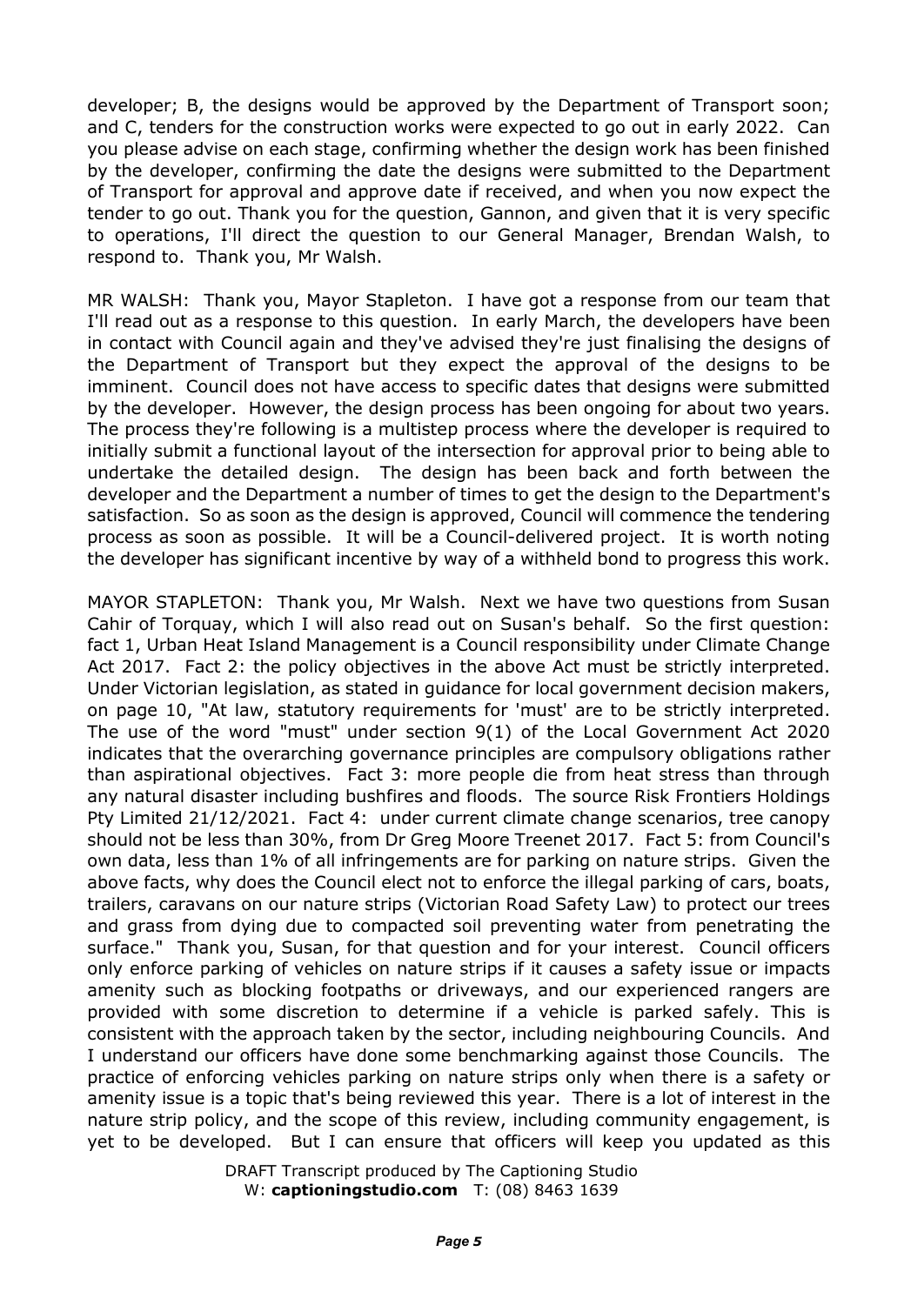developer; B, the designs would be approved by the Department of Transport soon; and C, tenders for the construction works were expected to go out in early 2022. Can you please advise on each stage, confirming whether the design work has been finished by the developer, confirming the date the designs were submitted to the Department of Transport for approval and approve date if received, and when you now expect the tender to go out. Thank you for the question, Gannon, and given that it is very specific to operations, I'll direct the question to our General Manager, Brendan Walsh, to respond to. Thank you, Mr Walsh.

MR WALSH: Thank you, Mayor Stapleton. I have got a response from our team that I'll read out as a response to this question. In early March, the developers have been in contact with Council again and they've advised they're just finalising the designs of the Department of Transport but they expect the approval of the designs to be imminent. Council does not have access to specific dates that designs were submitted by the developer. However, the design process has been ongoing for about two years. The process they're following is a multistep process where the developer is required to initially submit a functional layout of the intersection for approval prior to being able to undertake the detailed design. The design has been back and forth between the developer and the Department a number of times to get the design to the Department's satisfaction. So as soon as the design is approved, Council will commence the tendering process as soon as possible. It will be a Council-delivered project. It is worth noting the developer has significant incentive by way of a withheld bond to progress this work.

MAYOR STAPLETON: Thank you, Mr Walsh. Next we have two questions from Susan Cahir of Torquay, which I will also read out on Susan's behalf. So the first question: fact 1, Urban Heat Island Management is a Council responsibility under Climate Change Act 2017. Fact 2: the policy objectives in the above Act must be strictly interpreted. Under Victorian legislation, as stated in guidance for local government decision makers, on page 10, "At law, statutory requirements for 'must' are to be strictly interpreted. The use of the word "must" under section 9(1) of the Local Government Act 2020 indicates that the overarching governance principles are compulsory obligations rather than aspirational objectives. Fact 3: more people die from heat stress than through any natural disaster including bushfires and floods. The source Risk Frontiers Holdings Pty Limited 21/12/2021. Fact 4: under current climate change scenarios, tree canopy should not be less than 30%, from Dr Greg Moore Treenet 2017. Fact 5: from Council's own data, less than 1% of all infringements are for parking on nature strips. Given the above facts, why does the Council elect not to enforce the illegal parking of cars, boats, trailers, caravans on our nature strips (Victorian Road Safety Law) to protect our trees and grass from dying due to compacted soil preventing water from penetrating the surface." Thank you, Susan, for that question and for your interest. Council officers only enforce parking of vehicles on nature strips if it causes a safety issue or impacts amenity such as blocking footpaths or driveways, and our experienced rangers are provided with some discretion to determine if a vehicle is parked safely. This is consistent with the approach taken by the sector, including neighbouring Councils. And I understand our officers have done some benchmarking against those Councils. The practice of enforcing vehicles parking on nature strips only when there is a safety or amenity issue is a topic that's being reviewed this year. There is a lot of interest in the nature strip policy, and the scope of this review, including community engagement, is yet to be developed. But I can ensure that officers will keep you updated as this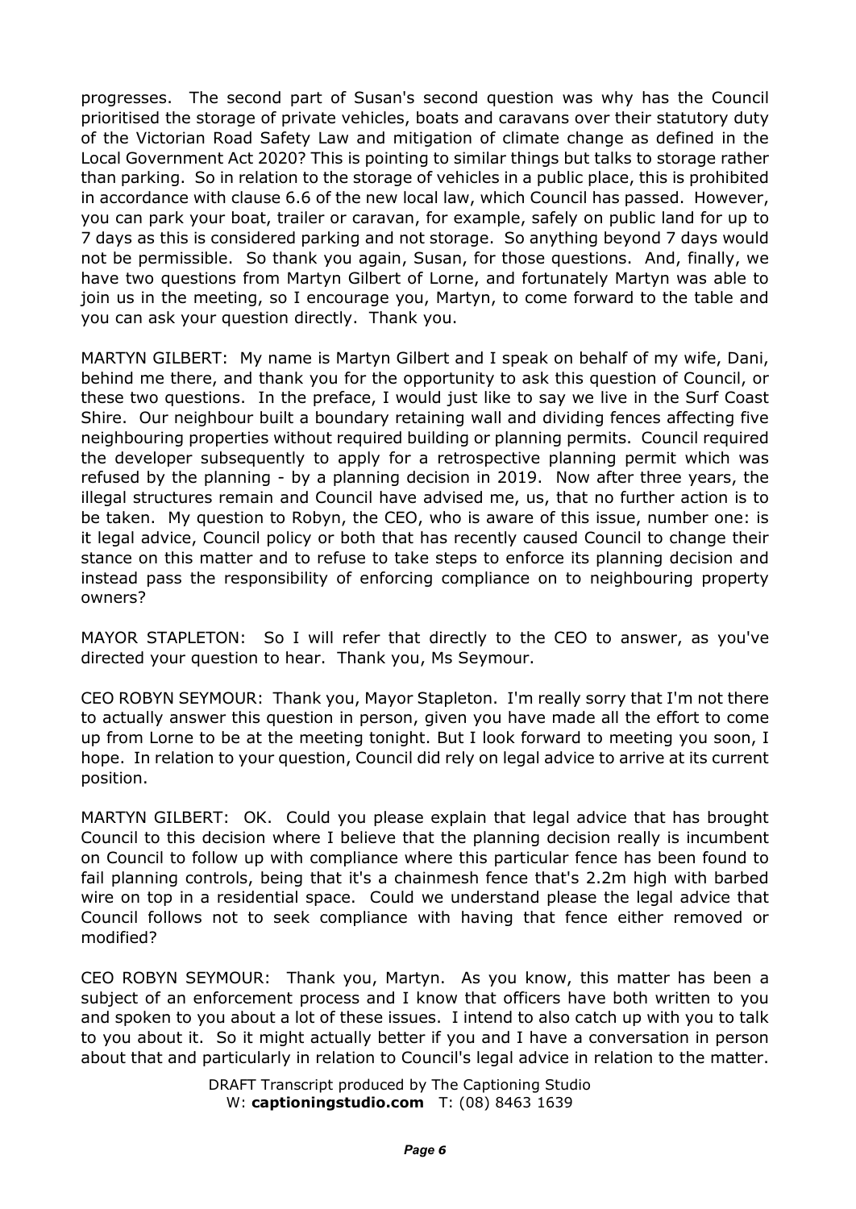progresses. The second part of Susan's second question was why has the Council prioritised the storage of private vehicles, boats and caravans over their statutory duty of the Victorian Road Safety Law and mitigation of climate change as defined in the Local Government Act 2020? This is pointing to similar things but talks to storage rather than parking. So in relation to the storage of vehicles in a public place, this is prohibited in accordance with clause 6.6 of the new local law, which Council has passed. However, you can park your boat, trailer or caravan, for example, safely on public land for up to 7 days as this is considered parking and not storage. So anything beyond 7 days would not be permissible. So thank you again, Susan, for those questions. And, finally, we have two questions from Martyn Gilbert of Lorne, and fortunately Martyn was able to join us in the meeting, so I encourage you, Martyn, to come forward to the table and you can ask your question directly. Thank you.

MARTYN GILBERT: My name is Martyn Gilbert and I speak on behalf of my wife, Dani, behind me there, and thank you for the opportunity to ask this question of Council, or these two questions. In the preface, I would just like to say we live in the Surf Coast Shire. Our neighbour built a boundary retaining wall and dividing fences affecting five neighbouring properties without required building or planning permits. Council required the developer subsequently to apply for a retrospective planning permit which was refused by the planning - by a planning decision in 2019. Now after three years, the illegal structures remain and Council have advised me, us, that no further action is to be taken. My question to Robyn, the CEO, who is aware of this issue, number one: is it legal advice, Council policy or both that has recently caused Council to change their stance on this matter and to refuse to take steps to enforce its planning decision and instead pass the responsibility of enforcing compliance on to neighbouring property owners?

MAYOR STAPLETON: So I will refer that directly to the CEO to answer, as you've directed your question to hear. Thank you, Ms Seymour.

CEO ROBYN SEYMOUR: Thank you, Mayor Stapleton. I'm really sorry that I'm not there to actually answer this question in person, given you have made all the effort to come up from Lorne to be at the meeting tonight. But I look forward to meeting you soon, I hope. In relation to your question, Council did rely on legal advice to arrive at its current position.

MARTYN GILBERT: OK. Could you please explain that legal advice that has brought Council to this decision where I believe that the planning decision really is incumbent on Council to follow up with compliance where this particular fence has been found to fail planning controls, being that it's a chainmesh fence that's 2.2m high with barbed wire on top in a residential space. Could we understand please the legal advice that Council follows not to seek compliance with having that fence either removed or modified?

CEO ROBYN SEYMOUR: Thank you, Martyn. As you know, this matter has been a subject of an enforcement process and I know that officers have both written to you and spoken to you about a lot of these issues. I intend to also catch up with you to talk to you about it. So it might actually better if you and I have a conversation in person about that and particularly in relation to Council's legal advice in relation to the matter.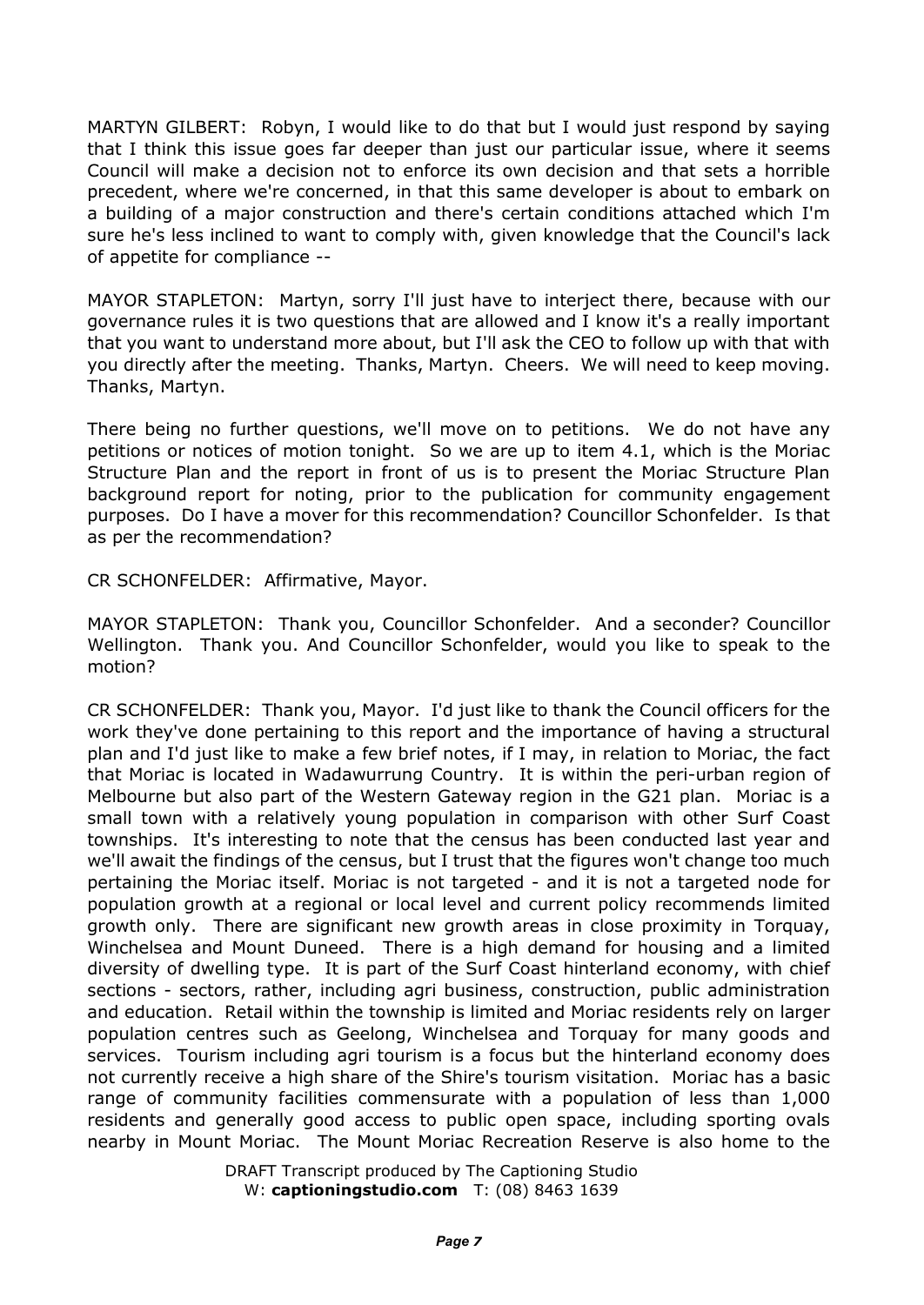MARTYN GILBERT: Robyn, I would like to do that but I would just respond by saying that I think this issue goes far deeper than just our particular issue, where it seems Council will make a decision not to enforce its own decision and that sets a horrible precedent, where we're concerned, in that this same developer is about to embark on a building of a major construction and there's certain conditions attached which I'm sure he's less inclined to want to comply with, given knowledge that the Council's lack of appetite for compliance --

MAYOR STAPLETON: Martyn, sorry I'll just have to interject there, because with our governance rules it is two questions that are allowed and I know it's a really important that you want to understand more about, but I'll ask the CEO to follow up with that with you directly after the meeting. Thanks, Martyn. Cheers. We will need to keep moving. Thanks, Martyn.

There being no further questions, we'll move on to petitions. We do not have any petitions or notices of motion tonight. So we are up to item 4.1, which is the Moriac Structure Plan and the report in front of us is to present the Moriac Structure Plan background report for noting, prior to the publication for community engagement purposes. Do I have a mover for this recommendation? Councillor Schonfelder. Is that as per the recommendation?

CR SCHONFELDER: Affirmative, Mayor.

MAYOR STAPLETON: Thank you, Councillor Schonfelder. And a seconder? Councillor Wellington. Thank you. And Councillor Schonfelder, would you like to speak to the motion?

CR SCHONFELDER: Thank you, Mayor. I'd just like to thank the Council officers for the work they've done pertaining to this report and the importance of having a structural plan and I'd just like to make a few brief notes, if I may, in relation to Moriac, the fact that Moriac is located in Wadawurrung Country. It is within the peri-urban region of Melbourne but also part of the Western Gateway region in the G21 plan. Moriac is a small town with a relatively young population in comparison with other Surf Coast townships. It's interesting to note that the census has been conducted last year and we'll await the findings of the census, but I trust that the figures won't change too much pertaining the Moriac itself. Moriac is not targeted - and it is not a targeted node for population growth at a regional or local level and current policy recommends limited growth only. There are significant new growth areas in close proximity in Torquay, Winchelsea and Mount Duneed. There is a high demand for housing and a limited diversity of dwelling type. It is part of the Surf Coast hinterland economy, with chief sections - sectors, rather, including agri business, construction, public administration and education. Retail within the township is limited and Moriac residents rely on larger population centres such as Geelong, Winchelsea and Torquay for many goods and services. Tourism including agri tourism is a focus but the hinterland economy does not currently receive a high share of the Shire's tourism visitation. Moriac has a basic range of community facilities commensurate with a population of less than 1,000 residents and generally good access to public open space, including sporting ovals nearby in Mount Moriac. The Mount Moriac Recreation Reserve is also home to the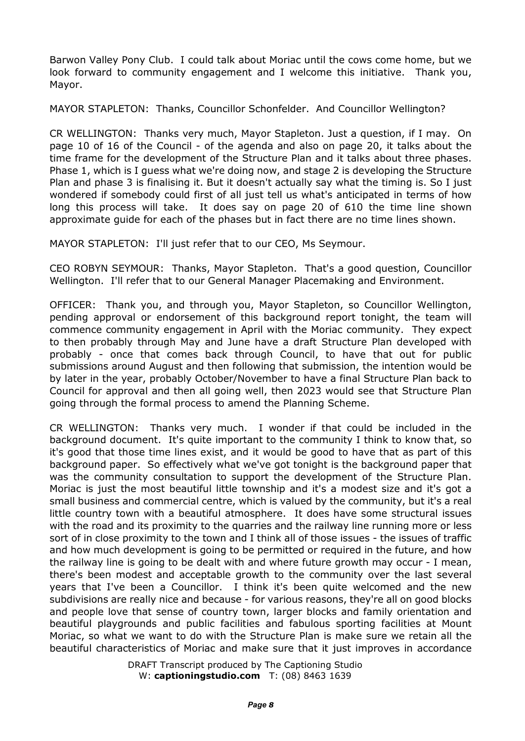Barwon Valley Pony Club. I could talk about Moriac until the cows come home, but we look forward to community engagement and I welcome this initiative. Thank you, Mayor.

MAYOR STAPLETON: Thanks, Councillor Schonfelder. And Councillor Wellington?

CR WELLINGTON: Thanks very much, Mayor Stapleton. Just a question, if I may. On page 10 of 16 of the Council - of the agenda and also on page 20, it talks about the time frame for the development of the Structure Plan and it talks about three phases. Phase 1, which is I guess what we're doing now, and stage 2 is developing the Structure Plan and phase 3 is finalising it. But it doesn't actually say what the timing is. So I just wondered if somebody could first of all just tell us what's anticipated in terms of how long this process will take. It does say on page 20 of 610 the time line shown approximate guide for each of the phases but in fact there are no time lines shown.

MAYOR STAPLETON: I'll just refer that to our CEO, Ms Seymour.

CEO ROBYN SEYMOUR: Thanks, Mayor Stapleton. That's a good question, Councillor Wellington. I'll refer that to our General Manager Placemaking and Environment.

OFFICER: Thank you, and through you, Mayor Stapleton, so Councillor Wellington, pending approval or endorsement of this background report tonight, the team will commence community engagement in April with the Moriac community. They expect to then probably through May and June have a draft Structure Plan developed with probably - once that comes back through Council, to have that out for public submissions around August and then following that submission, the intention would be by later in the year, probably October/November to have a final Structure Plan back to Council for approval and then all going well, then 2023 would see that Structure Plan going through the formal process to amend the Planning Scheme.

CR WELLINGTON: Thanks very much. I wonder if that could be included in the background document. It's quite important to the community I think to know that, so it's good that those time lines exist, and it would be good to have that as part of this background paper. So effectively what we've got tonight is the background paper that was the community consultation to support the development of the Structure Plan. Moriac is just the most beautiful little township and it's a modest size and it's got a small business and commercial centre, which is valued by the community, but it's a real little country town with a beautiful atmosphere. It does have some structural issues with the road and its proximity to the quarries and the railway line running more or less sort of in close proximity to the town and I think all of those issues - the issues of traffic and how much development is going to be permitted or required in the future, and how the railway line is going to be dealt with and where future growth may occur - I mean, there's been modest and acceptable growth to the community over the last several years that I've been a Councillor. I think it's been quite welcomed and the new subdivisions are really nice and because - for various reasons, they're all on good blocks and people love that sense of country town, larger blocks and family orientation and beautiful playgrounds and public facilities and fabulous sporting facilities at Mount Moriac, so what we want to do with the Structure Plan is make sure we retain all the beautiful characteristics of Moriac and make sure that it just improves in accordance

DRAFT Transcript produced by The Captioning Studio
W: **captioningstudio.com** T: (08) 8463 1639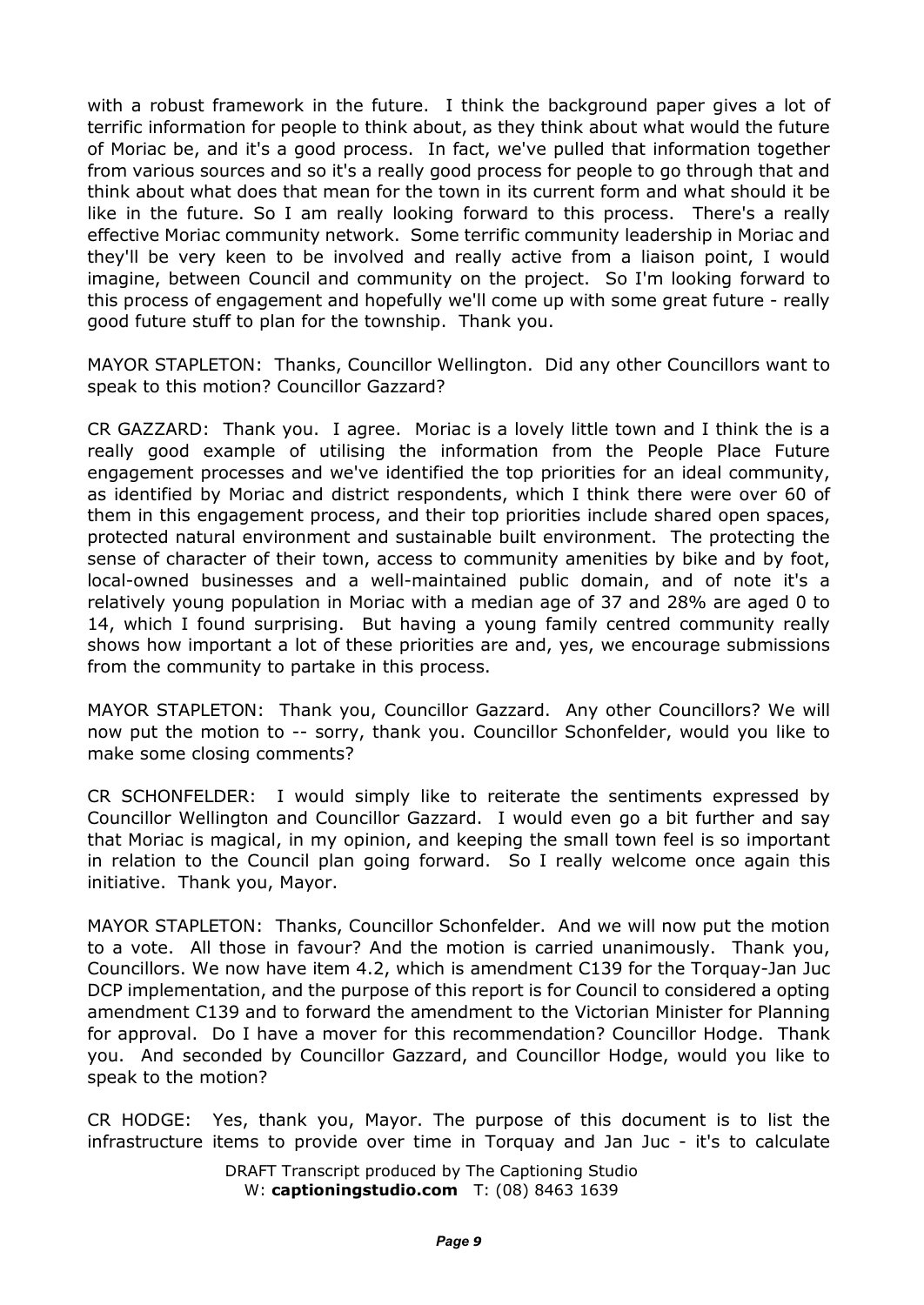with a robust framework in the future. I think the background paper gives a lot of terrific information for people to think about, as they think about what would the future of Moriac be, and it's a good process. In fact, we've pulled that information together from various sources and so it's a really good process for people to go through that and think about what does that mean for the town in its current form and what should it be like in the future. So I am really looking forward to this process. There's a really effective Moriac community network. Some terrific community leadership in Moriac and they'll be very keen to be involved and really active from a liaison point, I would imagine, between Council and community on the project. So I'm looking forward to this process of engagement and hopefully we'll come up with some great future - really good future stuff to plan for the township. Thank you.

MAYOR STAPLETON: Thanks, Councillor Wellington. Did any other Councillors want to speak to this motion? Councillor Gazzard?

CR GAZZARD: Thank you. I agree. Moriac is a lovely little town and I think the is a really good example of utilising the information from the People Place Future engagement processes and we've identified the top priorities for an ideal community, as identified by Moriac and district respondents, which I think there were over 60 of them in this engagement process, and their top priorities include shared open spaces, protected natural environment and sustainable built environment. The protecting the sense of character of their town, access to community amenities by bike and by foot, local-owned businesses and a well-maintained public domain, and of note it's a relatively young population in Moriac with a median age of 37 and 28% are aged 0 to 14, which I found surprising. But having a young family centred community really shows how important a lot of these priorities are and, yes, we encourage submissions from the community to partake in this process.

MAYOR STAPLETON: Thank you, Councillor Gazzard. Any other Councillors? We will now put the motion to -- sorry, thank you. Councillor Schonfelder, would you like to make some closing comments?

CR SCHONFELDER: I would simply like to reiterate the sentiments expressed by Councillor Wellington and Councillor Gazzard. I would even go a bit further and say that Moriac is magical, in my opinion, and keeping the small town feel is so important in relation to the Council plan going forward. So I really welcome once again this initiative. Thank you, Mayor.

MAYOR STAPLETON: Thanks, Councillor Schonfelder. And we will now put the motion to a vote. All those in favour? And the motion is carried unanimously. Thank you, Councillors. We now have item 4.2, which is amendment C139 for the Torquay-Jan Juc DCP implementation, and the purpose of this report is for Council to considered a opting amendment C139 and to forward the amendment to the Victorian Minister for Planning for approval. Do I have a mover for this recommendation? Councillor Hodge. Thank you. And seconded by Councillor Gazzard, and Councillor Hodge, would you like to speak to the motion?

CR HODGE: Yes, thank you, Mayor. The purpose of this document is to list the infrastructure items to provide over time in Torquay and Jan Juc - it's to calculate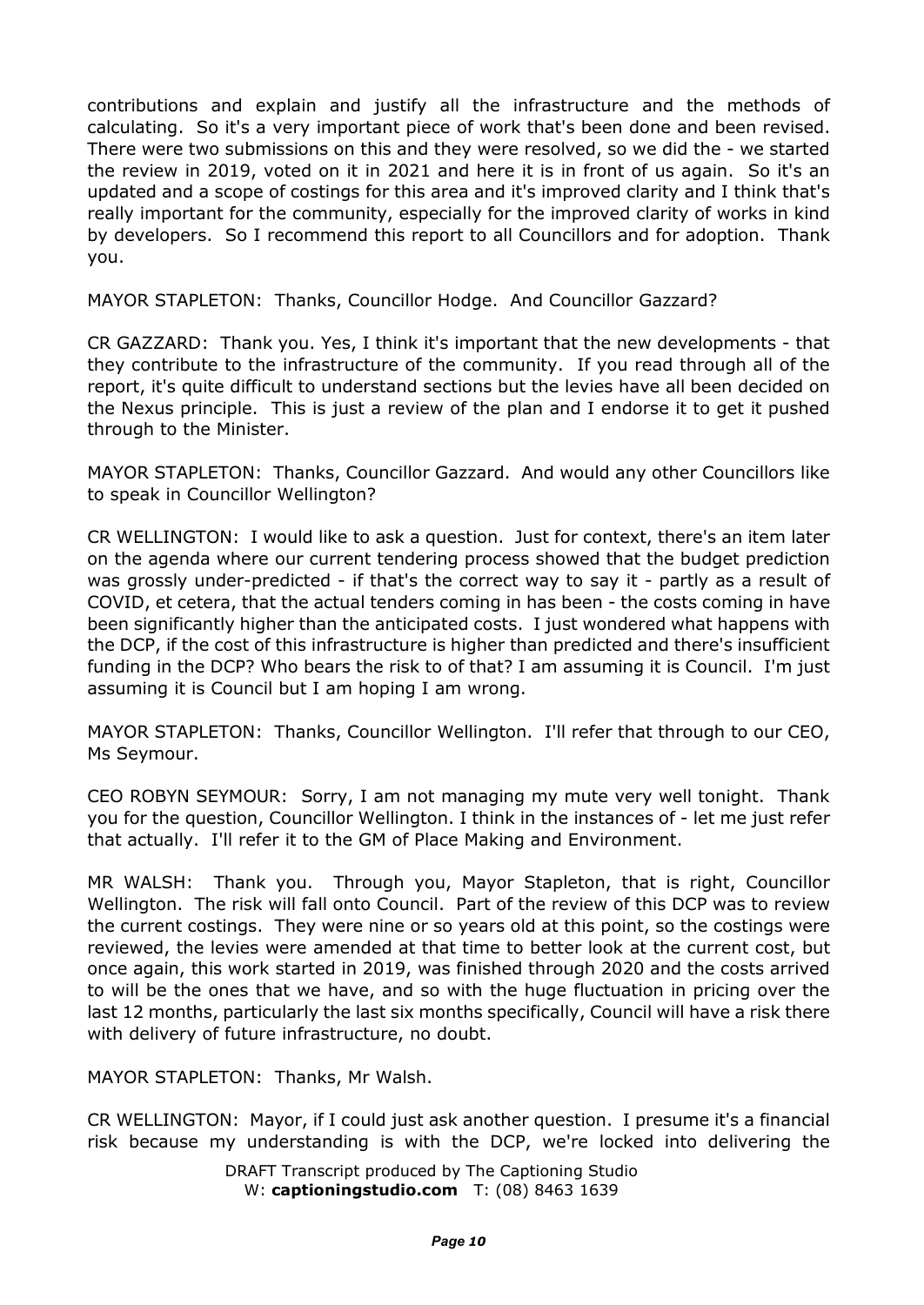contributions and explain and justify all the infrastructure and the methods of calculating. So it's a very important piece of work that's been done and been revised. There were two submissions on this and they were resolved, so we did the - we started the review in 2019, voted on it in 2021 and here it is in front of us again. So it's an updated and a scope of costings for this area and it's improved clarity and I think that's really important for the community, especially for the improved clarity of works in kind by developers. So I recommend this report to all Councillors and for adoption. Thank you.

MAYOR STAPLETON: Thanks, Councillor Hodge. And Councillor Gazzard?

CR GAZZARD: Thank you. Yes, I think it's important that the new developments - that they contribute to the infrastructure of the community. If you read through all of the report, it's quite difficult to understand sections but the levies have all been decided on the Nexus principle. This is just a review of the plan and I endorse it to get it pushed through to the Minister.

MAYOR STAPLETON: Thanks, Councillor Gazzard. And would any other Councillors like to speak in Councillor Wellington?

CR WELLINGTON: I would like to ask a question. Just for context, there's an item later on the agenda where our current tendering process showed that the budget prediction was grossly under-predicted - if that's the correct way to say it - partly as a result of COVID, et cetera, that the actual tenders coming in has been - the costs coming in have been significantly higher than the anticipated costs. I just wondered what happens with the DCP, if the cost of this infrastructure is higher than predicted and there's insufficient funding in the DCP? Who bears the risk to of that? I am assuming it is Council. I'm just assuming it is Council but I am hoping I am wrong.

MAYOR STAPLETON: Thanks, Councillor Wellington. I'll refer that through to our CEO, Ms Seymour.

CEO ROBYN SEYMOUR: Sorry, I am not managing my mute very well tonight. Thank you for the question, Councillor Wellington. I think in the instances of - let me just refer that actually. I'll refer it to the GM of Place Making and Environment.

MR WALSH: Thank you. Through you, Mayor Stapleton, that is right, Councillor Wellington. The risk will fall onto Council. Part of the review of this DCP was to review the current costings. They were nine or so years old at this point, so the costings were reviewed, the levies were amended at that time to better look at the current cost, but once again, this work started in 2019, was finished through 2020 and the costs arrived to will be the ones that we have, and so with the huge fluctuation in pricing over the last 12 months, particularly the last six months specifically, Council will have a risk there with delivery of future infrastructure, no doubt.

MAYOR STAPLETON: Thanks, Mr Walsh.

CR WELLINGTON: Mayor, if I could just ask another question. I presume it's a financial risk because my understanding is with the DCP, we're locked into delivering the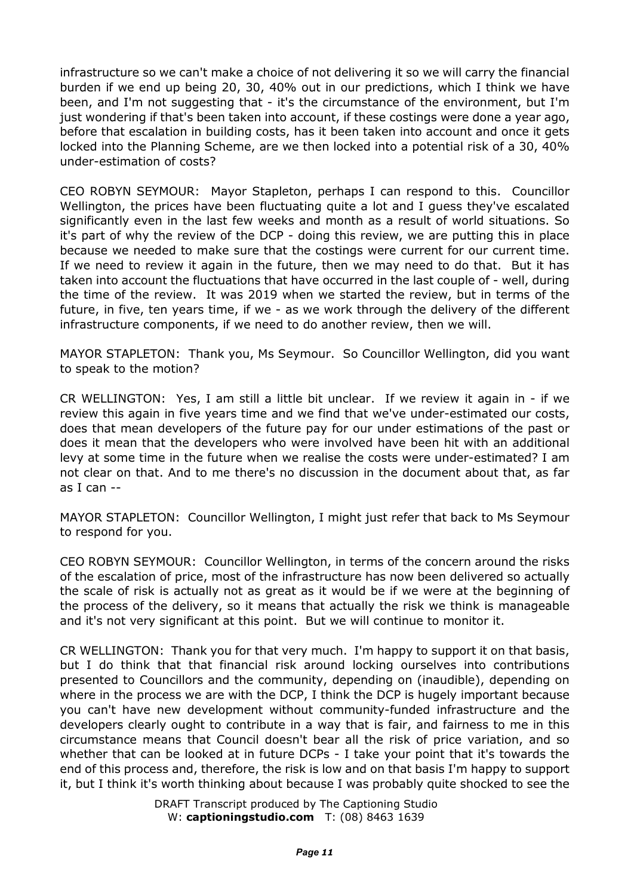infrastructure so we can't make a choice of not delivering it so we will carry the financial burden if we end up being 20, 30, 40% out in our predictions, which I think we have been, and I'm not suggesting that - it's the circumstance of the environment, but I'm just wondering if that's been taken into account, if these costings were done a year ago, before that escalation in building costs, has it been taken into account and once it gets locked into the Planning Scheme, are we then locked into a potential risk of a 30, 40% under-estimation of costs?

CEO ROBYN SEYMOUR: Mayor Stapleton, perhaps I can respond to this. Councillor Wellington, the prices have been fluctuating quite a lot and I guess they've escalated significantly even in the last few weeks and month as a result of world situations. So it's part of why the review of the DCP - doing this review, we are putting this in place because we needed to make sure that the costings were current for our current time. If we need to review it again in the future, then we may need to do that. But it has taken into account the fluctuations that have occurred in the last couple of - well, during the time of the review. It was 2019 when we started the review, but in terms of the future, in five, ten years time, if we - as we work through the delivery of the different infrastructure components, if we need to do another review, then we will.

MAYOR STAPLETON: Thank you, Ms Seymour. So Councillor Wellington, did you want to speak to the motion?

CR WELLINGTON: Yes, I am still a little bit unclear. If we review it again in - if we review this again in five years time and we find that we've under-estimated our costs, does that mean developers of the future pay for our under estimations of the past or does it mean that the developers who were involved have been hit with an additional levy at some time in the future when we realise the costs were under-estimated? I am not clear on that. And to me there's no discussion in the document about that, as far as I can --

MAYOR STAPLETON: Councillor Wellington, I might just refer that back to Ms Seymour to respond for you.

CEO ROBYN SEYMOUR: Councillor Wellington, in terms of the concern around the risks of the escalation of price, most of the infrastructure has now been delivered so actually the scale of risk is actually not as great as it would be if we were at the beginning of the process of the delivery, so it means that actually the risk we think is manageable and it's not very significant at this point. But we will continue to monitor it.

CR WELLINGTON: Thank you for that very much. I'm happy to support it on that basis, but I do think that that financial risk around locking ourselves into contributions presented to Councillors and the community, depending on (inaudible), depending on where in the process we are with the DCP, I think the DCP is hugely important because you can't have new development without community-funded infrastructure and the developers clearly ought to contribute in a way that is fair, and fairness to me in this circumstance means that Council doesn't bear all the risk of price variation, and so whether that can be looked at in future DCPs - I take your point that it's towards the end of this process and, therefore, the risk is low and on that basis I'm happy to support it, but I think it's worth thinking about because I was probably quite shocked to see the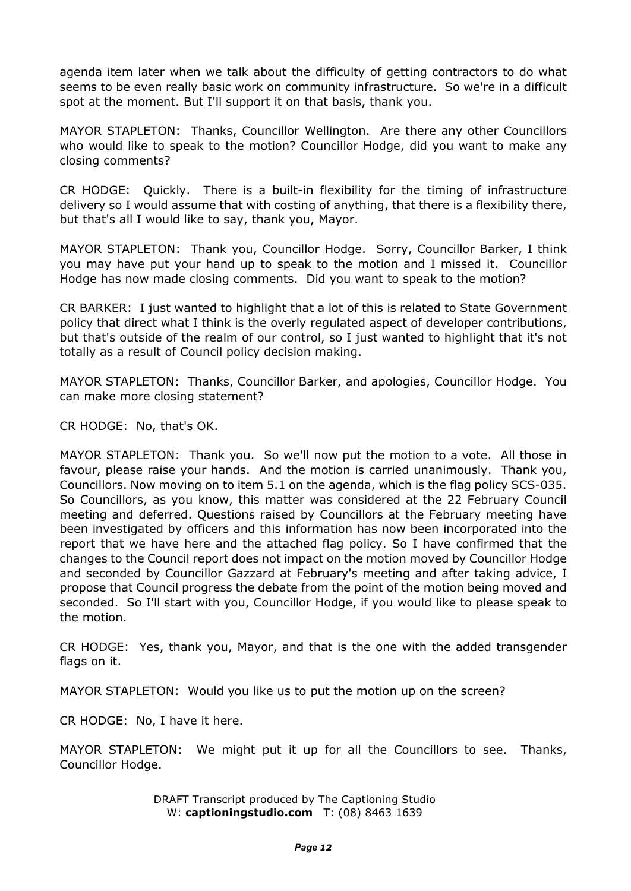agenda item later when we talk about the difficulty of getting contractors to do what seems to be even really basic work on community infrastructure. So we're in a difficult spot at the moment. But I'll support it on that basis, thank you.

MAYOR STAPLETON: Thanks, Councillor Wellington. Are there any other Councillors who would like to speak to the motion? Councillor Hodge, did you want to make any closing comments?

CR HODGE: Quickly. There is a built-in flexibility for the timing of infrastructure delivery so I would assume that with costing of anything, that there is a flexibility there, but that's all I would like to say, thank you, Mayor.

MAYOR STAPLETON: Thank you, Councillor Hodge. Sorry, Councillor Barker, I think you may have put your hand up to speak to the motion and I missed it. Councillor Hodge has now made closing comments. Did you want to speak to the motion?

CR BARKER: I just wanted to highlight that a lot of this is related to State Government policy that direct what I think is the overly regulated aspect of developer contributions, but that's outside of the realm of our control, so I just wanted to highlight that it's not totally as a result of Council policy decision making.

MAYOR STAPLETON: Thanks, Councillor Barker, and apologies, Councillor Hodge. You can make more closing statement?

CR HODGE: No, that's OK.

MAYOR STAPLETON: Thank you. So we'll now put the motion to a vote. All those in favour, please raise your hands. And the motion is carried unanimously. Thank you, Councillors. Now moving on to item 5.1 on the agenda, which is the flag policy SCS-035. So Councillors, as you know, this matter was considered at the 22 February Council meeting and deferred. Questions raised by Councillors at the February meeting have been investigated by officers and this information has now been incorporated into the report that we have here and the attached flag policy. So I have confirmed that the changes to the Council report does not impact on the motion moved by Councillor Hodge and seconded by Councillor Gazzard at February's meeting and after taking advice, I propose that Council progress the debate from the point of the motion being moved and seconded. So I'll start with you, Councillor Hodge, if you would like to please speak to the motion.

CR HODGE: Yes, thank you, Mayor, and that is the one with the added transgender flags on it.

MAYOR STAPLETON: Would you like us to put the motion up on the screen?

CR HODGE: No, I have it here.

MAYOR STAPLETON: We might put it up for all the Councillors to see. Thanks, Councillor Hodge.

DRAFT Transcript produced by The Captioning Studio
W: **captioningstudio.com** T: (08) 8463 1639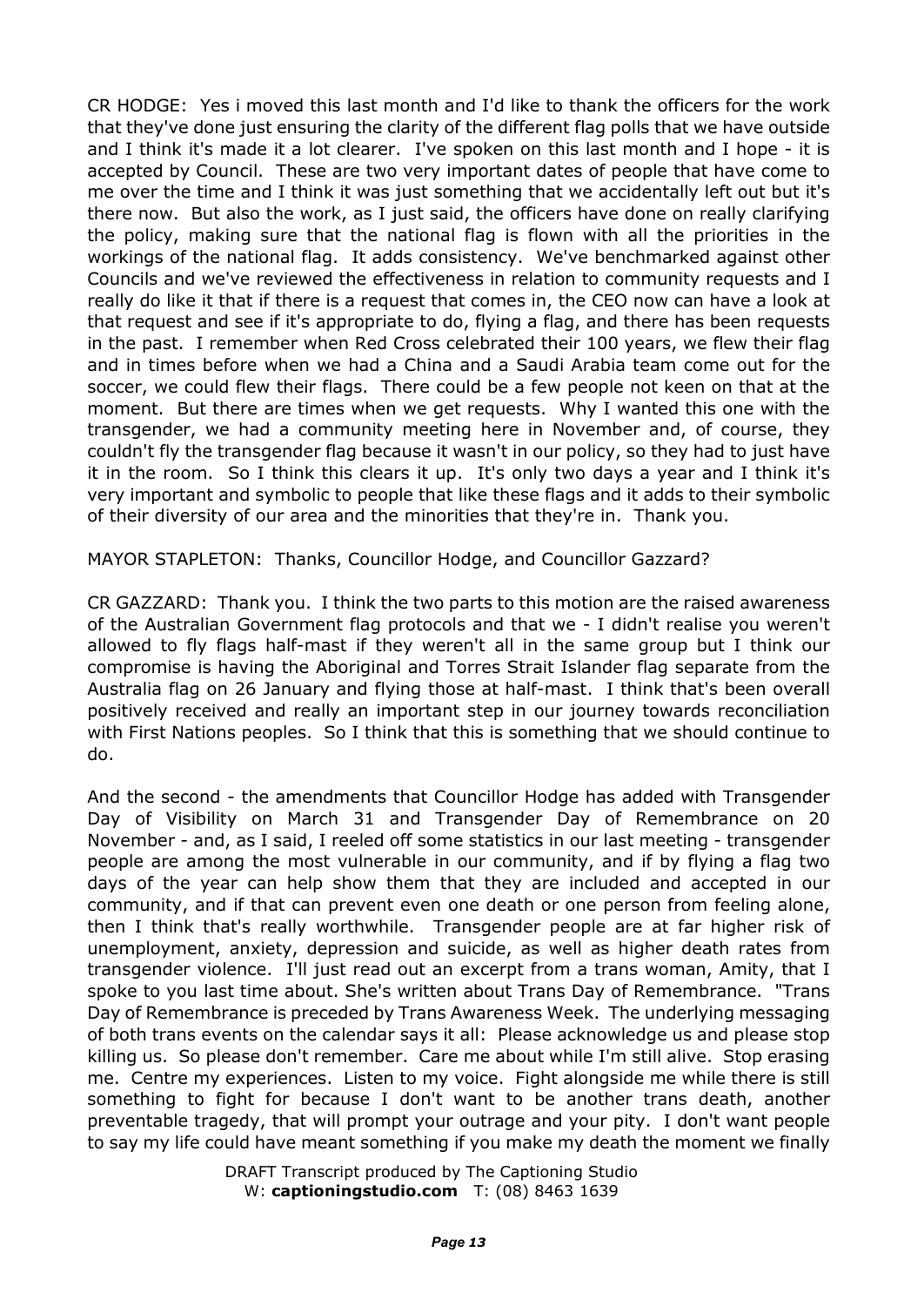CR HODGE: Yes i moved this last month and I'd like to thank the officers for the work that they've done just ensuring the clarity of the different flag polls that we have outside and I think it's made it a lot clearer. I've spoken on this last month and I hope - it is accepted by Council. These are two very important dates of people that have come to me over the time and I think it was just something that we accidentally left out but it's there now. But also the work, as I just said, the officers have done on really clarifying the policy, making sure that the national flag is flown with all the priorities in the workings of the national flag. It adds consistency. We've benchmarked against other Councils and we've reviewed the effectiveness in relation to community requests and I really do like it that if there is a request that comes in, the CEO now can have a look at that request and see if it's appropriate to do, flying a flag, and there has been requests in the past. I remember when Red Cross celebrated their 100 years, we flew their flag and in times before when we had a China and a Saudi Arabia team come out for the soccer, we could flew their flags. There could be a few people not keen on that at the moment. But there are times when we get requests. Why I wanted this one with the transgender, we had a community meeting here in November and, of course, they couldn't fly the transgender flag because it wasn't in our policy, so they had to just have it in the room. So I think this clears it up. It's only two days a year and I think it's very important and symbolic to people that like these flags and it adds to their symbolic of their diversity of our area and the minorities that they're in. Thank you.

MAYOR STAPLETON: Thanks, Councillor Hodge, and Councillor Gazzard?

CR GAZZARD: Thank you. I think the two parts to this motion are the raised awareness of the Australian Government flag protocols and that we - I didn't realise you weren't allowed to fly flags half-mast if they weren't all in the same group but I think our compromise is having the Aboriginal and Torres Strait Islander flag separate from the Australia flag on 26 January and flying those at half-mast. I think that's been overall positively received and really an important step in our journey towards reconciliation with First Nations peoples. So I think that this is something that we should continue to do.

And the second - the amendments that Councillor Hodge has added with Transgender Day of Visibility on March 31 and Transgender Day of Remembrance on 20 November - and, as I said, I reeled off some statistics in our last meeting - transgender people are among the most vulnerable in our community, and if by flying a flag two days of the year can help show them that they are included and accepted in our community, and if that can prevent even one death or one person from feeling alone, then I think that's really worthwhile. Transgender people are at far higher risk of unemployment, anxiety, depression and suicide, as well as higher death rates from transgender violence. I'll just read out an excerpt from a trans woman, Amity, that I spoke to you last time about. She's written about Trans Day of Remembrance. "Trans Day of Remembrance is preceded by Trans Awareness Week. The underlying messaging of both trans events on the calendar says it all: Please acknowledge us and please stop killing us. So please don't remember. Care me about while I'm still alive. Stop erasing me. Centre my experiences. Listen to my voice. Fight alongside me while there is still something to fight for because I don't want to be another trans death, another preventable tragedy, that will prompt your outrage and your pity. I don't want people to say my life could have meant something if you make my death the moment we finally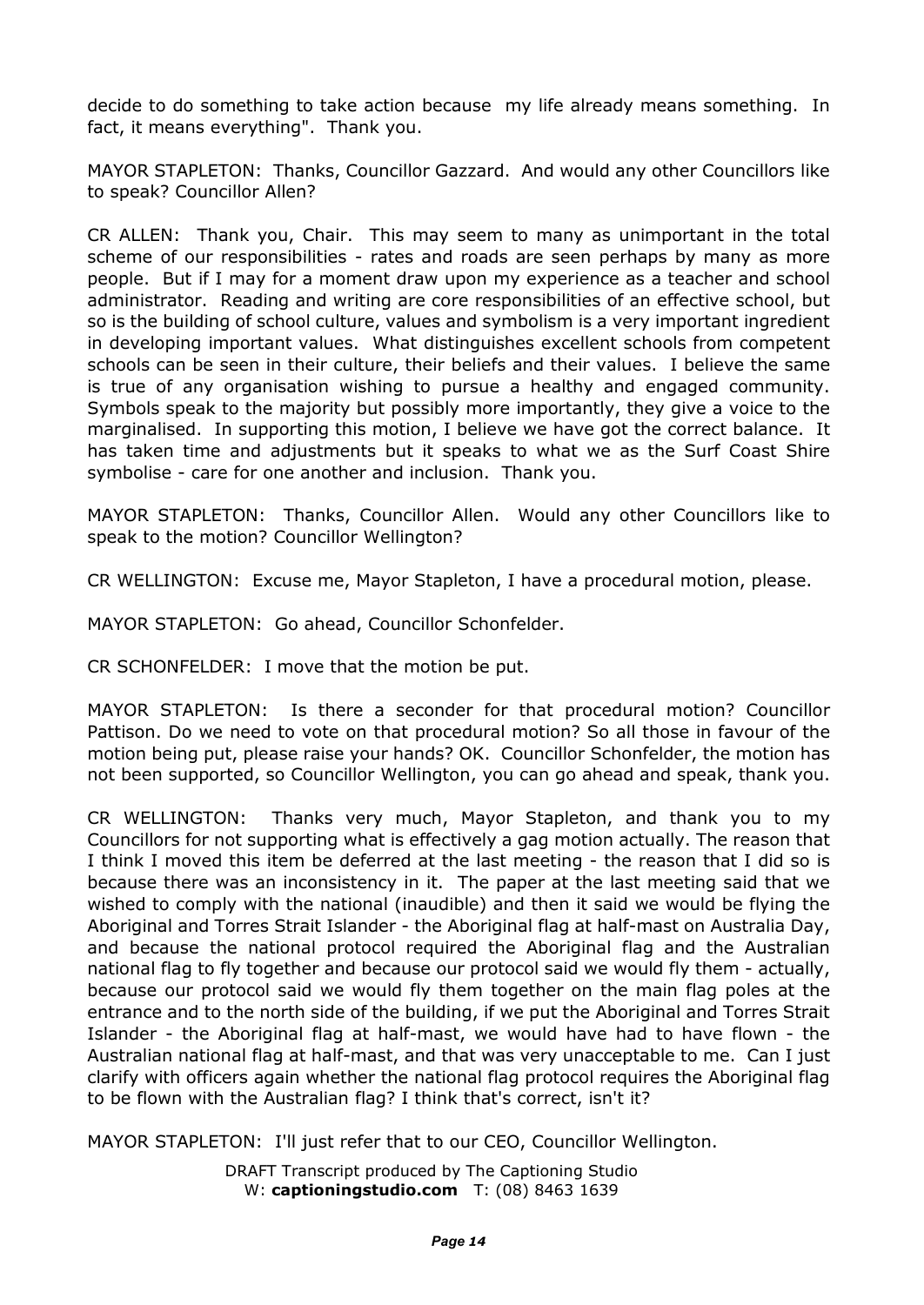decide to do something to take action because my life already means something. In fact, it means everything". Thank you.

MAYOR STAPLETON: Thanks, Councillor Gazzard. And would any other Councillors like to speak? Councillor Allen?

CR ALLEN: Thank you, Chair. This may seem to many as unimportant in the total scheme of our responsibilities - rates and roads are seen perhaps by many as more people. But if I may for a moment draw upon my experience as a teacher and school administrator. Reading and writing are core responsibilities of an effective school, but so is the building of school culture, values and symbolism is a very important ingredient in developing important values. What distinguishes excellent schools from competent schools can be seen in their culture, their beliefs and their values. I believe the same is true of any organisation wishing to pursue a healthy and engaged community. Symbols speak to the majority but possibly more importantly, they give a voice to the marginalised. In supporting this motion, I believe we have got the correct balance. It has taken time and adjustments but it speaks to what we as the Surf Coast Shire symbolise - care for one another and inclusion. Thank you.

MAYOR STAPLETON: Thanks, Councillor Allen. Would any other Councillors like to speak to the motion? Councillor Wellington?

CR WELLINGTON: Excuse me, Mayor Stapleton, I have a procedural motion, please.

MAYOR STAPLETON: Go ahead, Councillor Schonfelder.

CR SCHONFELDER: I move that the motion be put.

MAYOR STAPLETON: Is there a seconder for that procedural motion? Councillor Pattison. Do we need to vote on that procedural motion? So all those in favour of the motion being put, please raise your hands? OK. Councillor Schonfelder, the motion has not been supported, so Councillor Wellington, you can go ahead and speak, thank you.

CR WELLINGTON: Thanks very much, Mayor Stapleton, and thank you to my Councillors for not supporting what is effectively a gag motion actually. The reason that I think I moved this item be deferred at the last meeting - the reason that I did so is because there was an inconsistency in it. The paper at the last meeting said that we wished to comply with the national (inaudible) and then it said we would be flying the Aboriginal and Torres Strait Islander - the Aboriginal flag at half-mast on Australia Day, and because the national protocol required the Aboriginal flag and the Australian national flag to fly together and because our protocol said we would fly them - actually, because our protocol said we would fly them together on the main flag poles at the entrance and to the north side of the building, if we put the Aboriginal and Torres Strait Islander - the Aboriginal flag at half-mast, we would have had to have flown - the Australian national flag at half-mast, and that was very unacceptable to me. Can I just clarify with officers again whether the national flag protocol requires the Aboriginal flag to be flown with the Australian flag? I think that's correct, isn't it?

MAYOR STAPLETON: I'll just refer that to our CEO, Councillor Wellington.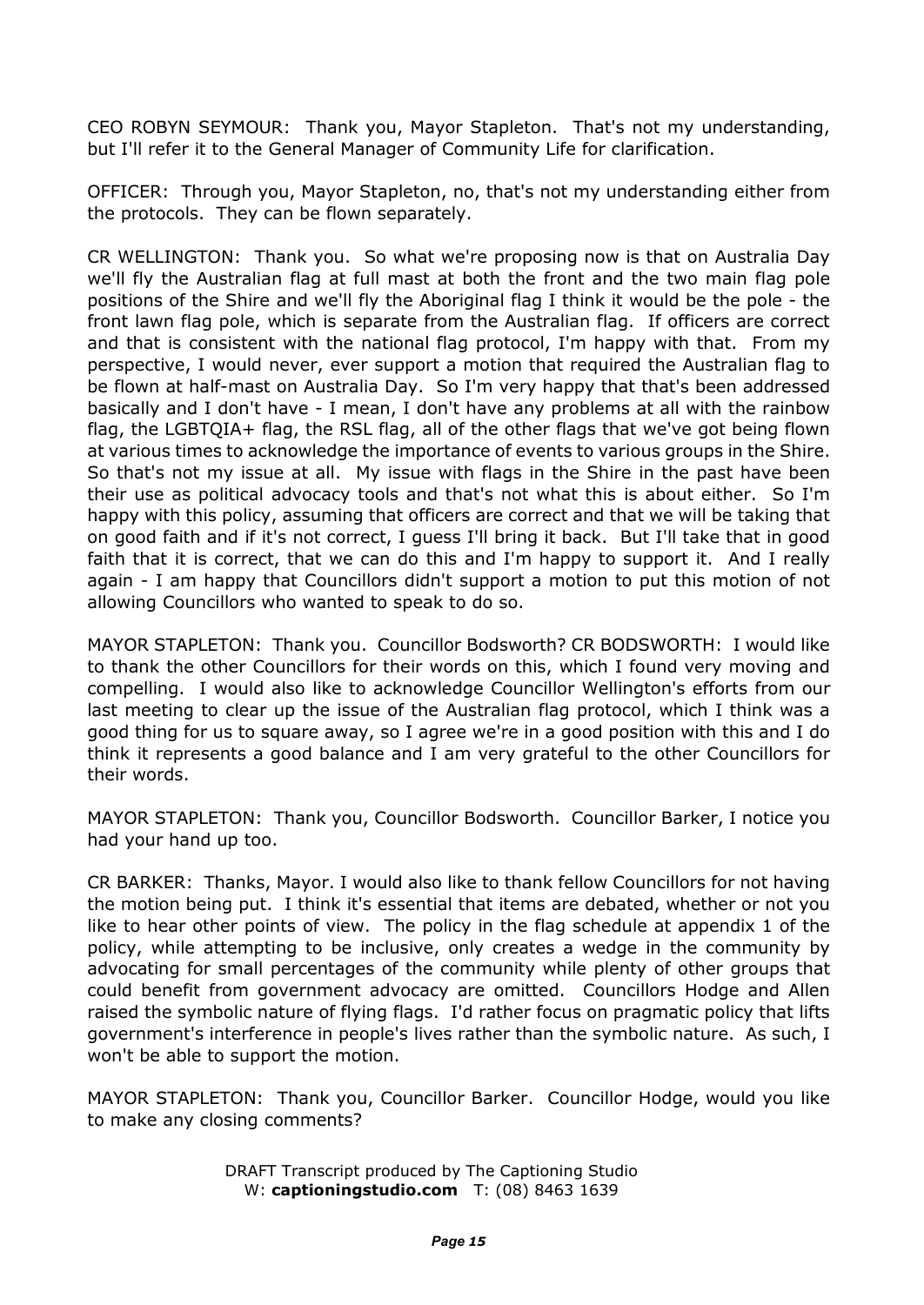CEO ROBYN SEYMOUR: Thank you, Mayor Stapleton. That's not my understanding, but I'll refer it to the General Manager of Community Life for clarification.

OFFICER: Through you, Mayor Stapleton, no, that's not my understanding either from the protocols. They can be flown separately.

CR WELLINGTON: Thank you. So what we're proposing now is that on Australia Day we'll fly the Australian flag at full mast at both the front and the two main flag pole positions of the Shire and we'll fly the Aboriginal flag I think it would be the pole - the front lawn flag pole, which is separate from the Australian flag. If officers are correct and that is consistent with the national flag protocol, I'm happy with that. From my perspective, I would never, ever support a motion that required the Australian flag to be flown at half-mast on Australia Day. So I'm very happy that that's been addressed basically and I don't have - I mean, I don't have any problems at all with the rainbow flag, the LGBTQIA+ flag, the RSL flag, all of the other flags that we've got being flown at various times to acknowledge the importance of events to various groups in the Shire. So that's not my issue at all. My issue with flags in the Shire in the past have been their use as political advocacy tools and that's not what this is about either. So I'm happy with this policy, assuming that officers are correct and that we will be taking that on good faith and if it's not correct, I guess I'll bring it back. But I'll take that in good faith that it is correct, that we can do this and I'm happy to support it. And I really again - I am happy that Councillors didn't support a motion to put this motion of not allowing Councillors who wanted to speak to do so.

MAYOR STAPLETON: Thank you. Councillor Bodsworth? CR BODSWORTH: I would like to thank the other Councillors for their words on this, which I found very moving and compelling. I would also like to acknowledge Councillor Wellington's efforts from our last meeting to clear up the issue of the Australian flag protocol, which I think was a good thing for us to square away, so I agree we're in a good position with this and I do think it represents a good balance and I am very grateful to the other Councillors for their words.

MAYOR STAPLETON: Thank you, Councillor Bodsworth. Councillor Barker, I notice you had your hand up too.

CR BARKER: Thanks, Mayor. I would also like to thank fellow Councillors for not having the motion being put. I think it's essential that items are debated, whether or not you like to hear other points of view. The policy in the flag schedule at appendix 1 of the policy, while attempting to be inclusive, only creates a wedge in the community by advocating for small percentages of the community while plenty of other groups that could benefit from government advocacy are omitted. Councillors Hodge and Allen raised the symbolic nature of flying flags. I'd rather focus on pragmatic policy that lifts government's interference in people's lives rather than the symbolic nature. As such, I won't be able to support the motion.

MAYOR STAPLETON: Thank you, Councillor Barker. Councillor Hodge, would you like to make any closing comments?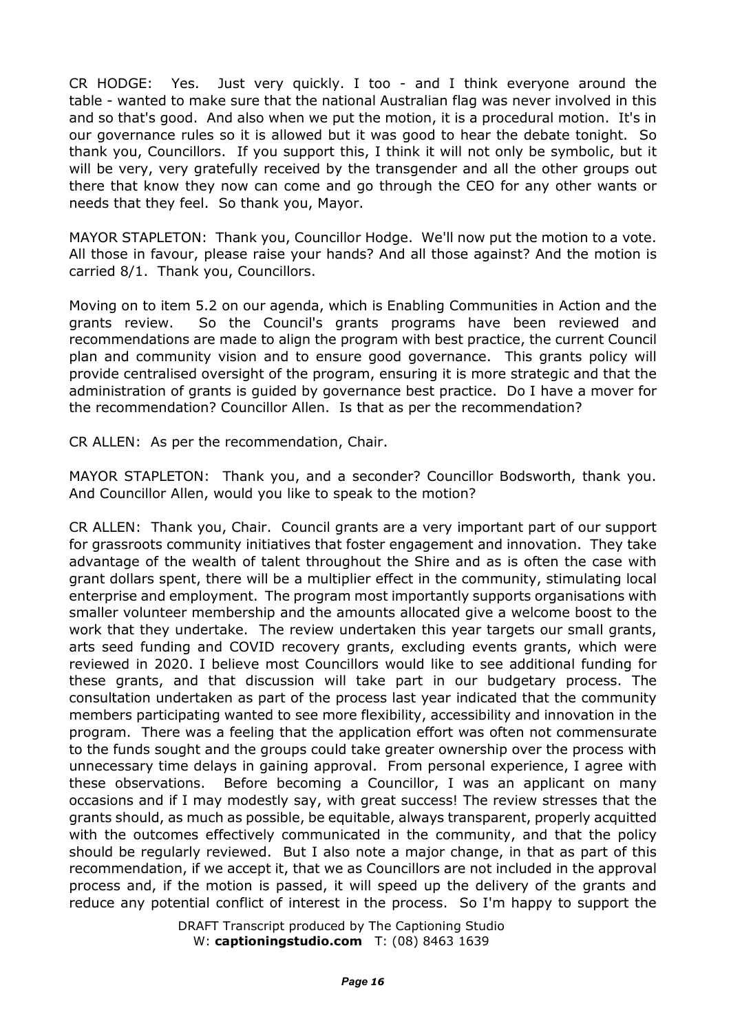CR HODGE: Yes. Just very quickly. I too - and I think everyone around the table - wanted to make sure that the national Australian flag was never involved in this and so that's good. And also when we put the motion, it is a procedural motion. It's in our governance rules so it is allowed but it was good to hear the debate tonight. So thank you, Councillors. If you support this, I think it will not only be symbolic, but it will be very, very gratefully received by the transgender and all the other groups out there that know they now can come and go through the CEO for any other wants or needs that they feel. So thank you, Mayor.

MAYOR STAPLETON: Thank you, Councillor Hodge. We'll now put the motion to a vote. All those in favour, please raise your hands? And all those against? And the motion is carried 8/1. Thank you, Councillors.

Moving on to item 5.2 on our agenda, which is Enabling Communities in Action and the grants review. So the Council's grants programs have been reviewed and recommendations are made to align the program with best practice, the current Council plan and community vision and to ensure good governance. This grants policy will provide centralised oversight of the program, ensuring it is more strategic and that the administration of grants is guided by governance best practice. Do I have a mover for the recommendation? Councillor Allen. Is that as per the recommendation?

CR ALLEN: As per the recommendation, Chair.

MAYOR STAPLETON: Thank you, and a seconder? Councillor Bodsworth, thank you. And Councillor Allen, would you like to speak to the motion?

CR ALLEN: Thank you, Chair. Council grants are a very important part of our support for grassroots community initiatives that foster engagement and innovation. They take advantage of the wealth of talent throughout the Shire and as is often the case with grant dollars spent, there will be a multiplier effect in the community, stimulating local enterprise and employment. The program most importantly supports organisations with smaller volunteer membership and the amounts allocated give a welcome boost to the work that they undertake. The review undertaken this year targets our small grants, arts seed funding and COVID recovery grants, excluding events grants, which were reviewed in 2020. I believe most Councillors would like to see additional funding for these grants, and that discussion will take part in our budgetary process. The consultation undertaken as part of the process last year indicated that the community members participating wanted to see more flexibility, accessibility and innovation in the program. There was a feeling that the application effort was often not commensurate to the funds sought and the groups could take greater ownership over the process with unnecessary time delays in gaining approval. From personal experience, I agree with these observations. Before becoming a Councillor, I was an applicant on many occasions and if I may modestly say, with great success! The review stresses that the grants should, as much as possible, be equitable, always transparent, properly acquitted with the outcomes effectively communicated in the community, and that the policy should be regularly reviewed. But I also note a major change, in that as part of this recommendation, if we accept it, that we as Councillors are not included in the approval process and, if the motion is passed, it will speed up the delivery of the grants and reduce any potential conflict of interest in the process. So I'm happy to support the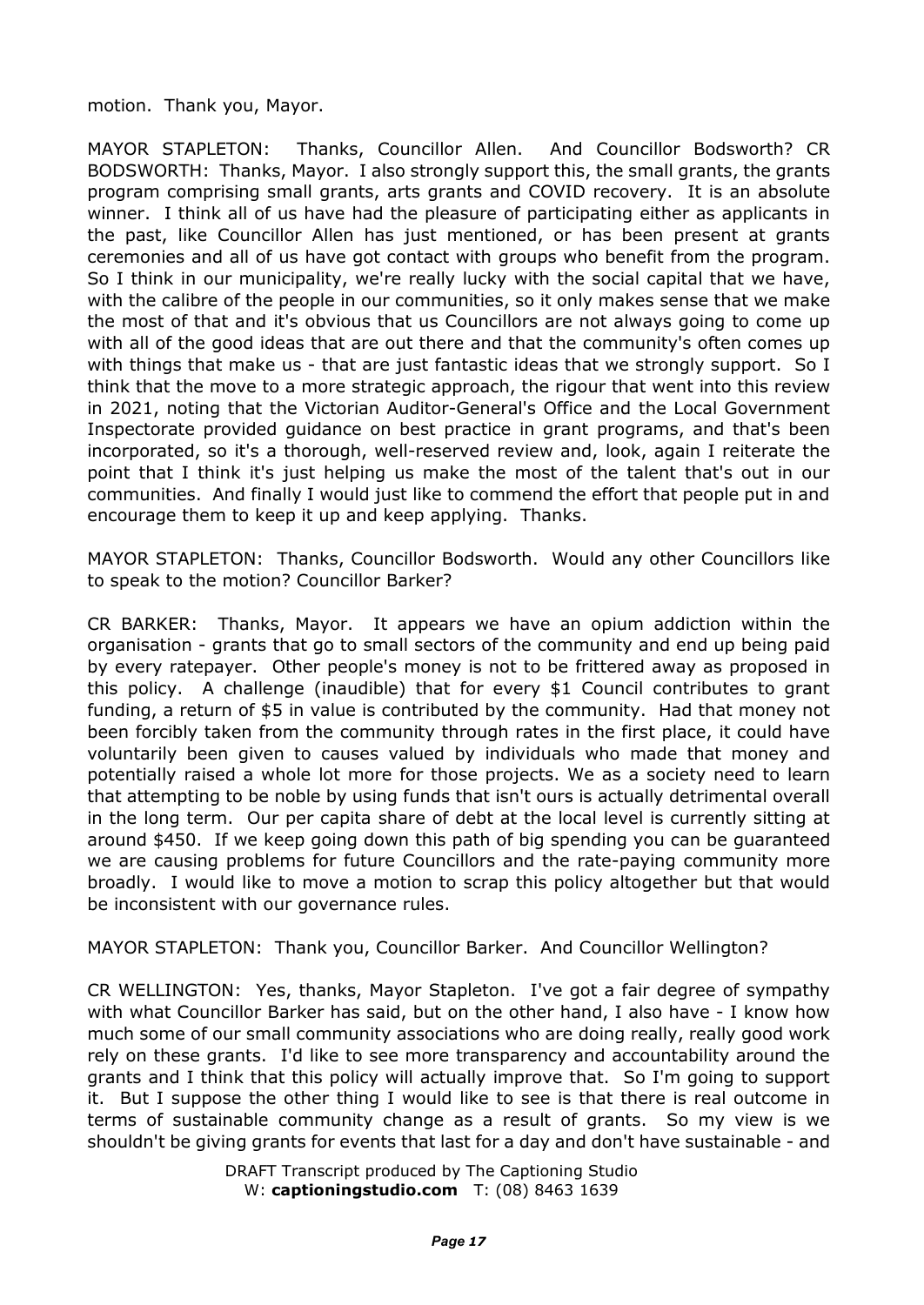motion. Thank you, Mayor.

MAYOR STAPLETON: Thanks, Councillor Allen. And Councillor Bodsworth? CR BODSWORTH: Thanks, Mayor. I also strongly support this, the small grants, the grants program comprising small grants, arts grants and COVID recovery. It is an absolute winner. I think all of us have had the pleasure of participating either as applicants in the past, like Councillor Allen has just mentioned, or has been present at grants ceremonies and all of us have got contact with groups who benefit from the program. So I think in our municipality, we're really lucky with the social capital that we have, with the calibre of the people in our communities, so it only makes sense that we make the most of that and it's obvious that us Councillors are not always going to come up with all of the good ideas that are out there and that the community's often comes up with things that make us - that are just fantastic ideas that we strongly support. So I think that the move to a more strategic approach, the rigour that went into this review in 2021, noting that the Victorian Auditor-General's Office and the Local Government Inspectorate provided guidance on best practice in grant programs, and that's been incorporated, so it's a thorough, well-reserved review and, look, again I reiterate the point that I think it's just helping us make the most of the talent that's out in our communities. And finally I would just like to commend the effort that people put in and encourage them to keep it up and keep applying. Thanks.

MAYOR STAPLETON: Thanks, Councillor Bodsworth. Would any other Councillors like to speak to the motion? Councillor Barker?

CR BARKER: Thanks, Mayor. It appears we have an opium addiction within the organisation - grants that go to small sectors of the community and end up being paid by every ratepayer. Other people's money is not to be frittered away as proposed in this policy. A challenge (inaudible) that for every $1 Council contributes to grant funding, a return of $5 in value is contributed by the community. Had that money not been forcibly taken from the community through rates in the first place, it could have voluntarily been given to causes valued by individuals who made that money and potentially raised a whole lot more for those projects. We as a society need to learn that attempting to be noble by using funds that isn't ours is actually detrimental overall in the long term. Our per capita share of debt at the local level is currently sitting at around $450. If we keep going down this path of big spending you can be guaranteed we are causing problems for future Councillors and the rate-paying community more broadly. I would like to move a motion to scrap this policy altogether but that would be inconsistent with our governance rules.

MAYOR STAPLETON: Thank you, Councillor Barker. And Councillor Wellington?

CR WELLINGTON: Yes, thanks, Mayor Stapleton. I've got a fair degree of sympathy with what Councillor Barker has said, but on the other hand, I also have - I know how much some of our small community associations who are doing really, really good work rely on these grants. I'd like to see more transparency and accountability around the grants and I think that this policy will actually improve that. So I'm going to support it. But I suppose the other thing I would like to see is that there is real outcome in terms of sustainable community change as a result of grants. So my view is we shouldn't be giving grants for events that last for a day and don't have sustainable - and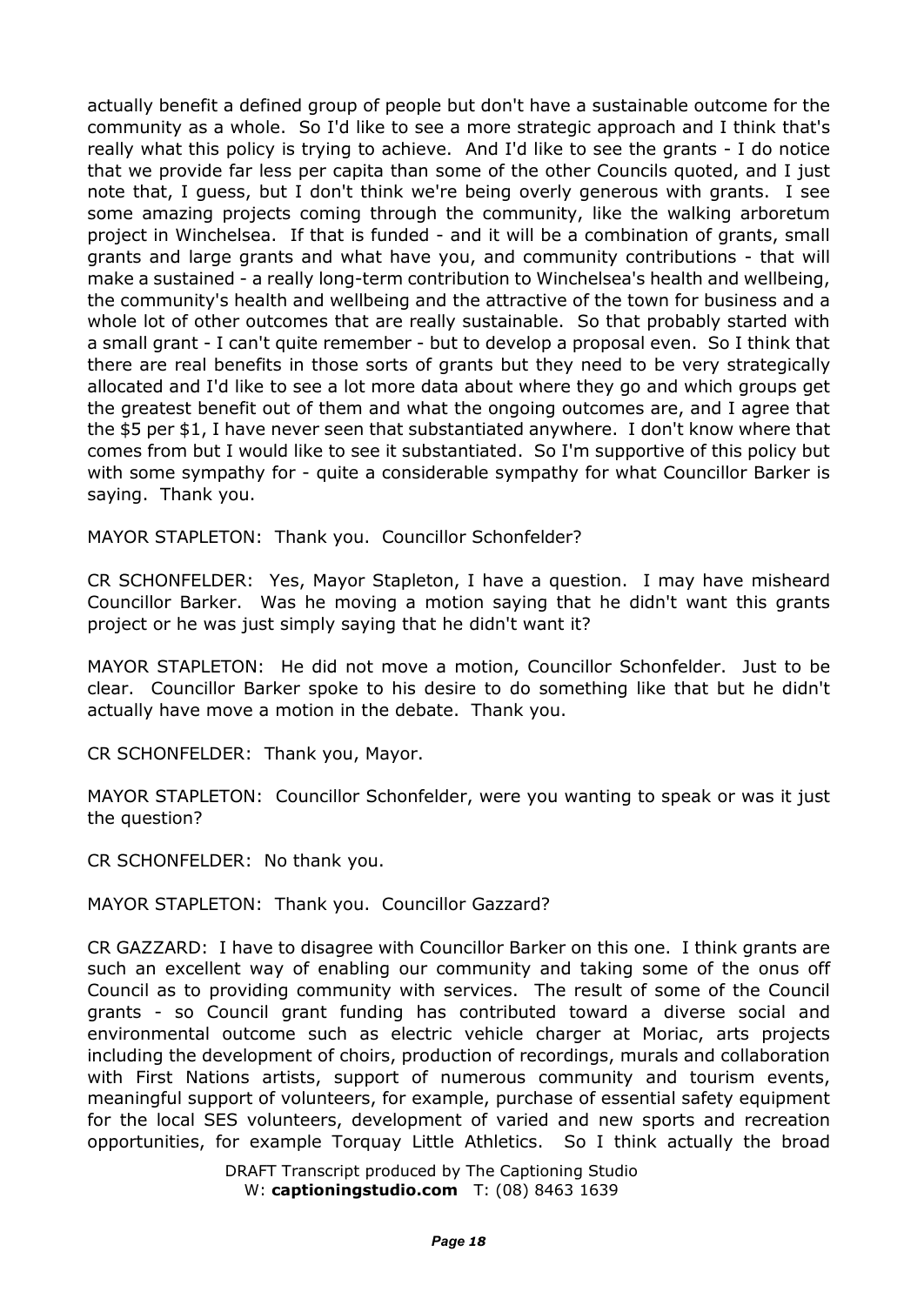actually benefit a defined group of people but don't have a sustainable outcome for the community as a whole. So I'd like to see a more strategic approach and I think that's really what this policy is trying to achieve. And I'd like to see the grants - I do notice that we provide far less per capita than some of the other Councils quoted, and I just note that, I guess, but I don't think we're being overly generous with grants. I see some amazing projects coming through the community, like the walking arboretum project in Winchelsea. If that is funded - and it will be a combination of grants, small grants and large grants and what have you, and community contributions - that will make a sustained - a really long-term contribution to Winchelsea's health and wellbeing, the community's health and wellbeing and the attractive of the town for business and a whole lot of other outcomes that are really sustainable. So that probably started with a small grant - I can't quite remember - but to develop a proposal even. So I think that there are real benefits in those sorts of grants but they need to be very strategically allocated and I'd like to see a lot more data about where they go and which groups get the greatest benefit out of them and what the ongoing outcomes are, and I agree that the $5 per $1, I have never seen that substantiated anywhere. I don't know where that comes from but I would like to see it substantiated. So I'm supportive of this policy but with some sympathy for - quite a considerable sympathy for what Councillor Barker is saying. Thank you.

MAYOR STAPLETON: Thank you. Councillor Schonfelder?

CR SCHONFELDER: Yes, Mayor Stapleton, I have a question. I may have misheard Councillor Barker. Was he moving a motion saying that he didn't want this grants project or he was just simply saying that he didn't want it?

MAYOR STAPLETON: He did not move a motion, Councillor Schonfelder. Just to be clear. Councillor Barker spoke to his desire to do something like that but he didn't actually have move a motion in the debate. Thank you.

CR SCHONFELDER: Thank you, Mayor.

MAYOR STAPLETON: Councillor Schonfelder, were you wanting to speak or was it just the question?

CR SCHONFELDER: No thank you.

MAYOR STAPLETON: Thank you. Councillor Gazzard?

CR GAZZARD: I have to disagree with Councillor Barker on this one. I think grants are such an excellent way of enabling our community and taking some of the onus off Council as to providing community with services. The result of some of the Council grants - so Council grant funding has contributed toward a diverse social and environmental outcome such as electric vehicle charger at Moriac, arts projects including the development of choirs, production of recordings, murals and collaboration with First Nations artists, support of numerous community and tourism events, meaningful support of volunteers, for example, purchase of essential safety equipment for the local SES volunteers, development of varied and new sports and recreation opportunities, for example Torquay Little Athletics. So I think actually the broad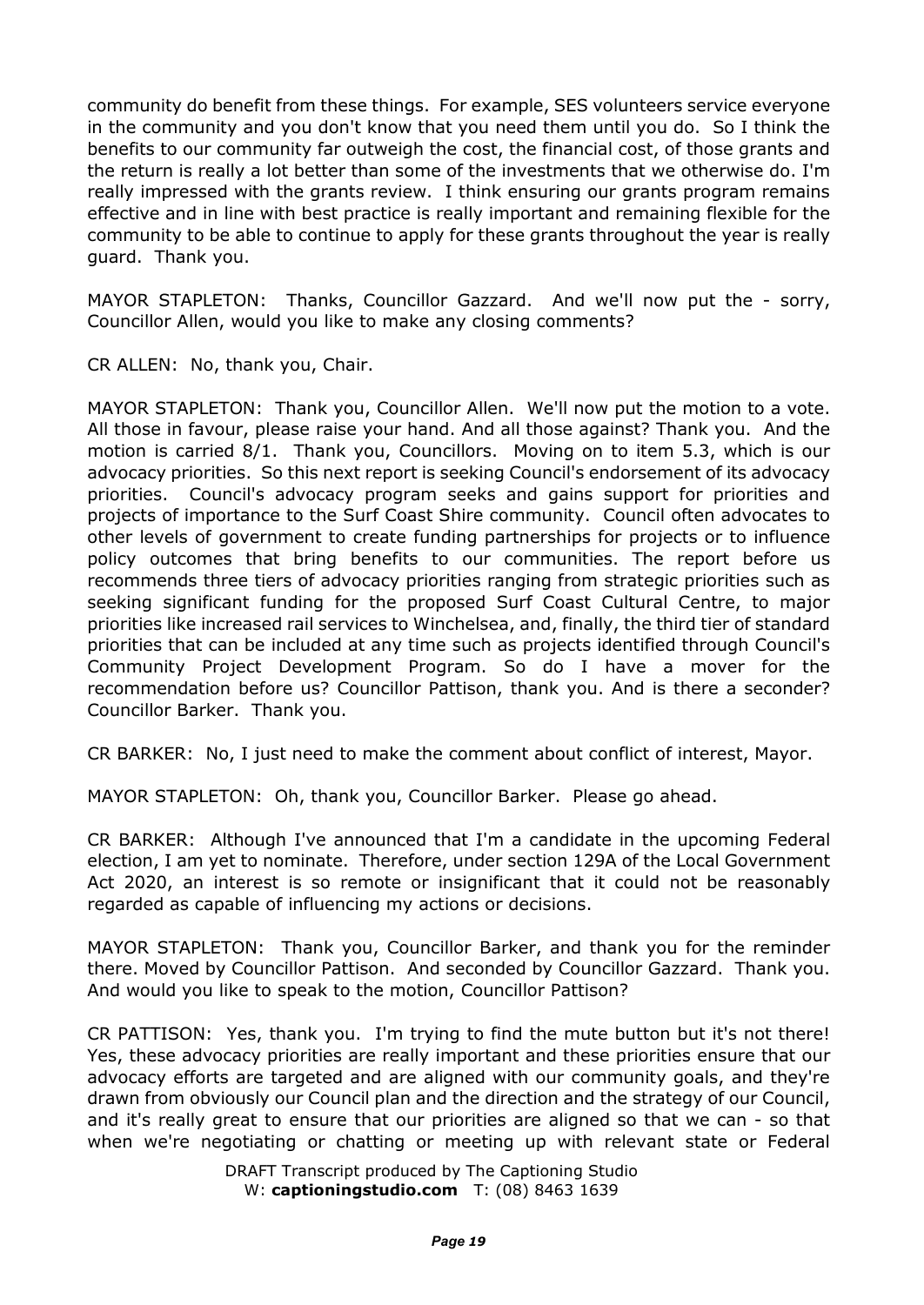community do benefit from these things. For example, SES volunteers service everyone in the community and you don't know that you need them until you do. So I think the benefits to our community far outweigh the cost, the financial cost, of those grants and the return is really a lot better than some of the investments that we otherwise do. I'm really impressed with the grants review. I think ensuring our grants program remains effective and in line with best practice is really important and remaining flexible for the community to be able to continue to apply for these grants throughout the year is really guard. Thank you.

MAYOR STAPLETON: Thanks, Councillor Gazzard. And we'll now put the - sorry, Councillor Allen, would you like to make any closing comments?

CR ALLEN: No, thank you, Chair.

MAYOR STAPLETON: Thank you, Councillor Allen. We'll now put the motion to a vote. All those in favour, please raise your hand. And all those against? Thank you. And the motion is carried 8/1. Thank you, Councillors. Moving on to item 5.3, which is our advocacy priorities. So this next report is seeking Council's endorsement of its advocacy priorities. Council's advocacy program seeks and gains support for priorities and projects of importance to the Surf Coast Shire community. Council often advocates to other levels of government to create funding partnerships for projects or to influence policy outcomes that bring benefits to our communities. The report before us recommends three tiers of advocacy priorities ranging from strategic priorities such as seeking significant funding for the proposed Surf Coast Cultural Centre, to major priorities like increased rail services to Winchelsea, and, finally, the third tier of standard priorities that can be included at any time such as projects identified through Council's Community Project Development Program. So do I have a mover for the recommendation before us? Councillor Pattison, thank you. And is there a seconder? Councillor Barker. Thank you.

CR BARKER: No, I just need to make the comment about conflict of interest, Mayor.

MAYOR STAPLETON: Oh, thank you, Councillor Barker. Please go ahead.

CR BARKER: Although I've announced that I'm a candidate in the upcoming Federal election, I am yet to nominate. Therefore, under section 129A of the Local Government Act 2020, an interest is so remote or insignificant that it could not be reasonably regarded as capable of influencing my actions or decisions.

MAYOR STAPLETON: Thank you, Councillor Barker, and thank you for the reminder there. Moved by Councillor Pattison. And seconded by Councillor Gazzard. Thank you. And would you like to speak to the motion, Councillor Pattison?

CR PATTISON: Yes, thank you. I'm trying to find the mute button but it's not there! Yes, these advocacy priorities are really important and these priorities ensure that our advocacy efforts are targeted and are aligned with our community goals, and they're drawn from obviously our Council plan and the direction and the strategy of our Council, and it's really great to ensure that our priorities are aligned so that we can - so that when we're negotiating or chatting or meeting up with relevant state or Federal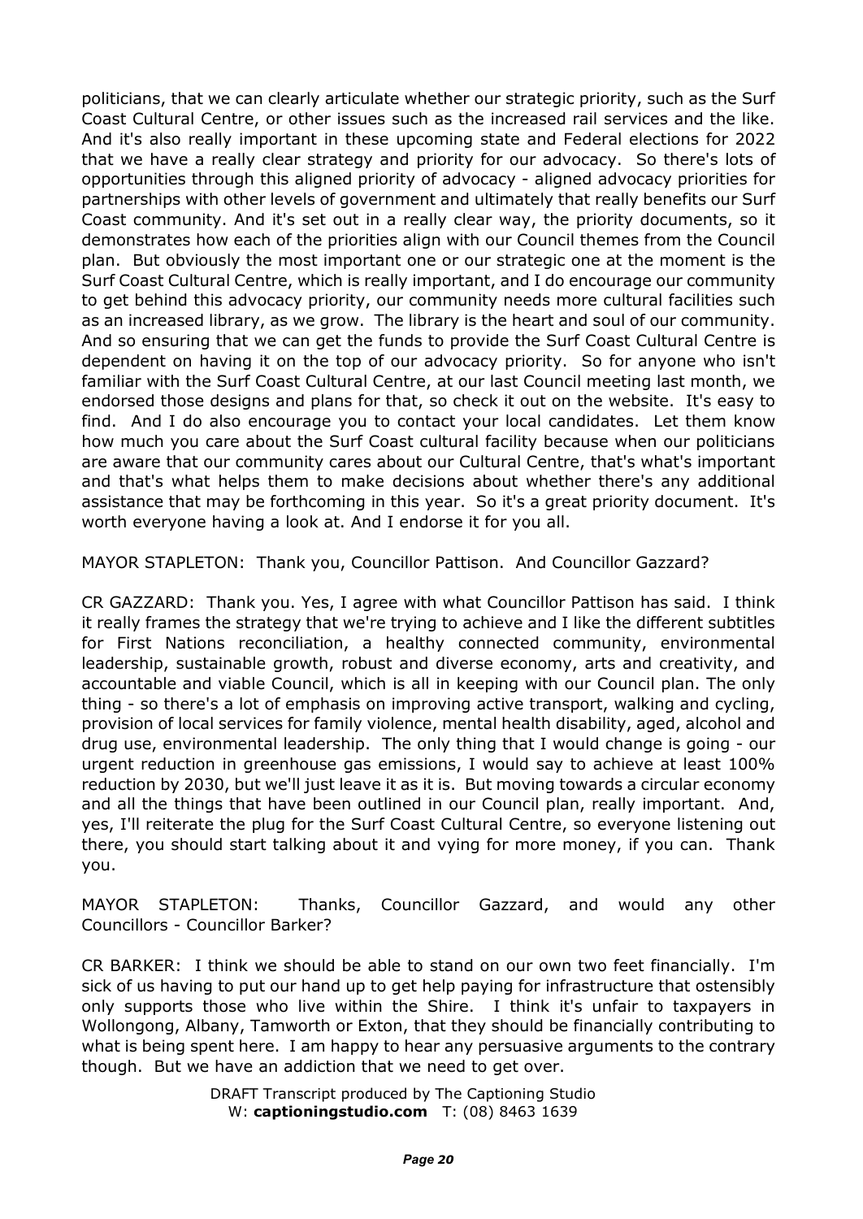politicians, that we can clearly articulate whether our strategic priority, such as the Surf Coast Cultural Centre, or other issues such as the increased rail services and the like. And it's also really important in these upcoming state and Federal elections for 2022 that we have a really clear strategy and priority for our advocacy. So there's lots of opportunities through this aligned priority of advocacy - aligned advocacy priorities for partnerships with other levels of government and ultimately that really benefits our Surf Coast community. And it's set out in a really clear way, the priority documents, so it demonstrates how each of the priorities align with our Council themes from the Council plan. But obviously the most important one or our strategic one at the moment is the Surf Coast Cultural Centre, which is really important, and I do encourage our community to get behind this advocacy priority, our community needs more cultural facilities such as an increased library, as we grow. The library is the heart and soul of our community. And so ensuring that we can get the funds to provide the Surf Coast Cultural Centre is dependent on having it on the top of our advocacy priority. So for anyone who isn't familiar with the Surf Coast Cultural Centre, at our last Council meeting last month, we endorsed those designs and plans for that, so check it out on the website. It's easy to find. And I do also encourage you to contact your local candidates. Let them know how much you care about the Surf Coast cultural facility because when our politicians are aware that our community cares about our Cultural Centre, that's what's important and that's what helps them to make decisions about whether there's any additional assistance that may be forthcoming in this year. So it's a great priority document. It's worth everyone having a look at. And I endorse it for you all.

MAYOR STAPLETON: Thank you, Councillor Pattison. And Councillor Gazzard?

CR GAZZARD: Thank you. Yes, I agree with what Councillor Pattison has said. I think it really frames the strategy that we're trying to achieve and I like the different subtitles for First Nations reconciliation, a healthy connected community, environmental leadership, sustainable growth, robust and diverse economy, arts and creativity, and accountable and viable Council, which is all in keeping with our Council plan. The only thing - so there's a lot of emphasis on improving active transport, walking and cycling, provision of local services for family violence, mental health disability, aged, alcohol and drug use, environmental leadership. The only thing that I would change is going - our urgent reduction in greenhouse gas emissions, I would say to achieve at least 100% reduction by 2030, but we'll just leave it as it is. But moving towards a circular economy and all the things that have been outlined in our Council plan, really important. And, yes, I'll reiterate the plug for the Surf Coast Cultural Centre, so everyone listening out there, you should start talking about it and vying for more money, if you can. Thank you.

MAYOR STAPLETON: Thanks, Councillor Gazzard, and would any other Councillors - Councillor Barker?

CR BARKER: I think we should be able to stand on our own two feet financially. I'm sick of us having to put our hand up to get help paying for infrastructure that ostensibly only supports those who live within the Shire. I think it's unfair to taxpayers in Wollongong, Albany, Tamworth or Exton, that they should be financially contributing to what is being spent here. I am happy to hear any persuasive arguments to the contrary though. But we have an addiction that we need to get over.

DRAFT Transcript produced by The Captioning Studio
W: **captioningstudio.com** T: (08) 8463 1639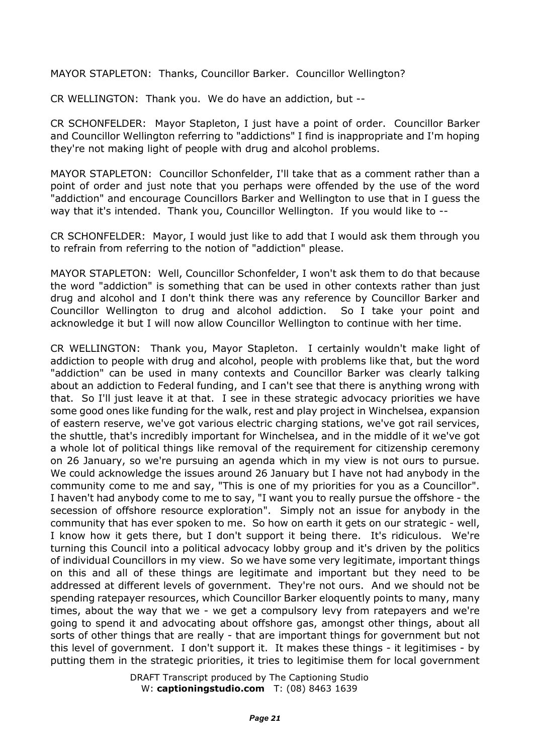MAYOR STAPLETON: Thanks, Councillor Barker. Councillor Wellington?

CR WELLINGTON: Thank you. We do have an addiction, but --

CR SCHONFELDER: Mayor Stapleton, I just have a point of order. Councillor Barker and Councillor Wellington referring to "addictions" I find is inappropriate and I'm hoping they're not making light of people with drug and alcohol problems.

MAYOR STAPLETON: Councillor Schonfelder, I'll take that as a comment rather than a point of order and just note that you perhaps were offended by the use of the word "addiction" and encourage Councillors Barker and Wellington to use that in I guess the way that it's intended. Thank you, Councillor Wellington. If you would like to --

CR SCHONFELDER: Mayor, I would just like to add that I would ask them through you to refrain from referring to the notion of "addiction" please.

MAYOR STAPLETON: Well, Councillor Schonfelder, I won't ask them to do that because the word "addiction" is something that can be used in other contexts rather than just drug and alcohol and I don't think there was any reference by Councillor Barker and Councillor Wellington to drug and alcohol addiction. So I take your point and acknowledge it but I will now allow Councillor Wellington to continue with her time.

CR WELLINGTON: Thank you, Mayor Stapleton. I certainly wouldn't make light of addiction to people with drug and alcohol, people with problems like that, but the word "addiction" can be used in many contexts and Councillor Barker was clearly talking about an addiction to Federal funding, and I can't see that there is anything wrong with that. So I'll just leave it at that. I see in these strategic advocacy priorities we have some good ones like funding for the walk, rest and play project in Winchelsea, expansion of eastern reserve, we've got various electric charging stations, we've got rail services, the shuttle, that's incredibly important for Winchelsea, and in the middle of it we've got a whole lot of political things like removal of the requirement for citizenship ceremony on 26 January, so we're pursuing an agenda which in my view is not ours to pursue. We could acknowledge the issues around 26 January but I have not had anybody in the community come to me and say, "This is one of my priorities for you as a Councillor". I haven't had anybody come to me to say, "I want you to really pursue the offshore - the secession of offshore resource exploration". Simply not an issue for anybody in the community that has ever spoken to me. So how on earth it gets on our strategic - well, I know how it gets there, but I don't support it being there. It's ridiculous. We're turning this Council into a political advocacy lobby group and it's driven by the politics of individual Councillors in my view. So we have some very legitimate, important things on this and all of these things are legitimate and important but they need to be addressed at different levels of government. They're not ours. And we should not be spending ratepayer resources, which Councillor Barker eloquently points to many, many times, about the way that we - we get a compulsory levy from ratepayers and we're going to spend it and advocating about offshore gas, amongst other things, about all sorts of other things that are really - that are important things for government but not this level of government. I don't support it. It makes these things - it legitimises - by putting them in the strategic priorities, it tries to legitimise them for local government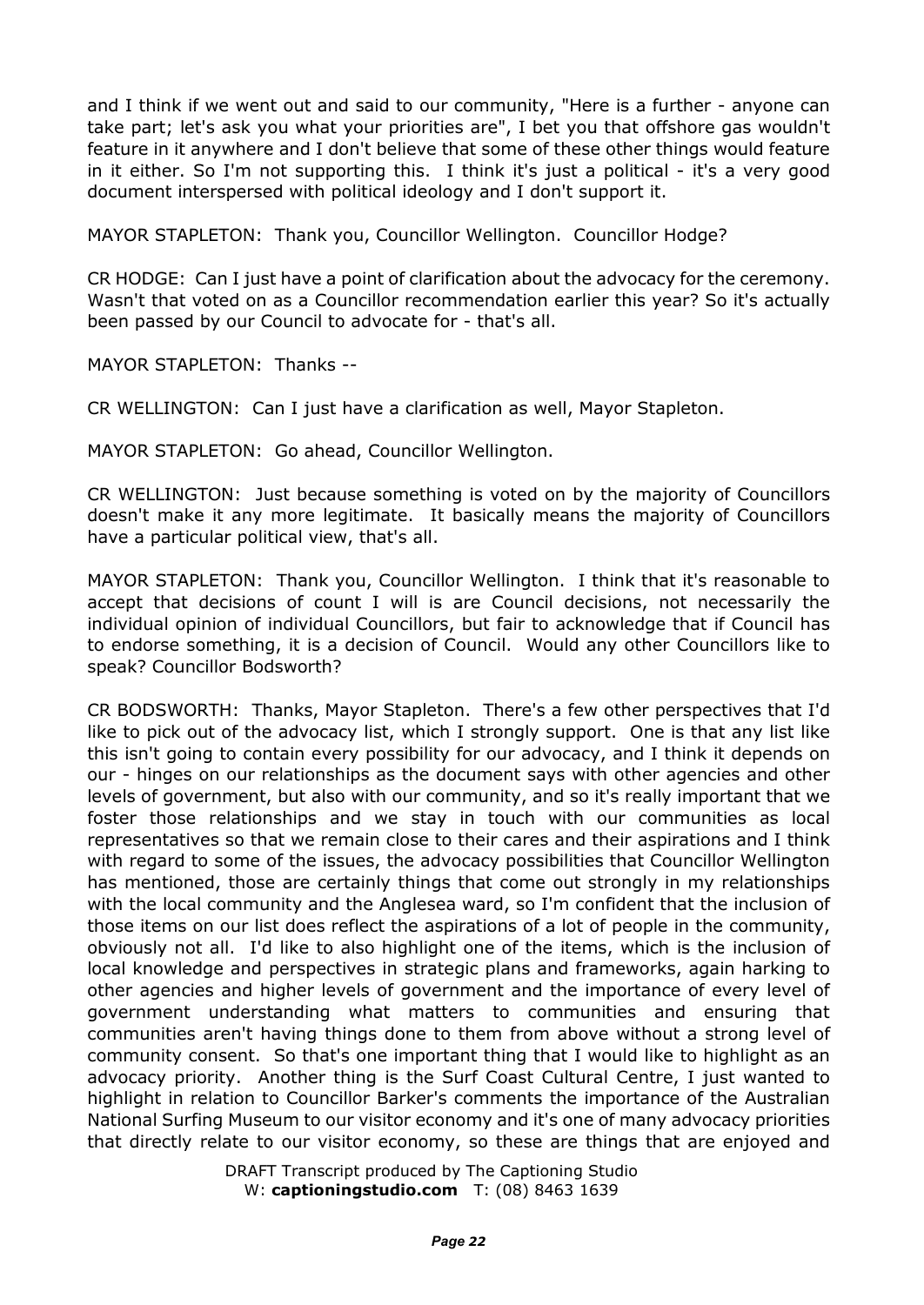and I think if we went out and said to our community, "Here is a further - anyone can take part; let's ask you what your priorities are", I bet you that offshore gas wouldn't feature in it anywhere and I don't believe that some of these other things would feature in it either. So I'm not supporting this. I think it's just a political - it's a very good document interspersed with political ideology and I don't support it.

MAYOR STAPLETON: Thank you, Councillor Wellington. Councillor Hodge?

CR HODGE: Can I just have a point of clarification about the advocacy for the ceremony. Wasn't that voted on as a Councillor recommendation earlier this year? So it's actually been passed by our Council to advocate for - that's all.

MAYOR STAPLETON: Thanks --

CR WELLINGTON: Can I just have a clarification as well, Mayor Stapleton.

MAYOR STAPLETON: Go ahead, Councillor Wellington.

CR WELLINGTON: Just because something is voted on by the majority of Councillors doesn't make it any more legitimate. It basically means the majority of Councillors have a particular political view, that's all.

MAYOR STAPLETON: Thank you, Councillor Wellington. I think that it's reasonable to accept that decisions of count I will is are Council decisions, not necessarily the individual opinion of individual Councillors, but fair to acknowledge that if Council has to endorse something, it is a decision of Council. Would any other Councillors like to speak? Councillor Bodsworth?

CR BODSWORTH: Thanks, Mayor Stapleton. There's a few other perspectives that I'd like to pick out of the advocacy list, which I strongly support. One is that any list like this isn't going to contain every possibility for our advocacy, and I think it depends on our - hinges on our relationships as the document says with other agencies and other levels of government, but also with our community, and so it's really important that we foster those relationships and we stay in touch with our communities as local representatives so that we remain close to their cares and their aspirations and I think with regard to some of the issues, the advocacy possibilities that Councillor Wellington has mentioned, those are certainly things that come out strongly in my relationships with the local community and the Anglesea ward, so I'm confident that the inclusion of those items on our list does reflect the aspirations of a lot of people in the community, obviously not all. I'd like to also highlight one of the items, which is the inclusion of local knowledge and perspectives in strategic plans and frameworks, again harking to other agencies and higher levels of government and the importance of every level of government understanding what matters to communities and ensuring that communities aren't having things done to them from above without a strong level of community consent. So that's one important thing that I would like to highlight as an advocacy priority. Another thing is the Surf Coast Cultural Centre, I just wanted to highlight in relation to Councillor Barker's comments the importance of the Australian National Surfing Museum to our visitor economy and it's one of many advocacy priorities that directly relate to our visitor economy, so these are things that are enjoyed and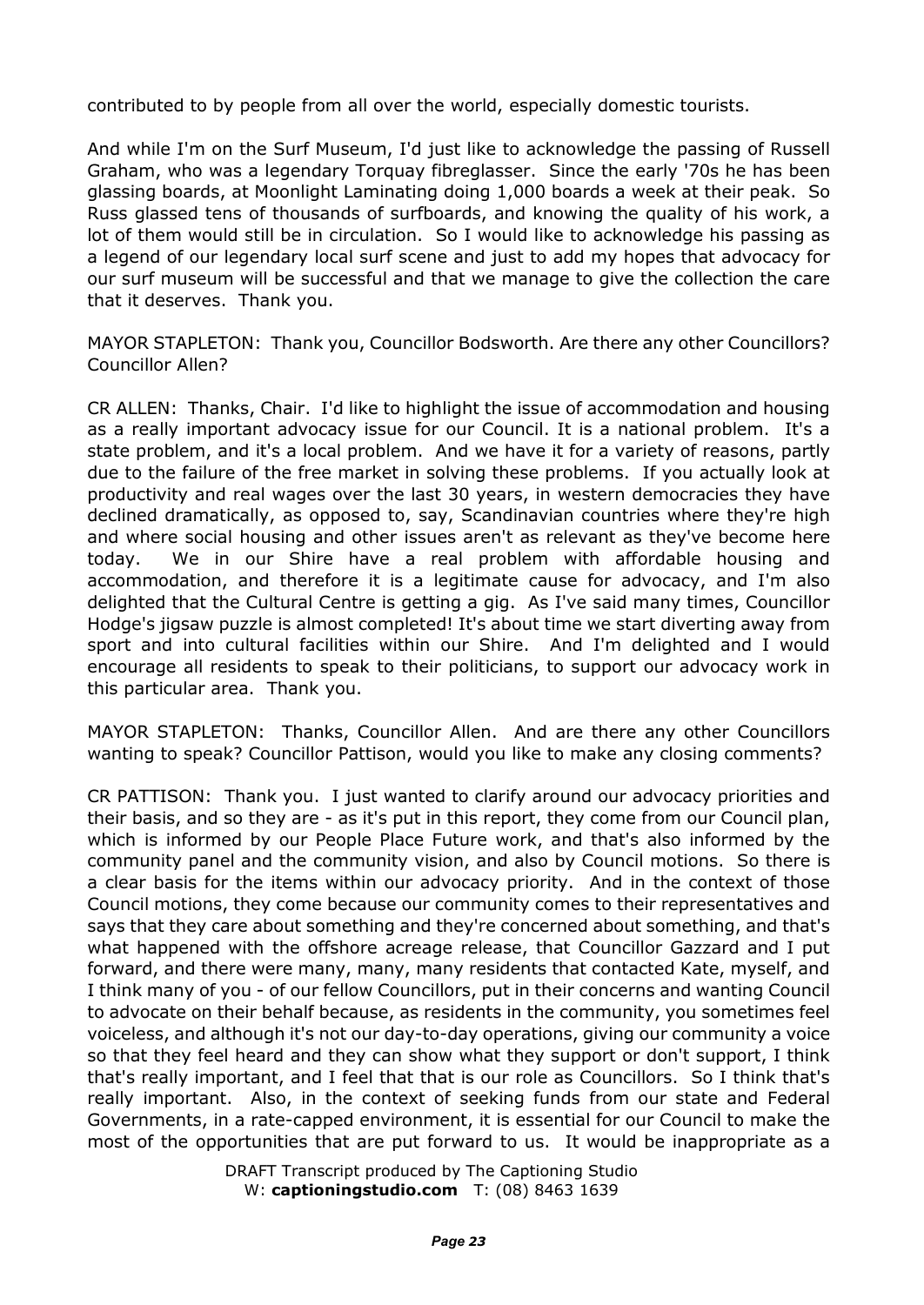contributed to by people from all over the world, especially domestic tourists.

And while I'm on the Surf Museum, I'd just like to acknowledge the passing of Russell Graham, who was a legendary Torquay fibreglasser. Since the early '70s he has been glassing boards, at Moonlight Laminating doing 1,000 boards a week at their peak. So Russ glassed tens of thousands of surfboards, and knowing the quality of his work, a lot of them would still be in circulation. So I would like to acknowledge his passing as a legend of our legendary local surf scene and just to add my hopes that advocacy for our surf museum will be successful and that we manage to give the collection the care that it deserves. Thank you.

MAYOR STAPLETON: Thank you, Councillor Bodsworth. Are there any other Councillors? Councillor Allen?

CR ALLEN: Thanks, Chair. I'd like to highlight the issue of accommodation and housing as a really important advocacy issue for our Council. It is a national problem. It's a state problem, and it's a local problem. And we have it for a variety of reasons, partly due to the failure of the free market in solving these problems. If you actually look at productivity and real wages over the last 30 years, in western democracies they have declined dramatically, as opposed to, say, Scandinavian countries where they're high and where social housing and other issues aren't as relevant as they've become here today. We in our Shire have a real problem with affordable housing and accommodation, and therefore it is a legitimate cause for advocacy, and I'm also delighted that the Cultural Centre is getting a gig. As I've said many times, Councillor Hodge's jigsaw puzzle is almost completed! It's about time we start diverting away from sport and into cultural facilities within our Shire. And I'm delighted and I would encourage all residents to speak to their politicians, to support our advocacy work in this particular area. Thank you.

MAYOR STAPLETON: Thanks, Councillor Allen. And are there any other Councillors wanting to speak? Councillor Pattison, would you like to make any closing comments?

CR PATTISON: Thank you. I just wanted to clarify around our advocacy priorities and their basis, and so they are - as it's put in this report, they come from our Council plan, which is informed by our People Place Future work, and that's also informed by the community panel and the community vision, and also by Council motions. So there is a clear basis for the items within our advocacy priority. And in the context of those Council motions, they come because our community comes to their representatives and says that they care about something and they're concerned about something, and that's what happened with the offshore acreage release, that Councillor Gazzard and I put forward, and there were many, many, many residents that contacted Kate, myself, and I think many of you - of our fellow Councillors, put in their concerns and wanting Council to advocate on their behalf because, as residents in the community, you sometimes feel voiceless, and although it's not our day-to-day operations, giving our community a voice so that they feel heard and they can show what they support or don't support, I think that's really important, and I feel that that is our role as Councillors. So I think that's really important. Also, in the context of seeking funds from our state and Federal Governments, in a rate-capped environment, it is essential for our Council to make the most of the opportunities that are put forward to us. It would be inappropriate as a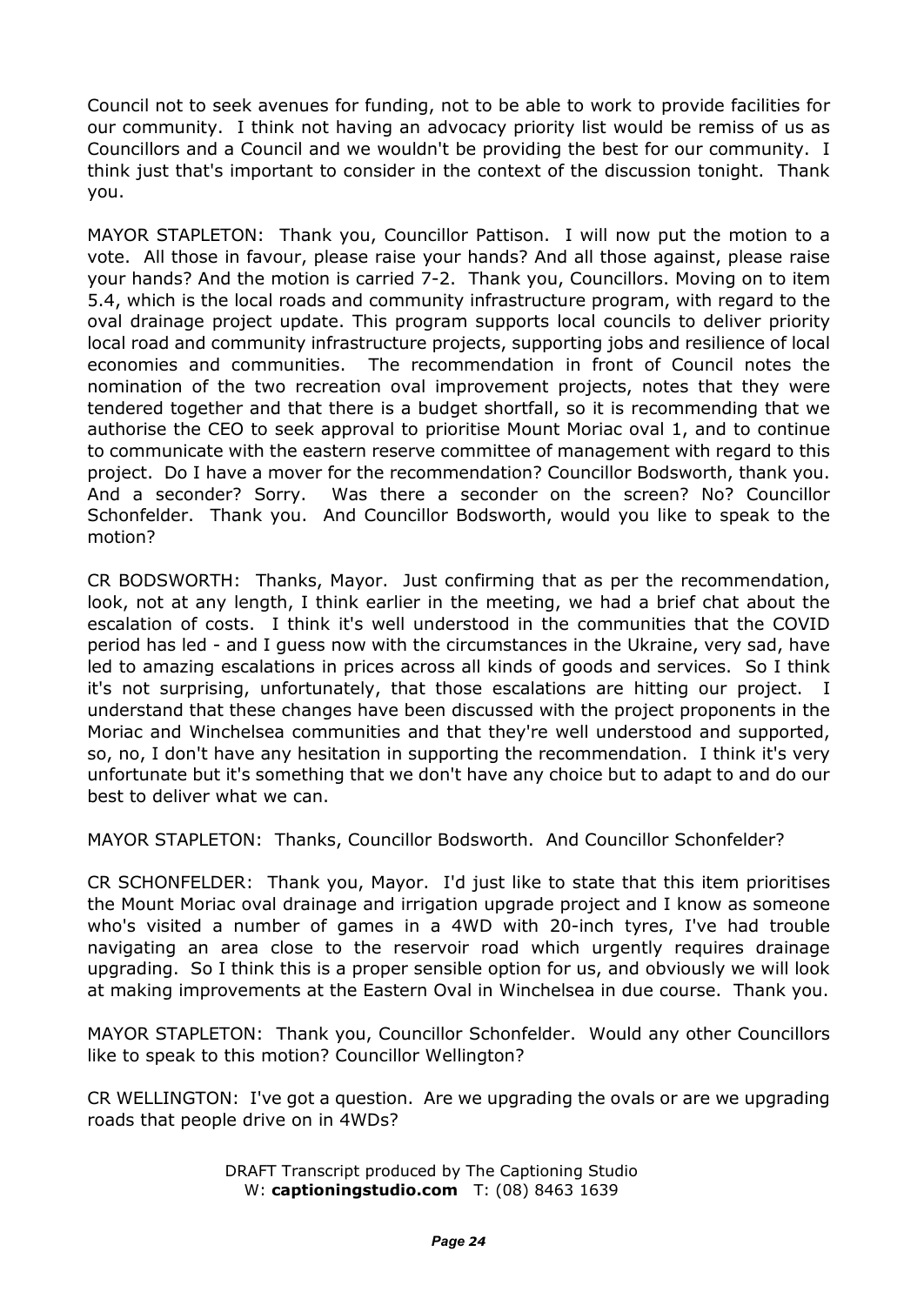Council not to seek avenues for funding, not to be able to work to provide facilities for our community. I think not having an advocacy priority list would be remiss of us as Councillors and a Council and we wouldn't be providing the best for our community. I think just that's important to consider in the context of the discussion tonight. Thank you.

MAYOR STAPLETON: Thank you, Councillor Pattison. I will now put the motion to a vote. All those in favour, please raise your hands? And all those against, please raise your hands? And the motion is carried 7-2. Thank you, Councillors. Moving on to item 5.4, which is the local roads and community infrastructure program, with regard to the oval drainage project update. This program supports local councils to deliver priority local road and community infrastructure projects, supporting jobs and resilience of local economies and communities. The recommendation in front of Council notes the nomination of the two recreation oval improvement projects, notes that they were tendered together and that there is a budget shortfall, so it is recommending that we authorise the CEO to seek approval to prioritise Mount Moriac oval 1, and to continue to communicate with the eastern reserve committee of management with regard to this project. Do I have a mover for the recommendation? Councillor Bodsworth, thank you. And a seconder? Sorry. Was there a seconder on the screen? No? Councillor Schonfelder. Thank you. And Councillor Bodsworth, would you like to speak to the motion?

CR BODSWORTH: Thanks, Mayor. Just confirming that as per the recommendation, look, not at any length, I think earlier in the meeting, we had a brief chat about the escalation of costs. I think it's well understood in the communities that the COVID period has led - and I guess now with the circumstances in the Ukraine, very sad, have led to amazing escalations in prices across all kinds of goods and services. So I think it's not surprising, unfortunately, that those escalations are hitting our project. I understand that these changes have been discussed with the project proponents in the Moriac and Winchelsea communities and that they're well understood and supported, so, no, I don't have any hesitation in supporting the recommendation. I think it's very unfortunate but it's something that we don't have any choice but to adapt to and do our best to deliver what we can.

MAYOR STAPLETON: Thanks, Councillor Bodsworth. And Councillor Schonfelder?

CR SCHONFELDER: Thank you, Mayor. I'd just like to state that this item prioritises the Mount Moriac oval drainage and irrigation upgrade project and I know as someone who's visited a number of games in a 4WD with 20-inch tyres, I've had trouble navigating an area close to the reservoir road which urgently requires drainage upgrading. So I think this is a proper sensible option for us, and obviously we will look at making improvements at the Eastern Oval in Winchelsea in due course. Thank you.

MAYOR STAPLETON: Thank you, Councillor Schonfelder. Would any other Councillors like to speak to this motion? Councillor Wellington?

CR WELLINGTON: I've got a question. Are we upgrading the ovals or are we upgrading roads that people drive on in 4WDs?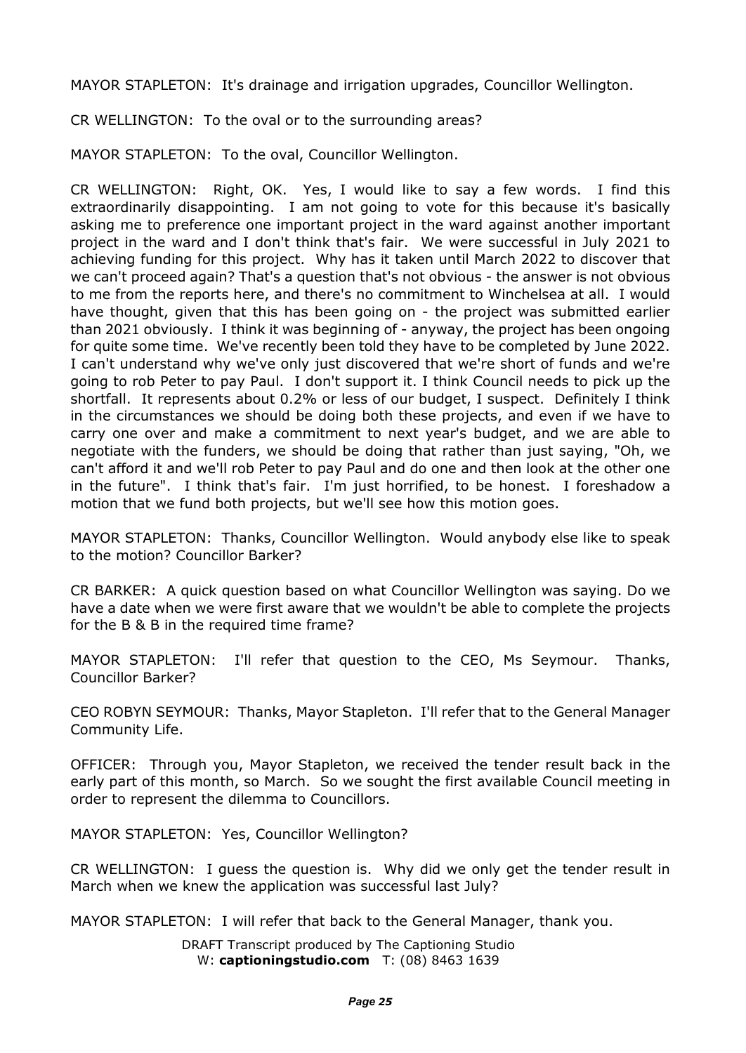MAYOR STAPLETON: It's drainage and irrigation upgrades, Councillor Wellington.

CR WELLINGTON: To the oval or to the surrounding areas?

MAYOR STAPLETON: To the oval, Councillor Wellington.

CR WELLINGTON: Right, OK. Yes, I would like to say a few words. I find this extraordinarily disappointing. I am not going to vote for this because it's basically asking me to preference one important project in the ward against another important project in the ward and I don't think that's fair. We were successful in July 2021 to achieving funding for this project. Why has it taken until March 2022 to discover that we can't proceed again? That's a question that's not obvious - the answer is not obvious to me from the reports here, and there's no commitment to Winchelsea at all. I would have thought, given that this has been going on - the project was submitted earlier than 2021 obviously. I think it was beginning of - anyway, the project has been ongoing for quite some time. We've recently been told they have to be completed by June 2022. I can't understand why we've only just discovered that we're short of funds and we're going to rob Peter to pay Paul. I don't support it. I think Council needs to pick up the shortfall. It represents about 0.2% or less of our budget, I suspect. Definitely I think in the circumstances we should be doing both these projects, and even if we have to carry one over and make a commitment to next year's budget, and we are able to negotiate with the funders, we should be doing that rather than just saying, "Oh, we can't afford it and we'll rob Peter to pay Paul and do one and then look at the other one in the future". I think that's fair. I'm just horrified, to be honest. I foreshadow a motion that we fund both projects, but we'll see how this motion goes.

MAYOR STAPLETON: Thanks, Councillor Wellington. Would anybody else like to speak to the motion? Councillor Barker?

CR BARKER: A quick question based on what Councillor Wellington was saying. Do we have a date when we were first aware that we wouldn't be able to complete the projects for the B & B in the required time frame?

MAYOR STAPLETON: I'll refer that question to the CEO, Ms Seymour. Thanks, Councillor Barker?

CEO ROBYN SEYMOUR: Thanks, Mayor Stapleton. I'll refer that to the General Manager Community Life.

OFFICER: Through you, Mayor Stapleton, we received the tender result back in the early part of this month, so March. So we sought the first available Council meeting in order to represent the dilemma to Councillors.

MAYOR STAPLETON: Yes, Councillor Wellington?

CR WELLINGTON: I guess the question is. Why did we only get the tender result in March when we knew the application was successful last July?

MAYOR STAPLETON: I will refer that back to the General Manager, thank you.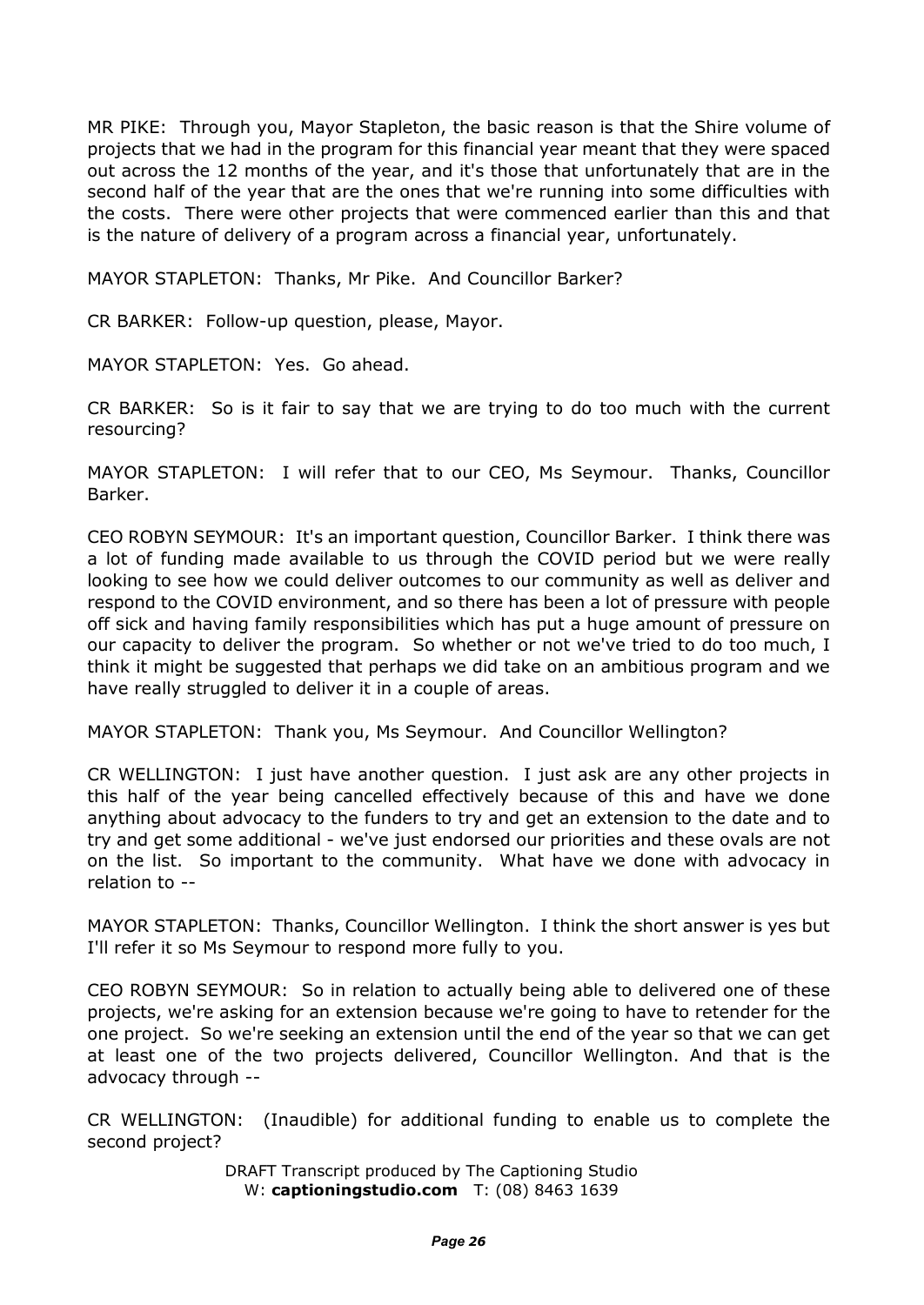MR PIKE: Through you, Mayor Stapleton, the basic reason is that the Shire volume of projects that we had in the program for this financial year meant that they were spaced out across the 12 months of the year, and it's those that unfortunately that are in the second half of the year that are the ones that we're running into some difficulties with the costs. There were other projects that were commenced earlier than this and that is the nature of delivery of a program across a financial year, unfortunately.

MAYOR STAPLETON: Thanks, Mr Pike. And Councillor Barker?

CR BARKER: Follow-up question, please, Mayor.

MAYOR STAPLETON: Yes. Go ahead.

CR BARKER: So is it fair to say that we are trying to do too much with the current resourcing?

MAYOR STAPLETON: I will refer that to our CEO, Ms Seymour. Thanks, Councillor Barker.

CEO ROBYN SEYMOUR: It's an important question, Councillor Barker. I think there was a lot of funding made available to us through the COVID period but we were really looking to see how we could deliver outcomes to our community as well as deliver and respond to the COVID environment, and so there has been a lot of pressure with people off sick and having family responsibilities which has put a huge amount of pressure on our capacity to deliver the program. So whether or not we've tried to do too much, I think it might be suggested that perhaps we did take on an ambitious program and we have really struggled to deliver it in a couple of areas.

MAYOR STAPLETON: Thank you, Ms Seymour. And Councillor Wellington?

CR WELLINGTON: I just have another question. I just ask are any other projects in this half of the year being cancelled effectively because of this and have we done anything about advocacy to the funders to try and get an extension to the date and to try and get some additional - we've just endorsed our priorities and these ovals are not on the list. So important to the community. What have we done with advocacy in relation to --

MAYOR STAPLETON: Thanks, Councillor Wellington. I think the short answer is yes but I'll refer it so Ms Seymour to respond more fully to you.

CEO ROBYN SEYMOUR: So in relation to actually being able to delivered one of these projects, we're asking for an extension because we're going to have to retender for the one project. So we're seeking an extension until the end of the year so that we can get at least one of the two projects delivered, Councillor Wellington. And that is the advocacy through --

CR WELLINGTON: (Inaudible) for additional funding to enable us to complete the second project?

DRAFT Transcript produced by The Captioning Studio
W: **captioningstudio.com** T: (08) 8463 1639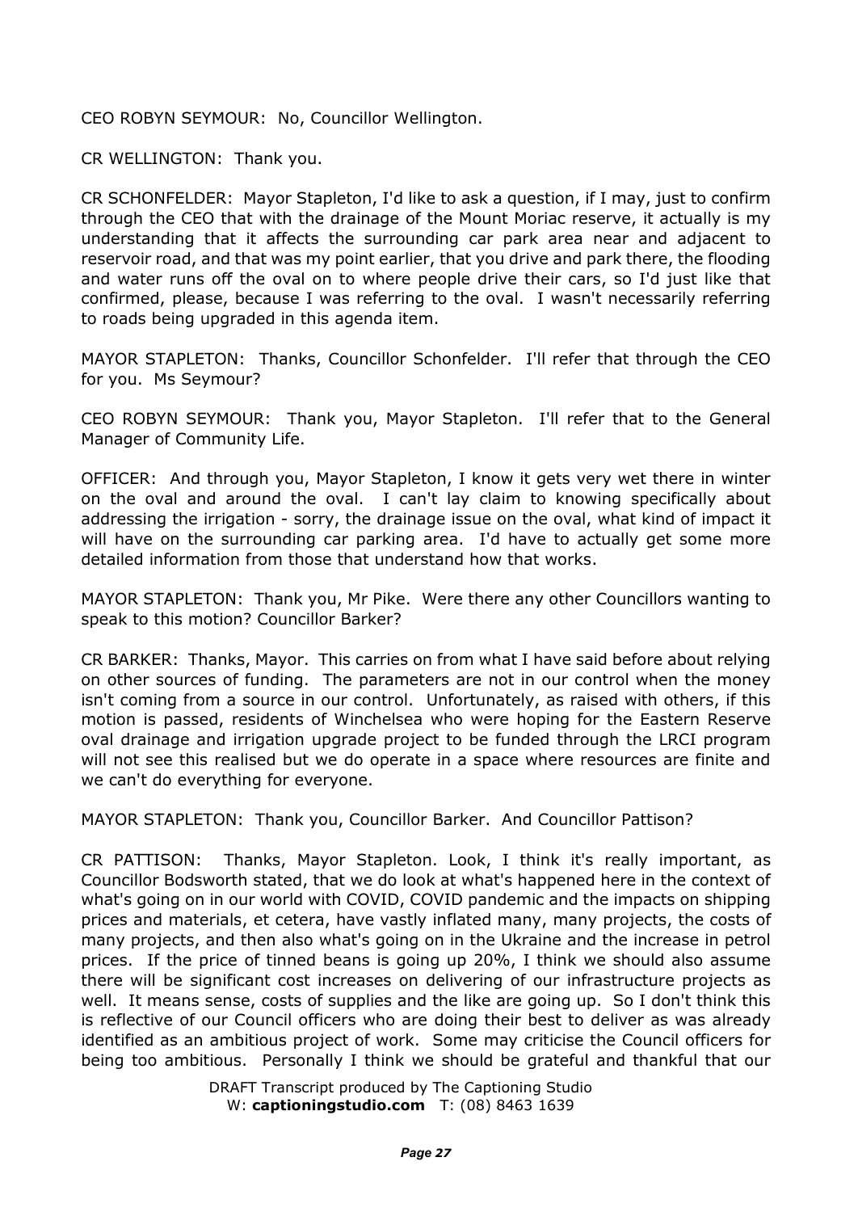CEO ROBYN SEYMOUR: No, Councillor Wellington.

CR WELLINGTON: Thank you.

CR SCHONFELDER: Mayor Stapleton, I'd like to ask a question, if I may, just to confirm through the CEO that with the drainage of the Mount Moriac reserve, it actually is my understanding that it affects the surrounding car park area near and adjacent to reservoir road, and that was my point earlier, that you drive and park there, the flooding and water runs off the oval on to where people drive their cars, so I'd just like that confirmed, please, because I was referring to the oval. I wasn't necessarily referring to roads being upgraded in this agenda item.

MAYOR STAPLETON: Thanks, Councillor Schonfelder. I'll refer that through the CEO for you. Ms Seymour?

CEO ROBYN SEYMOUR: Thank you, Mayor Stapleton. I'll refer that to the General Manager of Community Life.

OFFICER: And through you, Mayor Stapleton, I know it gets very wet there in winter on the oval and around the oval. I can't lay claim to knowing specifically about addressing the irrigation - sorry, the drainage issue on the oval, what kind of impact it will have on the surrounding car parking area. I'd have to actually get some more detailed information from those that understand how that works.

MAYOR STAPLETON: Thank you, Mr Pike. Were there any other Councillors wanting to speak to this motion? Councillor Barker?

CR BARKER: Thanks, Mayor. This carries on from what I have said before about relying on other sources of funding. The parameters are not in our control when the money isn't coming from a source in our control. Unfortunately, as raised with others, if this motion is passed, residents of Winchelsea who were hoping for the Eastern Reserve oval drainage and irrigation upgrade project to be funded through the LRCI program will not see this realised but we do operate in a space where resources are finite and we can't do everything for everyone.

MAYOR STAPLETON: Thank you, Councillor Barker. And Councillor Pattison?

CR PATTISON: Thanks, Mayor Stapleton. Look, I think it's really important, as Councillor Bodsworth stated, that we do look at what's happened here in the context of what's going on in our world with COVID, COVID pandemic and the impacts on shipping prices and materials, et cetera, have vastly inflated many, many projects, the costs of many projects, and then also what's going on in the Ukraine and the increase in petrol prices. If the price of tinned beans is going up 20%, I think we should also assume there will be significant cost increases on delivering of our infrastructure projects as well. It means sense, costs of supplies and the like are going up. So I don't think this is reflective of our Council officers who are doing their best to deliver as was already identified as an ambitious project of work. Some may criticise the Council officers for being too ambitious. Personally I think we should be grateful and thankful that our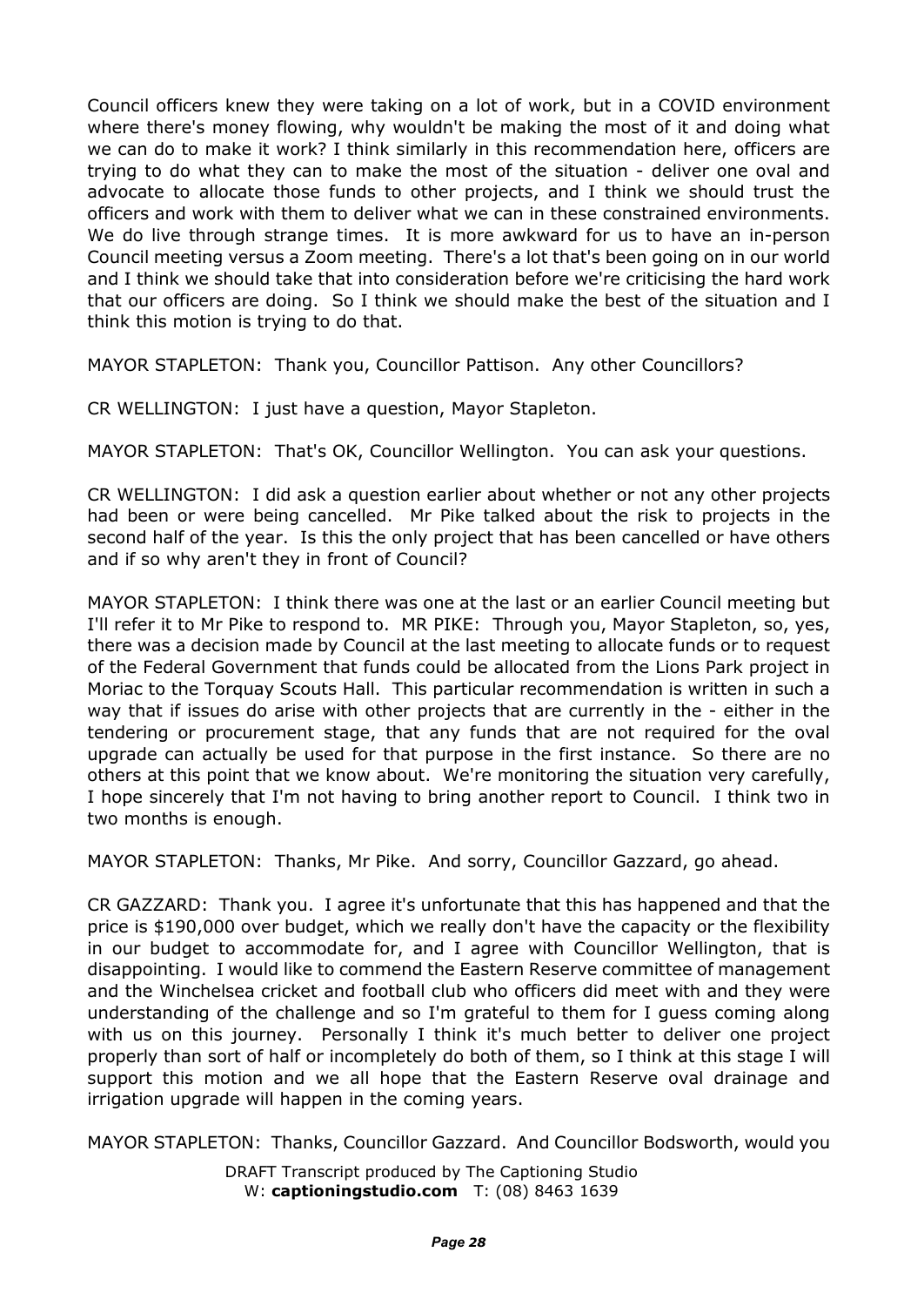Council officers knew they were taking on a lot of work, but in a COVID environment where there's money flowing, why wouldn't be making the most of it and doing what we can do to make it work? I think similarly in this recommendation here, officers are trying to do what they can to make the most of the situation - deliver one oval and advocate to allocate those funds to other projects, and I think we should trust the officers and work with them to deliver what we can in these constrained environments. We do live through strange times. It is more awkward for us to have an in-person Council meeting versus a Zoom meeting. There's a lot that's been going on in our world and I think we should take that into consideration before we're criticising the hard work that our officers are doing. So I think we should make the best of the situation and I think this motion is trying to do that.

MAYOR STAPLETON: Thank you, Councillor Pattison. Any other Councillors?

CR WELLINGTON: I just have a question, Mayor Stapleton.

MAYOR STAPLETON: That's OK, Councillor Wellington. You can ask your questions.

CR WELLINGTON: I did ask a question earlier about whether or not any other projects had been or were being cancelled. Mr Pike talked about the risk to projects in the second half of the year. Is this the only project that has been cancelled or have others and if so why aren't they in front of Council?

MAYOR STAPLETON: I think there was one at the last or an earlier Council meeting but I'll refer it to Mr Pike to respond to. MR PIKE: Through you, Mayor Stapleton, so, yes, there was a decision made by Council at the last meeting to allocate funds or to request of the Federal Government that funds could be allocated from the Lions Park project in Moriac to the Torquay Scouts Hall. This particular recommendation is written in such a way that if issues do arise with other projects that are currently in the - either in the tendering or procurement stage, that any funds that are not required for the oval upgrade can actually be used for that purpose in the first instance. So there are no others at this point that we know about. We're monitoring the situation very carefully, I hope sincerely that I'm not having to bring another report to Council. I think two in two months is enough.

MAYOR STAPLETON: Thanks, Mr Pike. And sorry, Councillor Gazzard, go ahead.

CR GAZZARD: Thank you. I agree it's unfortunate that this has happened and that the price is $190,000 over budget, which we really don't have the capacity or the flexibility in our budget to accommodate for, and I agree with Councillor Wellington, that is disappointing. I would like to commend the Eastern Reserve committee of management and the Winchelsea cricket and football club who officers did meet with and they were understanding of the challenge and so I'm grateful to them for I guess coming along with us on this journey. Personally I think it's much better to deliver one project properly than sort of half or incompletely do both of them, so I think at this stage I will support this motion and we all hope that the Eastern Reserve oval drainage and irrigation upgrade will happen in the coming years.

MAYOR STAPLETON: Thanks, Councillor Gazzard. And Councillor Bodsworth, would you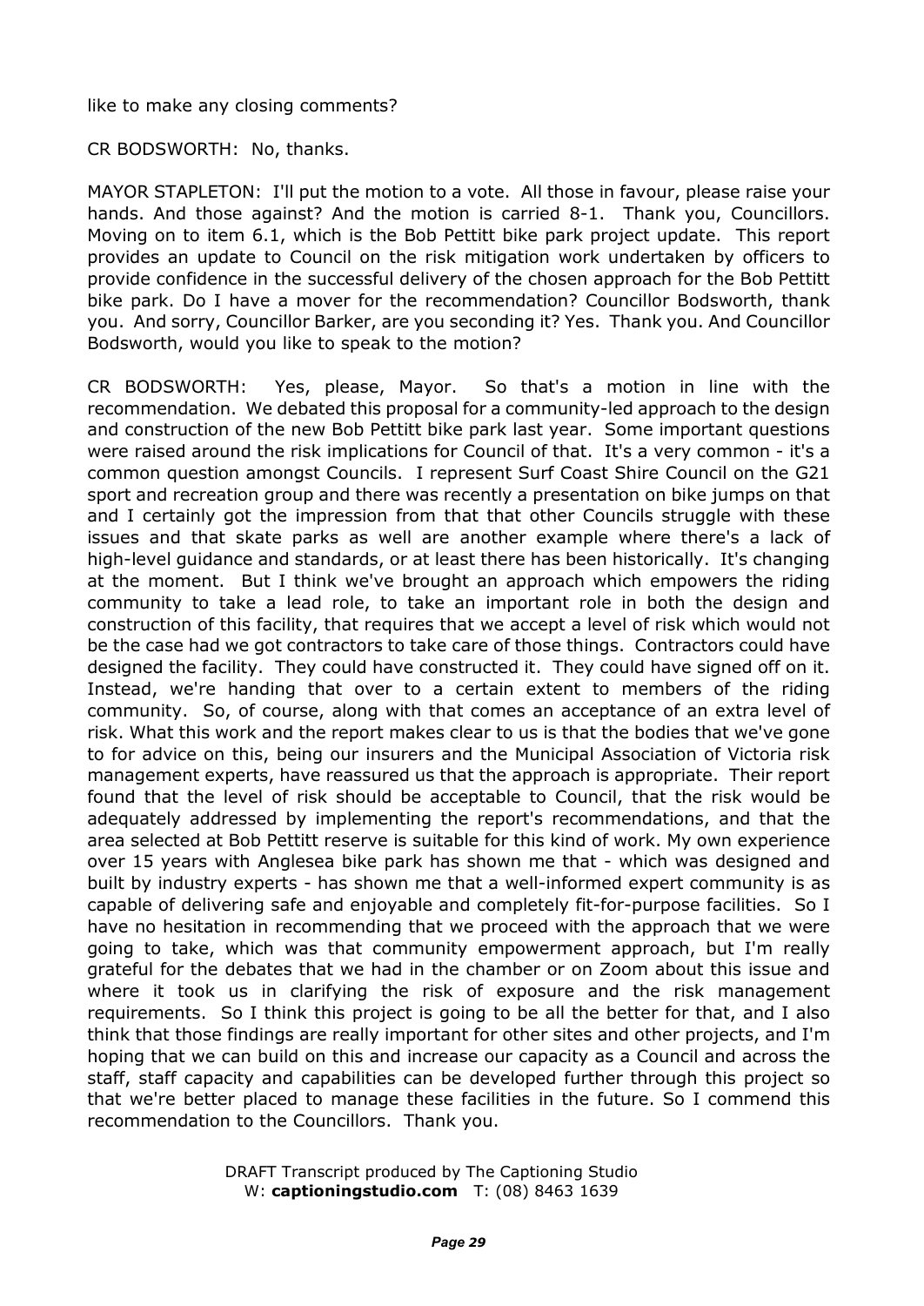like to make any closing comments?

CR BODSWORTH: No, thanks.

MAYOR STAPLETON: I'll put the motion to a vote. All those in favour, please raise your hands. And those against? And the motion is carried 8-1. Thank you, Councillors. Moving on to item 6.1, which is the Bob Pettitt bike park project update. This report provides an update to Council on the risk mitigation work undertaken by officers to provide confidence in the successful delivery of the chosen approach for the Bob Pettitt bike park. Do I have a mover for the recommendation? Councillor Bodsworth, thank you. And sorry, Councillor Barker, are you seconding it? Yes. Thank you. And Councillor Bodsworth, would you like to speak to the motion?

CR BODSWORTH: Yes, please, Mayor. So that's a motion in line with the recommendation. We debated this proposal for a community-led approach to the design and construction of the new Bob Pettitt bike park last year. Some important questions were raised around the risk implications for Council of that. It's a very common - it's a common question amongst Councils. I represent Surf Coast Shire Council on the G21 sport and recreation group and there was recently a presentation on bike jumps on that and I certainly got the impression from that that other Councils struggle with these issues and that skate parks as well are another example where there's a lack of high-level guidance and standards, or at least there has been historically. It's changing at the moment. But I think we've brought an approach which empowers the riding community to take a lead role, to take an important role in both the design and construction of this facility, that requires that we accept a level of risk which would not be the case had we got contractors to take care of those things. Contractors could have designed the facility. They could have constructed it. They could have signed off on it. Instead, we're handing that over to a certain extent to members of the riding community. So, of course, along with that comes an acceptance of an extra level of risk. What this work and the report makes clear to us is that the bodies that we've gone to for advice on this, being our insurers and the Municipal Association of Victoria risk management experts, have reassured us that the approach is appropriate. Their report found that the level of risk should be acceptable to Council, that the risk would be adequately addressed by implementing the report's recommendations, and that the area selected at Bob Pettitt reserve is suitable for this kind of work. My own experience over 15 years with Anglesea bike park has shown me that - which was designed and built by industry experts - has shown me that a well-informed expert community is as capable of delivering safe and enjoyable and completely fit-for-purpose facilities. So I have no hesitation in recommending that we proceed with the approach that we were going to take, which was that community empowerment approach, but I'm really grateful for the debates that we had in the chamber or on Zoom about this issue and where it took us in clarifying the risk of exposure and the risk management requirements. So I think this project is going to be all the better for that, and I also think that those findings are really important for other sites and other projects, and I'm hoping that we can build on this and increase our capacity as a Council and across the staff, staff capacity and capabilities can be developed further through this project so that we're better placed to manage these facilities in the future. So I commend this recommendation to the Councillors. Thank you.

DRAFT Transcript produced by The Captioning Studio
W: **captioningstudio.com** T: (08) 8463 1639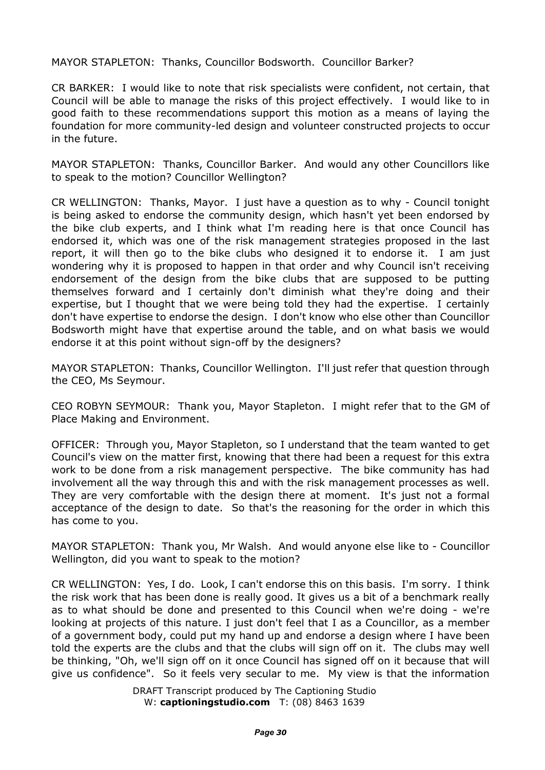MAYOR STAPLETON: Thanks, Councillor Bodsworth. Councillor Barker?

CR BARKER: I would like to note that risk specialists were confident, not certain, that Council will be able to manage the risks of this project effectively. I would like to in good faith to these recommendations support this motion as a means of laying the foundation for more community-led design and volunteer constructed projects to occur in the future.

MAYOR STAPLETON: Thanks, Councillor Barker. And would any other Councillors like to speak to the motion? Councillor Wellington?

CR WELLINGTON: Thanks, Mayor. I just have a question as to why - Council tonight is being asked to endorse the community design, which hasn't yet been endorsed by the bike club experts, and I think what I'm reading here is that once Council has endorsed it, which was one of the risk management strategies proposed in the last report, it will then go to the bike clubs who designed it to endorse it. I am just wondering why it is proposed to happen in that order and why Council isn't receiving endorsement of the design from the bike clubs that are supposed to be putting themselves forward and I certainly don't diminish what they're doing and their expertise, but I thought that we were being told they had the expertise. I certainly don't have expertise to endorse the design. I don't know who else other than Councillor Bodsworth might have that expertise around the table, and on what basis we would endorse it at this point without sign-off by the designers?

MAYOR STAPLETON: Thanks, Councillor Wellington. I'll just refer that question through the CEO, Ms Seymour.

CEO ROBYN SEYMOUR: Thank you, Mayor Stapleton. I might refer that to the GM of Place Making and Environment.

OFFICER: Through you, Mayor Stapleton, so I understand that the team wanted to get Council's view on the matter first, knowing that there had been a request for this extra work to be done from a risk management perspective. The bike community has had involvement all the way through this and with the risk management processes as well. They are very comfortable with the design there at moment. It's just not a formal acceptance of the design to date. So that's the reasoning for the order in which this has come to you.

MAYOR STAPLETON: Thank you, Mr Walsh. And would anyone else like to - Councillor Wellington, did you want to speak to the motion?

CR WELLINGTON: Yes, I do. Look, I can't endorse this on this basis. I'm sorry. I think the risk work that has been done is really good. It gives us a bit of a benchmark really as to what should be done and presented to this Council when we're doing - we're looking at projects of this nature. I just don't feel that I as a Councillor, as a member of a government body, could put my hand up and endorse a design where I have been told the experts are the clubs and that the clubs will sign off on it. The clubs may well be thinking, "Oh, we'll sign off on it once Council has signed off on it because that will give us confidence". So it feels very secular to me. My view is that the information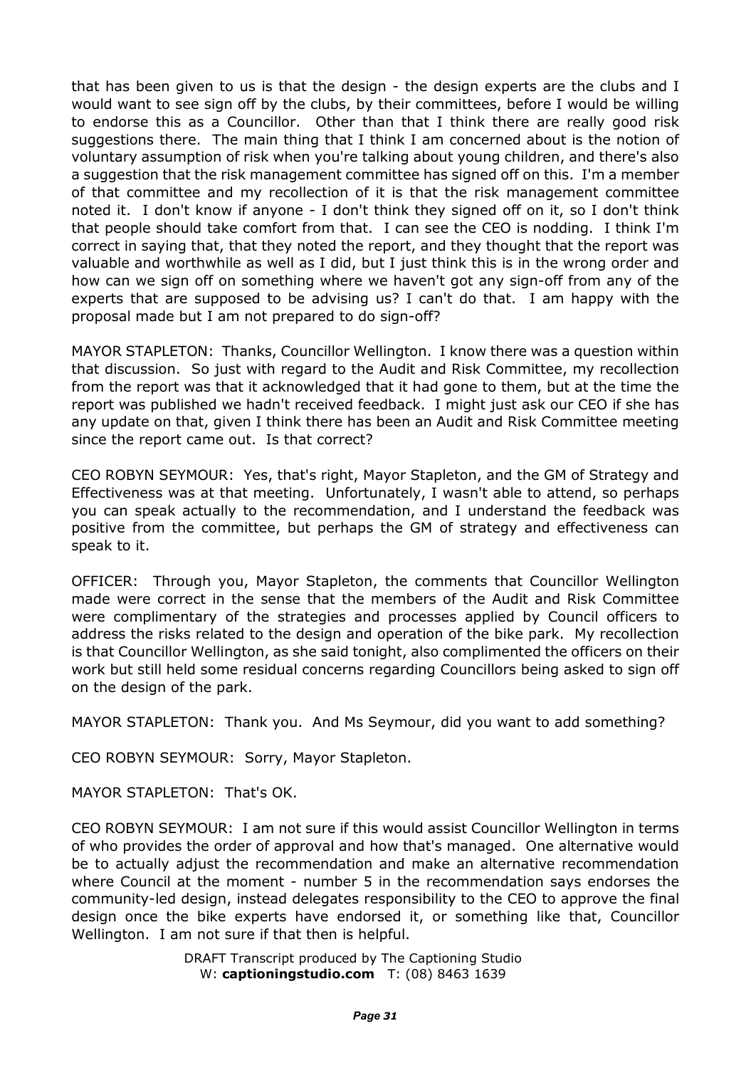that has been given to us is that the design - the design experts are the clubs and I would want to see sign off by the clubs, by their committees, before I would be willing to endorse this as a Councillor. Other than that I think there are really good risk suggestions there. The main thing that I think I am concerned about is the notion of voluntary assumption of risk when you're talking about young children, and there's also a suggestion that the risk management committee has signed off on this. I'm a member of that committee and my recollection of it is that the risk management committee noted it. I don't know if anyone - I don't think they signed off on it, so I don't think that people should take comfort from that. I can see the CEO is nodding. I think I'm correct in saying that, that they noted the report, and they thought that the report was valuable and worthwhile as well as I did, but I just think this is in the wrong order and how can we sign off on something where we haven't got any sign-off from any of the experts that are supposed to be advising us? I can't do that. I am happy with the proposal made but I am not prepared to do sign-off?

MAYOR STAPLETON: Thanks, Councillor Wellington. I know there was a question within that discussion. So just with regard to the Audit and Risk Committee, my recollection from the report was that it acknowledged that it had gone to them, but at the time the report was published we hadn't received feedback. I might just ask our CEO if she has any update on that, given I think there has been an Audit and Risk Committee meeting since the report came out. Is that correct?

CEO ROBYN SEYMOUR: Yes, that's right, Mayor Stapleton, and the GM of Strategy and Effectiveness was at that meeting. Unfortunately, I wasn't able to attend, so perhaps you can speak actually to the recommendation, and I understand the feedback was positive from the committee, but perhaps the GM of strategy and effectiveness can speak to it.

OFFICER: Through you, Mayor Stapleton, the comments that Councillor Wellington made were correct in the sense that the members of the Audit and Risk Committee were complimentary of the strategies and processes applied by Council officers to address the risks related to the design and operation of the bike park. My recollection is that Councillor Wellington, as she said tonight, also complimented the officers on their work but still held some residual concerns regarding Councillors being asked to sign off on the design of the park.

MAYOR STAPLETON: Thank you. And Ms Seymour, did you want to add something?

CEO ROBYN SEYMOUR: Sorry, Mayor Stapleton.

MAYOR STAPLETON: That's OK.

CEO ROBYN SEYMOUR: I am not sure if this would assist Councillor Wellington in terms of who provides the order of approval and how that's managed. One alternative would be to actually adjust the recommendation and make an alternative recommendation where Council at the moment - number 5 in the recommendation says endorses the community-led design, instead delegates responsibility to the CEO to approve the final design once the bike experts have endorsed it, or something like that, Councillor Wellington. I am not sure if that then is helpful.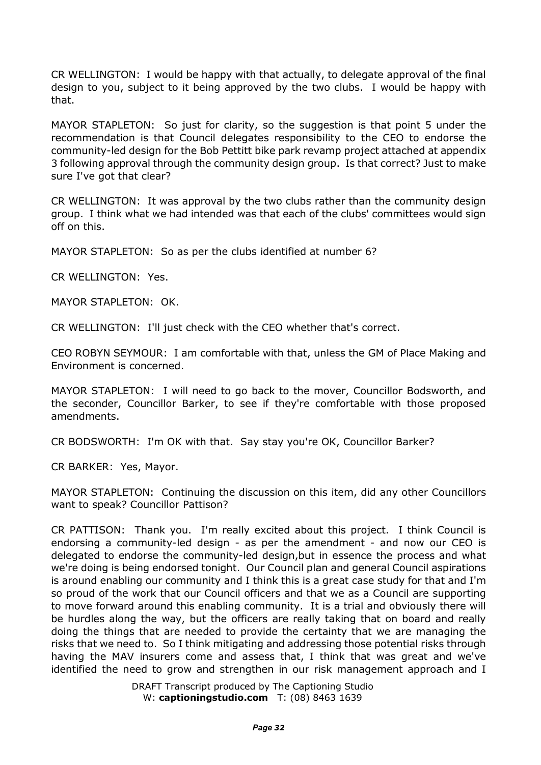CR WELLINGTON: I would be happy with that actually, to delegate approval of the final design to you, subject to it being approved by the two clubs. I would be happy with that.

MAYOR STAPLETON: So just for clarity, so the suggestion is that point 5 under the recommendation is that Council delegates responsibility to the CEO to endorse the community-led design for the Bob Pettitt bike park revamp project attached at appendix 3 following approval through the community design group. Is that correct? Just to make sure I've got that clear?

CR WELLINGTON: It was approval by the two clubs rather than the community design group. I think what we had intended was that each of the clubs' committees would sign off on this.

MAYOR STAPLETON: So as per the clubs identified at number 6?

CR WELLINGTON: Yes.

MAYOR STAPLETON: OK.

CR WELLINGTON: I'll just check with the CEO whether that's correct.

CEO ROBYN SEYMOUR: I am comfortable with that, unless the GM of Place Making and Environment is concerned.

MAYOR STAPLETON: I will need to go back to the mover, Councillor Bodsworth, and the seconder, Councillor Barker, to see if they're comfortable with those proposed amendments.

CR BODSWORTH: I'm OK with that. Say stay you're OK, Councillor Barker?

CR BARKER: Yes, Mayor.

MAYOR STAPLETON: Continuing the discussion on this item, did any other Councillors want to speak? Councillor Pattison?

CR PATTISON: Thank you. I'm really excited about this project. I think Council is endorsing a community-led design - as per the amendment - and now our CEO is delegated to endorse the community-led design,but in essence the process and what we're doing is being endorsed tonight. Our Council plan and general Council aspirations is around enabling our community and I think this is a great case study for that and I'm so proud of the work that our Council officers and that we as a Council are supporting to move forward around this enabling community. It is a trial and obviously there will be hurdles along the way, but the officers are really taking that on board and really doing the things that are needed to provide the certainty that we are managing the risks that we need to. So I think mitigating and addressing those potential risks through having the MAV insurers come and assess that, I think that was great and we've identified the need to grow and strengthen in our risk management approach and I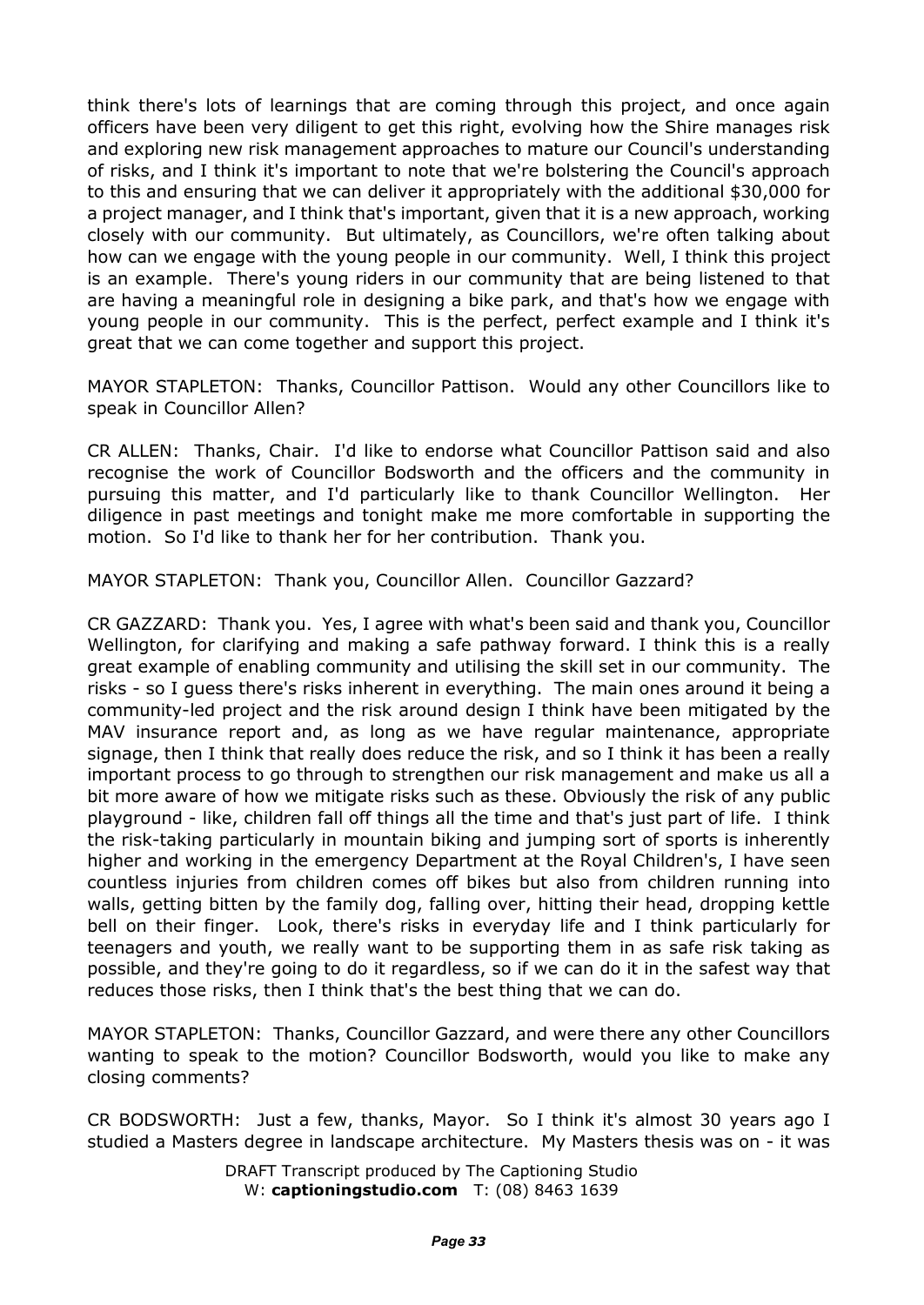think there's lots of learnings that are coming through this project, and once again officers have been very diligent to get this right, evolving how the Shire manages risk and exploring new risk management approaches to mature our Council's understanding of risks, and I think it's important to note that we're bolstering the Council's approach to this and ensuring that we can deliver it appropriately with the additional $30,000 for a project manager, and I think that's important, given that it is a new approach, working closely with our community. But ultimately, as Councillors, we're often talking about how can we engage with the young people in our community. Well, I think this project is an example. There's young riders in our community that are being listened to that are having a meaningful role in designing a bike park, and that's how we engage with young people in our community. This is the perfect, perfect example and I think it's great that we can come together and support this project.

MAYOR STAPLETON: Thanks, Councillor Pattison. Would any other Councillors like to speak in Councillor Allen?

CR ALLEN: Thanks, Chair. I'd like to endorse what Councillor Pattison said and also recognise the work of Councillor Bodsworth and the officers and the community in pursuing this matter, and I'd particularly like to thank Councillor Wellington. Her diligence in past meetings and tonight make me more comfortable in supporting the motion. So I'd like to thank her for her contribution. Thank you.

MAYOR STAPLETON: Thank you, Councillor Allen. Councillor Gazzard?

CR GAZZARD: Thank you. Yes, I agree with what's been said and thank you, Councillor Wellington, for clarifying and making a safe pathway forward. I think this is a really great example of enabling community and utilising the skill set in our community. The risks - so I guess there's risks inherent in everything. The main ones around it being a community-led project and the risk around design I think have been mitigated by the MAV insurance report and, as long as we have regular maintenance, appropriate signage, then I think that really does reduce the risk, and so I think it has been a really important process to go through to strengthen our risk management and make us all a bit more aware of how we mitigate risks such as these. Obviously the risk of any public playground - like, children fall off things all the time and that's just part of life. I think the risk-taking particularly in mountain biking and jumping sort of sports is inherently higher and working in the emergency Department at the Royal Children's, I have seen countless injuries from children comes off bikes but also from children running into walls, getting bitten by the family dog, falling over, hitting their head, dropping kettle bell on their finger. Look, there's risks in everyday life and I think particularly for teenagers and youth, we really want to be supporting them in as safe risk taking as possible, and they're going to do it regardless, so if we can do it in the safest way that reduces those risks, then I think that's the best thing that we can do.

MAYOR STAPLETON: Thanks, Councillor Gazzard, and were there any other Councillors wanting to speak to the motion? Councillor Bodsworth, would you like to make any closing comments?

CR BODSWORTH: Just a few, thanks, Mayor. So I think it's almost 30 years ago I studied a Masters degree in landscape architecture. My Masters thesis was on - it was

DRAFT Transcript produced by The Captioning Studio
W: **captioningstudio.com** T: (08) 8463 1639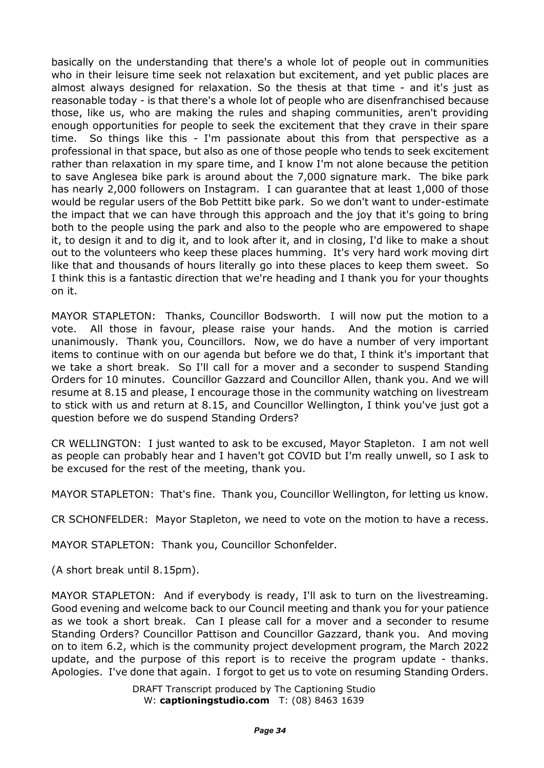basically on the understanding that there's a whole lot of people out in communities who in their leisure time seek not relaxation but excitement, and yet public places are almost always designed for relaxation. So the thesis at that time - and it's just as reasonable today - is that there's a whole lot of people who are disenfranchised because those, like us, who are making the rules and shaping communities, aren't providing enough opportunities for people to seek the excitement that they crave in their spare time. So things like this - I'm passionate about this from that perspective as a professional in that space, but also as one of those people who tends to seek excitement rather than relaxation in my spare time, and I know I'm not alone because the petition to save Anglesea bike park is around about the 7,000 signature mark. The bike park has nearly 2,000 followers on Instagram. I can guarantee that at least 1,000 of those would be regular users of the Bob Pettitt bike park. So we don't want to under-estimate the impact that we can have through this approach and the joy that it's going to bring both to the people using the park and also to the people who are empowered to shape it, to design it and to dig it, and to look after it, and in closing, I'd like to make a shout out to the volunteers who keep these places humming. It's very hard work moving dirt like that and thousands of hours literally go into these places to keep them sweet. So I think this is a fantastic direction that we're heading and I thank you for your thoughts on it.

MAYOR STAPLETON: Thanks, Councillor Bodsworth. I will now put the motion to a vote. All those in favour, please raise your hands. And the motion is carried unanimously. Thank you, Councillors. Now, we do have a number of very important items to continue with on our agenda but before we do that, I think it's important that we take a short break. So I'll call for a mover and a seconder to suspend Standing Orders for 10 minutes. Councillor Gazzard and Councillor Allen, thank you. And we will resume at 8.15 and please, I encourage those in the community watching on livestream to stick with us and return at 8.15, and Councillor Wellington, I think you've just got a question before we do suspend Standing Orders?

CR WELLINGTON: I just wanted to ask to be excused, Mayor Stapleton. I am not well as people can probably hear and I haven't got COVID but I'm really unwell, so I ask to be excused for the rest of the meeting, thank you.

MAYOR STAPLETON: That's fine. Thank you, Councillor Wellington, for letting us know.

CR SCHONFELDER: Mayor Stapleton, we need to vote on the motion to have a recess.

MAYOR STAPLETON: Thank you, Councillor Schonfelder.

(A short break until 8.15pm).

MAYOR STAPLETON: And if everybody is ready, I'll ask to turn on the livestreaming. Good evening and welcome back to our Council meeting and thank you for your patience as we took a short break. Can I please call for a mover and a seconder to resume Standing Orders? Councillor Pattison and Councillor Gazzard, thank you. And moving on to item 6.2, which is the community project development program, the March 2022 update, and the purpose of this report is to receive the program update - thanks. Apologies. I've done that again. I forgot to get us to vote on resuming Standing Orders.

DRAFT Transcript produced by The Captioning Studio
W: **captioningstudio.com** T: (08) 8463 1639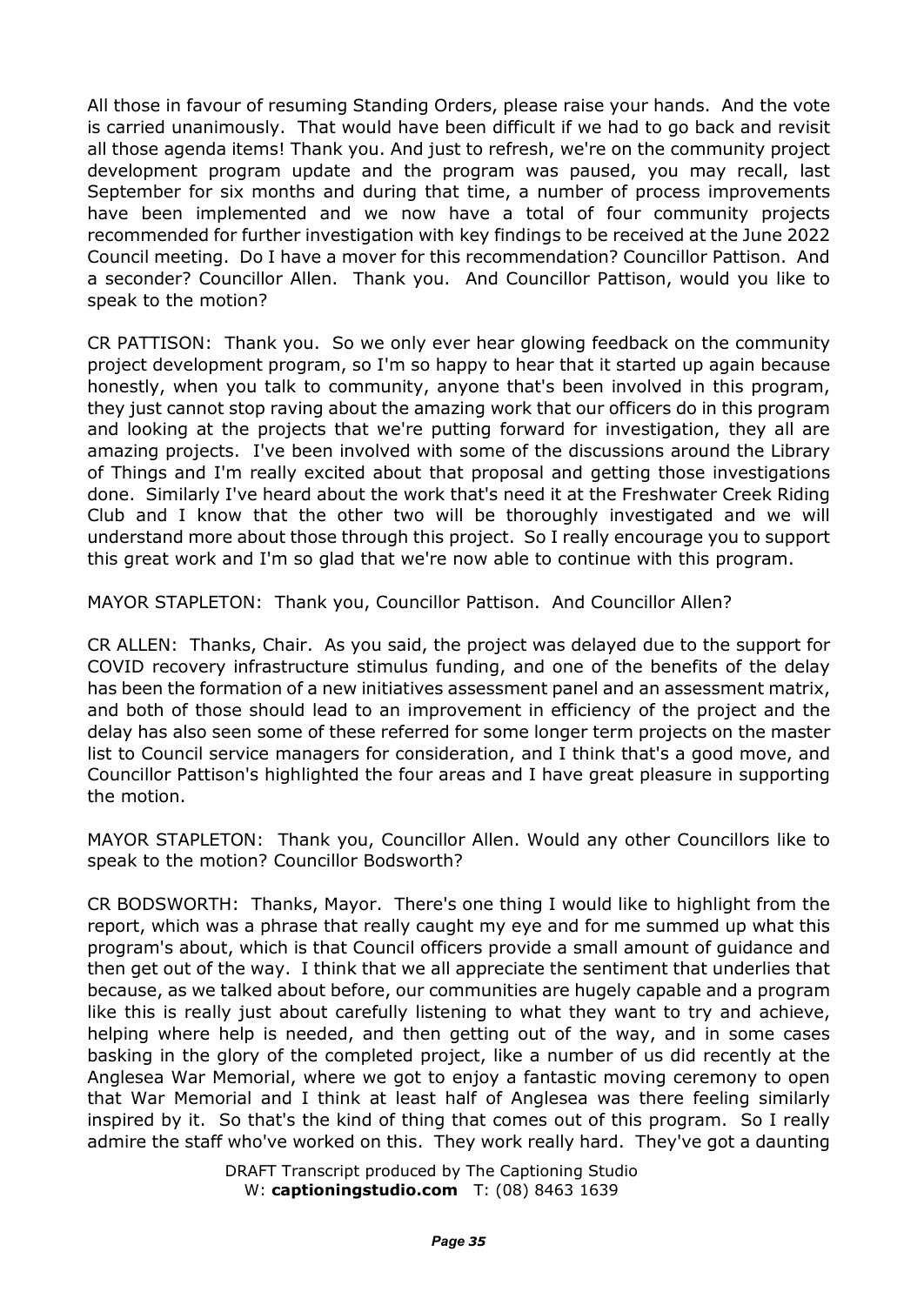All those in favour of resuming Standing Orders, please raise your hands. And the vote is carried unanimously. That would have been difficult if we had to go back and revisit all those agenda items! Thank you. And just to refresh, we're on the community project development program update and the program was paused, you may recall, last September for six months and during that time, a number of process improvements have been implemented and we now have a total of four community projects recommended for further investigation with key findings to be received at the June 2022 Council meeting. Do I have a mover for this recommendation? Councillor Pattison. And a seconder? Councillor Allen. Thank you. And Councillor Pattison, would you like to speak to the motion?

CR PATTISON: Thank you. So we only ever hear glowing feedback on the community project development program, so I'm so happy to hear that it started up again because honestly, when you talk to community, anyone that's been involved in this program, they just cannot stop raving about the amazing work that our officers do in this program and looking at the projects that we're putting forward for investigation, they all are amazing projects. I've been involved with some of the discussions around the Library of Things and I'm really excited about that proposal and getting those investigations done. Similarly I've heard about the work that's need it at the Freshwater Creek Riding Club and I know that the other two will be thoroughly investigated and we will understand more about those through this project. So I really encourage you to support this great work and I'm so glad that we're now able to continue with this program.

MAYOR STAPLETON: Thank you, Councillor Pattison. And Councillor Allen?

CR ALLEN: Thanks, Chair. As you said, the project was delayed due to the support for COVID recovery infrastructure stimulus funding, and one of the benefits of the delay has been the formation of a new initiatives assessment panel and an assessment matrix, and both of those should lead to an improvement in efficiency of the project and the delay has also seen some of these referred for some longer term projects on the master list to Council service managers for consideration, and I think that's a good move, and Councillor Pattison's highlighted the four areas and I have great pleasure in supporting the motion.

MAYOR STAPLETON: Thank you, Councillor Allen. Would any other Councillors like to speak to the motion? Councillor Bodsworth?

CR BODSWORTH: Thanks, Mayor. There's one thing I would like to highlight from the report, which was a phrase that really caught my eye and for me summed up what this program's about, which is that Council officers provide a small amount of guidance and then get out of the way. I think that we all appreciate the sentiment that underlies that because, as we talked about before, our communities are hugely capable and a program like this is really just about carefully listening to what they want to try and achieve, helping where help is needed, and then getting out of the way, and in some cases basking in the glory of the completed project, like a number of us did recently at the Anglesea War Memorial, where we got to enjoy a fantastic moving ceremony to open that War Memorial and I think at least half of Anglesea was there feeling similarly inspired by it. So that's the kind of thing that comes out of this program. So I really admire the staff who've worked on this. They work really hard. They've got a daunting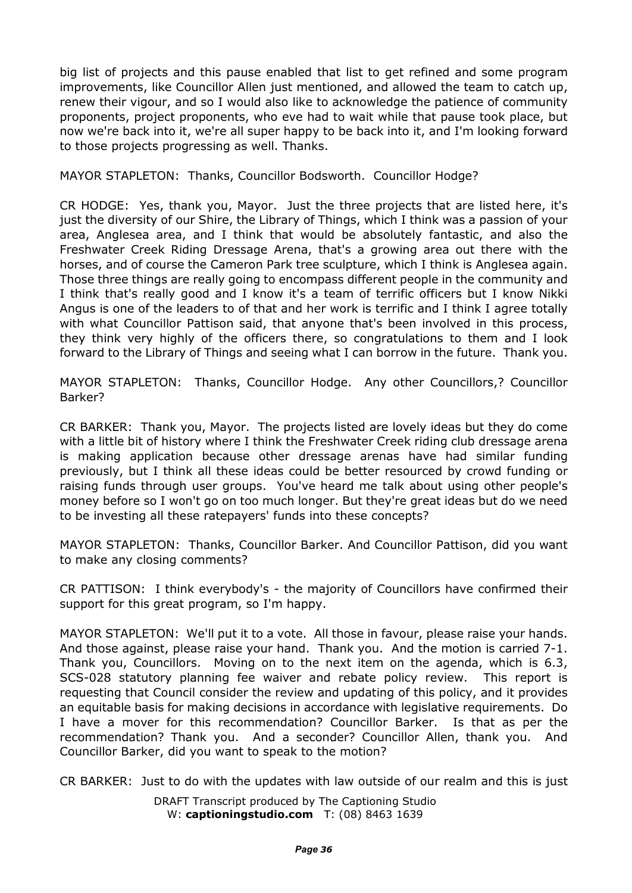big list of projects and this pause enabled that list to get refined and some program improvements, like Councillor Allen just mentioned, and allowed the team to catch up, renew their vigour, and so I would also like to acknowledge the patience of community proponents, project proponents, who eve had to wait while that pause took place, but now we're back into it, we're all super happy to be back into it, and I'm looking forward to those projects progressing as well. Thanks.

MAYOR STAPLETON: Thanks, Councillor Bodsworth. Councillor Hodge?

CR HODGE: Yes, thank you, Mayor. Just the three projects that are listed here, it's just the diversity of our Shire, the Library of Things, which I think was a passion of your area, Anglesea area, and I think that would be absolutely fantastic, and also the Freshwater Creek Riding Dressage Arena, that's a growing area out there with the horses, and of course the Cameron Park tree sculpture, which I think is Anglesea again. Those three things are really going to encompass different people in the community and I think that's really good and I know it's a team of terrific officers but I know Nikki Angus is one of the leaders to of that and her work is terrific and I think I agree totally with what Councillor Pattison said, that anyone that's been involved in this process, they think very highly of the officers there, so congratulations to them and I look forward to the Library of Things and seeing what I can borrow in the future. Thank you.

MAYOR STAPLETON: Thanks, Councillor Hodge. Any other Councillors,? Councillor Barker?

CR BARKER: Thank you, Mayor. The projects listed are lovely ideas but they do come with a little bit of history where I think the Freshwater Creek riding club dressage arena is making application because other dressage arenas have had similar funding previously, but I think all these ideas could be better resourced by crowd funding or raising funds through user groups. You've heard me talk about using other people's money before so I won't go on too much longer. But they're great ideas but do we need to be investing all these ratepayers' funds into these concepts?

MAYOR STAPLETON: Thanks, Councillor Barker. And Councillor Pattison, did you want to make any closing comments?

CR PATTISON: I think everybody's - the majority of Councillors have confirmed their support for this great program, so I'm happy.

MAYOR STAPLETON: We'll put it to a vote. All those in favour, please raise your hands. And those against, please raise your hand. Thank you. And the motion is carried 7-1. Thank you, Councillors. Moving on to the next item on the agenda, which is 6.3, SCS-028 statutory planning fee waiver and rebate policy review. This report is requesting that Council consider the review and updating of this policy, and it provides an equitable basis for making decisions in accordance with legislative requirements. Do I have a mover for this recommendation? Councillor Barker. Is that as per the recommendation? Thank you. And a seconder? Councillor Allen, thank you. And Councillor Barker, did you want to speak to the motion?

CR BARKER: Just to do with the updates with law outside of our realm and this is just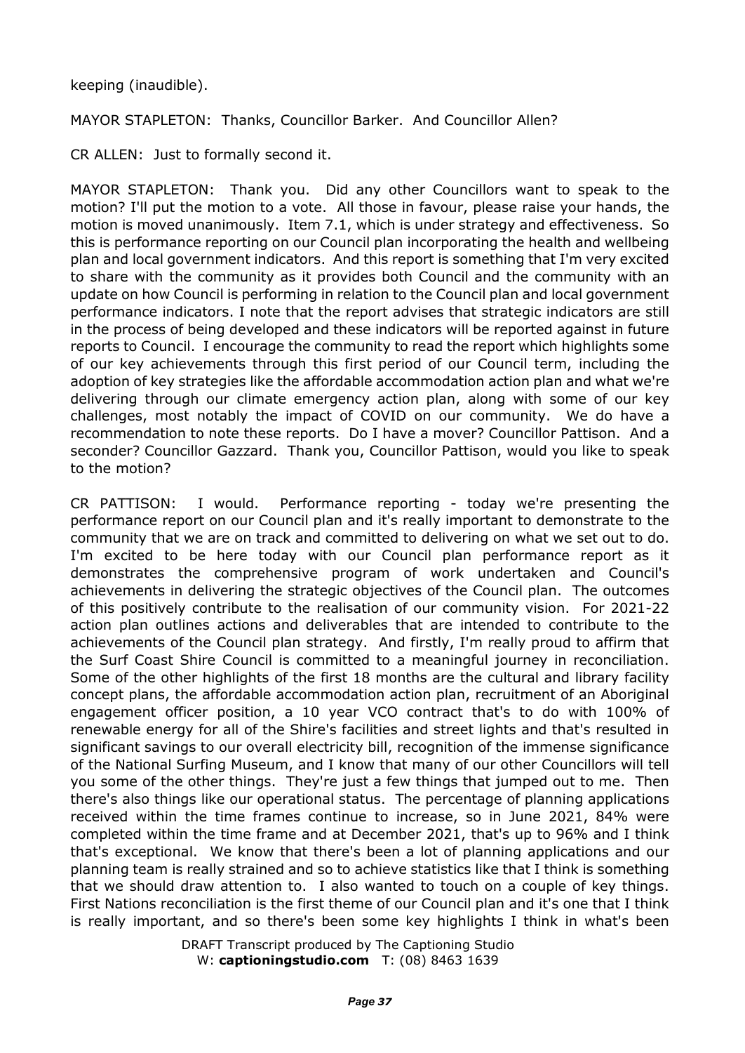keeping (inaudible).

MAYOR STAPLETON: Thanks, Councillor Barker. And Councillor Allen?

CR ALLEN: Just to formally second it.

MAYOR STAPLETON: Thank you. Did any other Councillors want to speak to the motion? I'll put the motion to a vote. All those in favour, please raise your hands, the motion is moved unanimously. Item 7.1, which is under strategy and effectiveness. So this is performance reporting on our Council plan incorporating the health and wellbeing plan and local government indicators. And this report is something that I'm very excited to share with the community as it provides both Council and the community with an update on how Council is performing in relation to the Council plan and local government performance indicators. I note that the report advises that strategic indicators are still in the process of being developed and these indicators will be reported against in future reports to Council. I encourage the community to read the report which highlights some of our key achievements through this first period of our Council term, including the adoption of key strategies like the affordable accommodation action plan and what we're delivering through our climate emergency action plan, along with some of our key challenges, most notably the impact of COVID on our community. We do have a recommendation to note these reports. Do I have a mover? Councillor Pattison. And a seconder? Councillor Gazzard. Thank you, Councillor Pattison, would you like to speak to the motion?

CR PATTISON: I would. Performance reporting - today we're presenting the performance report on our Council plan and it's really important to demonstrate to the community that we are on track and committed to delivering on what we set out to do. I'm excited to be here today with our Council plan performance report as it demonstrates the comprehensive program of work undertaken and Council's achievements in delivering the strategic objectives of the Council plan. The outcomes of this positively contribute to the realisation of our community vision. For 2021-22 action plan outlines actions and deliverables that are intended to contribute to the achievements of the Council plan strategy. And firstly, I'm really proud to affirm that the Surf Coast Shire Council is committed to a meaningful journey in reconciliation. Some of the other highlights of the first 18 months are the cultural and library facility concept plans, the affordable accommodation action plan, recruitment of an Aboriginal engagement officer position, a 10 year VCO contract that's to do with 100% of renewable energy for all of the Shire's facilities and street lights and that's resulted in significant savings to our overall electricity bill, recognition of the immense significance of the National Surfing Museum, and I know that many of our other Councillors will tell you some of the other things. They're just a few things that jumped out to me. Then there's also things like our operational status. The percentage of planning applications received within the time frames continue to increase, so in June 2021, 84% were completed within the time frame and at December 2021, that's up to 96% and I think that's exceptional. We know that there's been a lot of planning applications and our planning team is really strained and so to achieve statistics like that I think is something that we should draw attention to. I also wanted to touch on a couple of key things. First Nations reconciliation is the first theme of our Council plan and it's one that I think is really important, and so there's been some key highlights I think in what's been

DRAFT Transcript produced by The Captioning Studio
W: **captioningstudio.com** T: (08) 8463 1639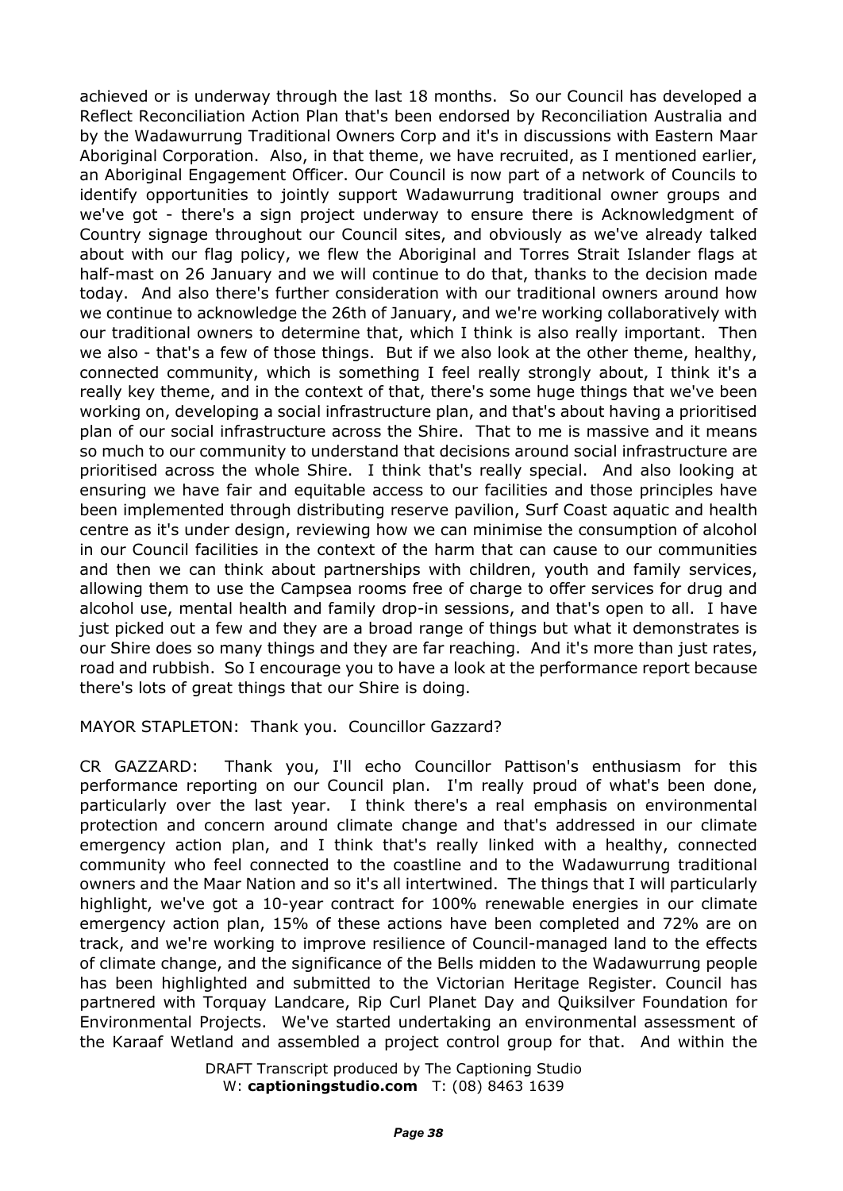achieved or is underway through the last 18 months. So our Council has developed a Reflect Reconciliation Action Plan that's been endorsed by Reconciliation Australia and by the Wadawurrung Traditional Owners Corp and it's in discussions with Eastern Maar Aboriginal Corporation. Also, in that theme, we have recruited, as I mentioned earlier, an Aboriginal Engagement Officer. Our Council is now part of a network of Councils to identify opportunities to jointly support Wadawurrung traditional owner groups and we've got - there's a sign project underway to ensure there is Acknowledgment of Country signage throughout our Council sites, and obviously as we've already talked about with our flag policy, we flew the Aboriginal and Torres Strait Islander flags at half-mast on 26 January and we will continue to do that, thanks to the decision made today. And also there's further consideration with our traditional owners around how we continue to acknowledge the 26th of January, and we're working collaboratively with our traditional owners to determine that, which I think is also really important. Then we also - that's a few of those things. But if we also look at the other theme, healthy, connected community, which is something I feel really strongly about, I think it's a really key theme, and in the context of that, there's some huge things that we've been working on, developing a social infrastructure plan, and that's about having a prioritised plan of our social infrastructure across the Shire. That to me is massive and it means so much to our community to understand that decisions around social infrastructure are prioritised across the whole Shire. I think that's really special. And also looking at ensuring we have fair and equitable access to our facilities and those principles have been implemented through distributing reserve pavilion, Surf Coast aquatic and health centre as it's under design, reviewing how we can minimise the consumption of alcohol in our Council facilities in the context of the harm that can cause to our communities and then we can think about partnerships with children, youth and family services, allowing them to use the Campsea rooms free of charge to offer services for drug and alcohol use, mental health and family drop-in sessions, and that's open to all. I have just picked out a few and they are a broad range of things but what it demonstrates is our Shire does so many things and they are far reaching. And it's more than just rates, road and rubbish. So I encourage you to have a look at the performance report because there's lots of great things that our Shire is doing.

MAYOR STAPLETON: Thank you. Councillor Gazzard?

CR GAZZARD: Thank you, I'll echo Councillor Pattison's enthusiasm for this performance reporting on our Council plan. I'm really proud of what's been done, particularly over the last year. I think there's a real emphasis on environmental protection and concern around climate change and that's addressed in our climate emergency action plan, and I think that's really linked with a healthy, connected community who feel connected to the coastline and to the Wadawurrung traditional owners and the Maar Nation and so it's all intertwined. The things that I will particularly highlight, we've got a 10-year contract for 100% renewable energies in our climate emergency action plan, 15% of these actions have been completed and 72% are on track, and we're working to improve resilience of Council-managed land to the effects of climate change, and the significance of the Bells midden to the Wadawurrung people has been highlighted and submitted to the Victorian Heritage Register. Council has partnered with Torquay Landcare, Rip Curl Planet Day and Quiksilver Foundation for Environmental Projects. We've started undertaking an environmental assessment of the Karaaf Wetland and assembled a project control group for that. And within the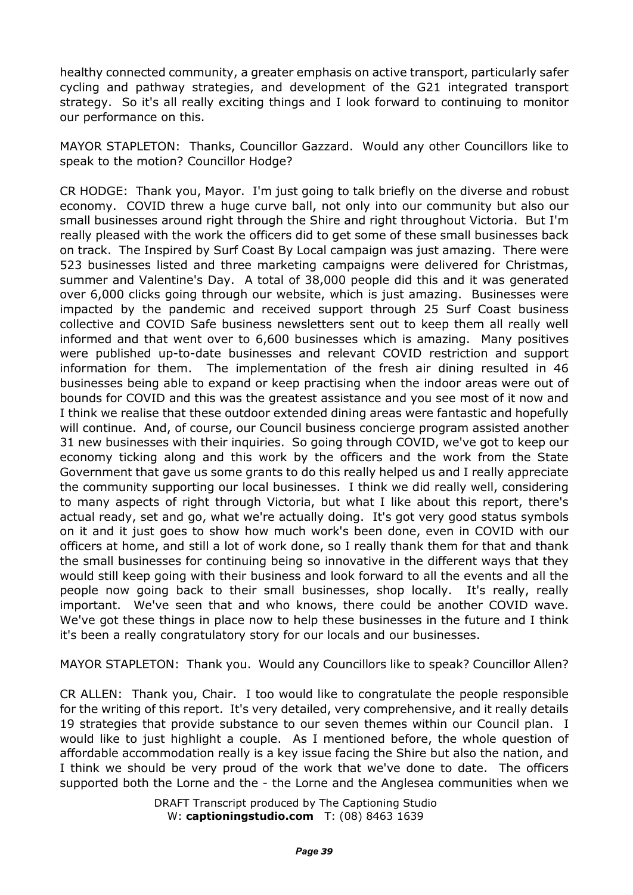healthy connected community, a greater emphasis on active transport, particularly safer cycling and pathway strategies, and development of the G21 integrated transport strategy. So it's all really exciting things and I look forward to continuing to monitor our performance on this.

MAYOR STAPLETON: Thanks, Councillor Gazzard. Would any other Councillors like to speak to the motion? Councillor Hodge?

CR HODGE: Thank you, Mayor. I'm just going to talk briefly on the diverse and robust economy. COVID threw a huge curve ball, not only into our community but also our small businesses around right through the Shire and right throughout Victoria. But I'm really pleased with the work the officers did to get some of these small businesses back on track. The Inspired by Surf Coast By Local campaign was just amazing. There were 523 businesses listed and three marketing campaigns were delivered for Christmas, summer and Valentine's Day. A total of 38,000 people did this and it was generated over 6,000 clicks going through our website, which is just amazing. Businesses were impacted by the pandemic and received support through 25 Surf Coast business collective and COVID Safe business newsletters sent out to keep them all really well informed and that went over to 6,600 businesses which is amazing. Many positives were published up-to-date businesses and relevant COVID restriction and support information for them. The implementation of the fresh air dining resulted in 46 businesses being able to expand or keep practising when the indoor areas were out of bounds for COVID and this was the greatest assistance and you see most of it now and I think we realise that these outdoor extended dining areas were fantastic and hopefully will continue. And, of course, our Council business concierge program assisted another 31 new businesses with their inquiries. So going through COVID, we've got to keep our economy ticking along and this work by the officers and the work from the State Government that gave us some grants to do this really helped us and I really appreciate the community supporting our local businesses. I think we did really well, considering to many aspects of right through Victoria, but what I like about this report, there's actual ready, set and go, what we're actually doing. It's got very good status symbols on it and it just goes to show how much work's been done, even in COVID with our officers at home, and still a lot of work done, so I really thank them for that and thank the small businesses for continuing being so innovative in the different ways that they would still keep going with their business and look forward to all the events and all the people now going back to their small businesses, shop locally. It's really, really important. We've seen that and who knows, there could be another COVID wave. We've got these things in place now to help these businesses in the future and I think it's been a really congratulatory story for our locals and our businesses.

MAYOR STAPLETON: Thank you. Would any Councillors like to speak? Councillor Allen?

CR ALLEN: Thank you, Chair. I too would like to congratulate the people responsible for the writing of this report. It's very detailed, very comprehensive, and it really details 19 strategies that provide substance to our seven themes within our Council plan. I would like to just highlight a couple. As I mentioned before, the whole question of affordable accommodation really is a key issue facing the Shire but also the nation, and I think we should be very proud of the work that we've done to date. The officers supported both the Lorne and the - the Lorne and the Anglesea communities when we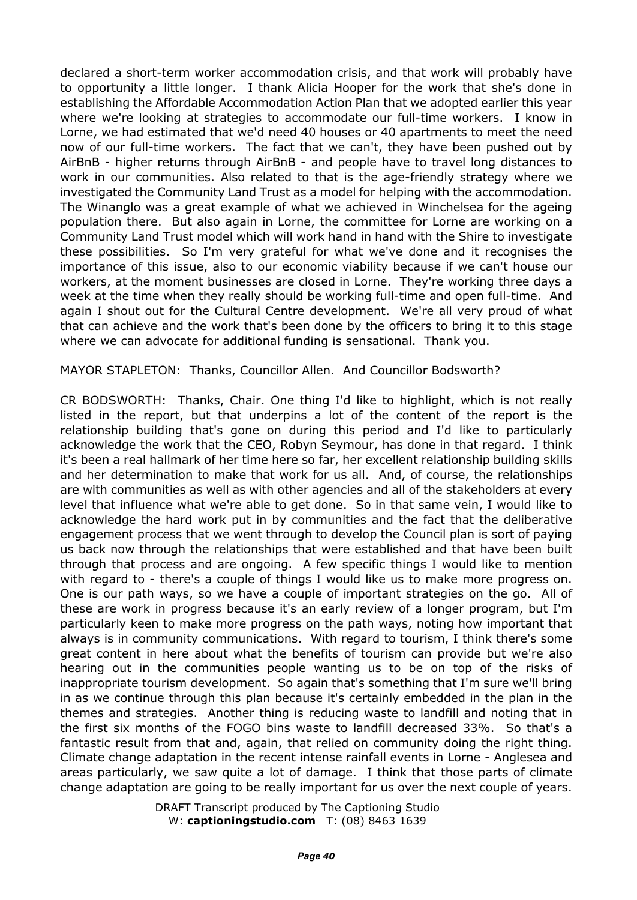declared a short-term worker accommodation crisis, and that work will probably have to opportunity a little longer. I thank Alicia Hooper for the work that she's done in establishing the Affordable Accommodation Action Plan that we adopted earlier this year where we're looking at strategies to accommodate our full-time workers. I know in Lorne, we had estimated that we'd need 40 houses or 40 apartments to meet the need now of our full-time workers. The fact that we can't, they have been pushed out by AirBnB - higher returns through AirBnB - and people have to travel long distances to work in our communities. Also related to that is the age-friendly strategy where we investigated the Community Land Trust as a model for helping with the accommodation. The Winanglo was a great example of what we achieved in Winchelsea for the ageing population there. But also again in Lorne, the committee for Lorne are working on a Community Land Trust model which will work hand in hand with the Shire to investigate these possibilities. So I'm very grateful for what we've done and it recognises the importance of this issue, also to our economic viability because if we can't house our workers, at the moment businesses are closed in Lorne. They're working three days a week at the time when they really should be working full-time and open full-time. And again I shout out for the Cultural Centre development. We're all very proud of what that can achieve and the work that's been done by the officers to bring it to this stage where we can advocate for additional funding is sensational. Thank you.

MAYOR STAPLETON: Thanks, Councillor Allen. And Councillor Bodsworth?

CR BODSWORTH: Thanks, Chair. One thing I'd like to highlight, which is not really listed in the report, but that underpins a lot of the content of the report is the relationship building that's gone on during this period and I'd like to particularly acknowledge the work that the CEO, Robyn Seymour, has done in that regard. I think it's been a real hallmark of her time here so far, her excellent relationship building skills and her determination to make that work for us all. And, of course, the relationships are with communities as well as with other agencies and all of the stakeholders at every level that influence what we're able to get done. So in that same vein, I would like to acknowledge the hard work put in by communities and the fact that the deliberative engagement process that we went through to develop the Council plan is sort of paying us back now through the relationships that were established and that have been built through that process and are ongoing. A few specific things I would like to mention with regard to - there's a couple of things I would like us to make more progress on. One is our path ways, so we have a couple of important strategies on the go. All of these are work in progress because it's an early review of a longer program, but I'm particularly keen to make more progress on the path ways, noting how important that always is in community communications. With regard to tourism, I think there's some great content in here about what the benefits of tourism can provide but we're also hearing out in the communities people wanting us to be on top of the risks of inappropriate tourism development. So again that's something that I'm sure we'll bring in as we continue through this plan because it's certainly embedded in the plan in the themes and strategies. Another thing is reducing waste to landfill and noting that in the first six months of the FOGO bins waste to landfill decreased 33%. So that's a fantastic result from that and, again, that relied on community doing the right thing. Climate change adaptation in the recent intense rainfall events in Lorne - Anglesea and areas particularly, we saw quite a lot of damage. I think that those parts of climate change adaptation are going to be really important for us over the next couple of years.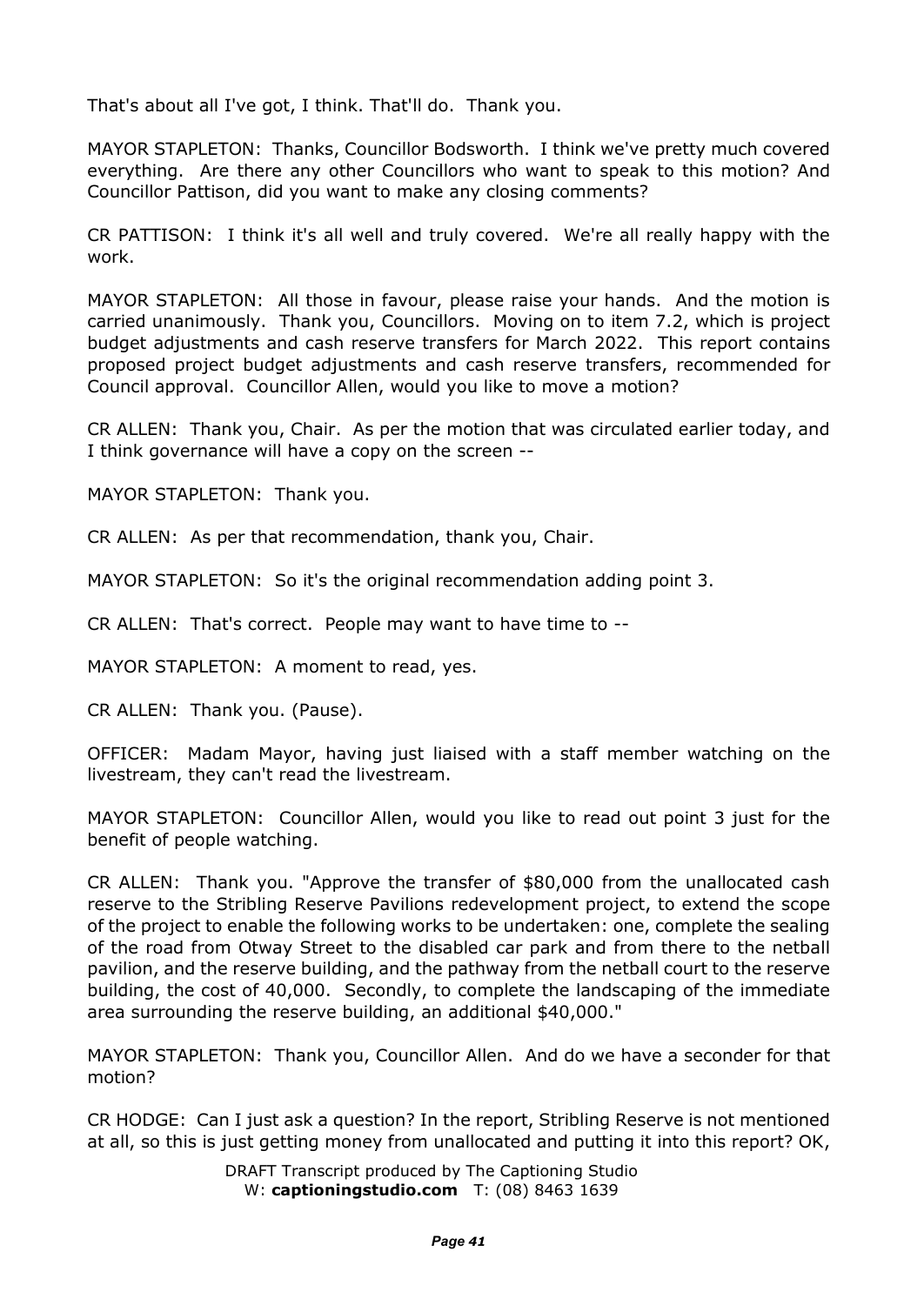That's about all I've got, I think. That'll do. Thank you.

MAYOR STAPLETON: Thanks, Councillor Bodsworth. I think we've pretty much covered everything. Are there any other Councillors who want to speak to this motion? And Councillor Pattison, did you want to make any closing comments?

CR PATTISON: I think it's all well and truly covered. We're all really happy with the work.

MAYOR STAPLETON: All those in favour, please raise your hands. And the motion is carried unanimously. Thank you, Councillors. Moving on to item 7.2, which is project budget adjustments and cash reserve transfers for March 2022. This report contains proposed project budget adjustments and cash reserve transfers, recommended for Council approval. Councillor Allen, would you like to move a motion?

CR ALLEN: Thank you, Chair. As per the motion that was circulated earlier today, and I think governance will have a copy on the screen --

MAYOR STAPLETON: Thank you.

CR ALLEN: As per that recommendation, thank you, Chair.

MAYOR STAPLETON: So it's the original recommendation adding point 3.

CR ALLEN: That's correct. People may want to have time to --

MAYOR STAPLETON: A moment to read, yes.

CR ALLEN: Thank you. (Pause).

OFFICER: Madam Mayor, having just liaised with a staff member watching on the livestream, they can't read the livestream.

MAYOR STAPLETON: Councillor Allen, would you like to read out point 3 just for the benefit of people watching.

CR ALLEN: Thank you. "Approve the transfer of $80,000 from the unallocated cash reserve to the Stribling Reserve Pavilions redevelopment project, to extend the scope of the project to enable the following works to be undertaken: one, complete the sealing of the road from Otway Street to the disabled car park and from there to the netball pavilion, and the reserve building, and the pathway from the netball court to the reserve building, the cost of 40,000. Secondly, to complete the landscaping of the immediate area surrounding the reserve building, an additional $40,000."

MAYOR STAPLETON: Thank you, Councillor Allen. And do we have a seconder for that motion?

CR HODGE: Can I just ask a question? In the report, Stribling Reserve is not mentioned at all, so this is just getting money from unallocated and putting it into this report? OK,

DRAFT Transcript produced by The Captioning Studio
W: **captioningstudio.com** T: (08) 8463 1639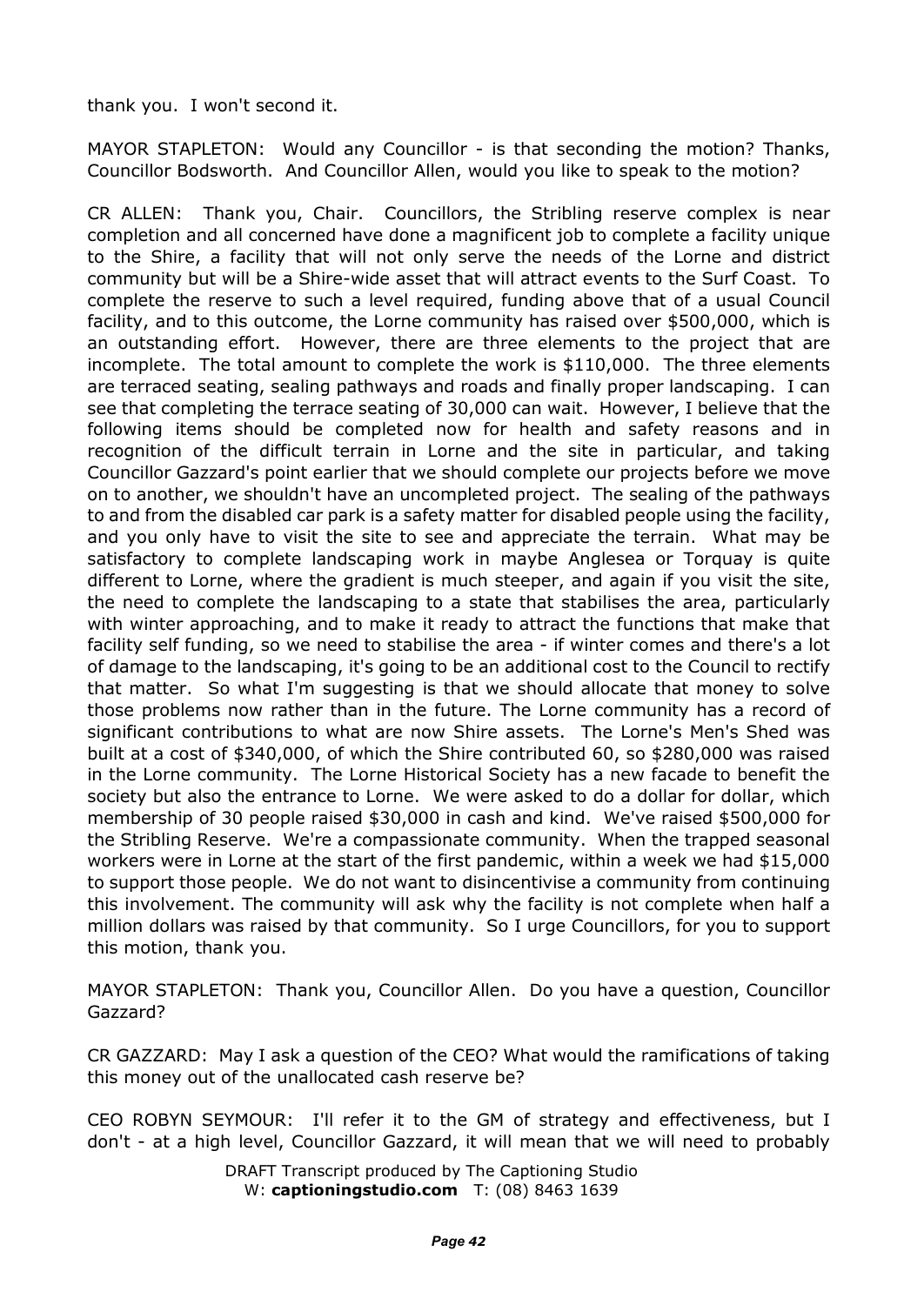thank you. I won't second it.

MAYOR STAPLETON: Would any Councillor - is that seconding the motion? Thanks, Councillor Bodsworth. And Councillor Allen, would you like to speak to the motion?

CR ALLEN: Thank you, Chair. Councillors, the Stribling reserve complex is near completion and all concerned have done a magnificent job to complete a facility unique to the Shire, a facility that will not only serve the needs of the Lorne and district community but will be a Shire-wide asset that will attract events to the Surf Coast. To complete the reserve to such a level required, funding above that of a usual Council facility, and to this outcome, the Lorne community has raised over $500,000, which is an outstanding effort. However, there are three elements to the project that are incomplete. The total amount to complete the work is $110,000. The three elements are terraced seating, sealing pathways and roads and finally proper landscaping. I can see that completing the terrace seating of 30,000 can wait. However, I believe that the following items should be completed now for health and safety reasons and in recognition of the difficult terrain in Lorne and the site in particular, and taking Councillor Gazzard's point earlier that we should complete our projects before we move on to another, we shouldn't have an uncompleted project. The sealing of the pathways to and from the disabled car park is a safety matter for disabled people using the facility, and you only have to visit the site to see and appreciate the terrain. What may be satisfactory to complete landscaping work in maybe Anglesea or Torquay is quite different to Lorne, where the gradient is much steeper, and again if you visit the site, the need to complete the landscaping to a state that stabilises the area, particularly with winter approaching, and to make it ready to attract the functions that make that facility self funding, so we need to stabilise the area - if winter comes and there's a lot of damage to the landscaping, it's going to be an additional cost to the Council to rectify that matter. So what I'm suggesting is that we should allocate that money to solve those problems now rather than in the future. The Lorne community has a record of significant contributions to what are now Shire assets. The Lorne's Men's Shed was built at a cost of $340,000, of which the Shire contributed 60, so $280,000 was raised in the Lorne community. The Lorne Historical Society has a new facade to benefit the society but also the entrance to Lorne. We were asked to do a dollar for dollar, which membership of 30 people raised $30,000 in cash and kind. We've raised $500,000 for the Stribling Reserve. We're a compassionate community. When the trapped seasonal workers were in Lorne at the start of the first pandemic, within a week we had $15,000 to support those people. We do not want to disincentivise a community from continuing this involvement. The community will ask why the facility is not complete when half a million dollars was raised by that community. So I urge Councillors, for you to support this motion, thank you.

MAYOR STAPLETON: Thank you, Councillor Allen. Do you have a question, Councillor Gazzard?

CR GAZZARD: May I ask a question of the CEO? What would the ramifications of taking this money out of the unallocated cash reserve be?

CEO ROBYN SEYMOUR: I'll refer it to the GM of strategy and effectiveness, but I don't - at a high level, Councillor Gazzard, it will mean that we will need to probably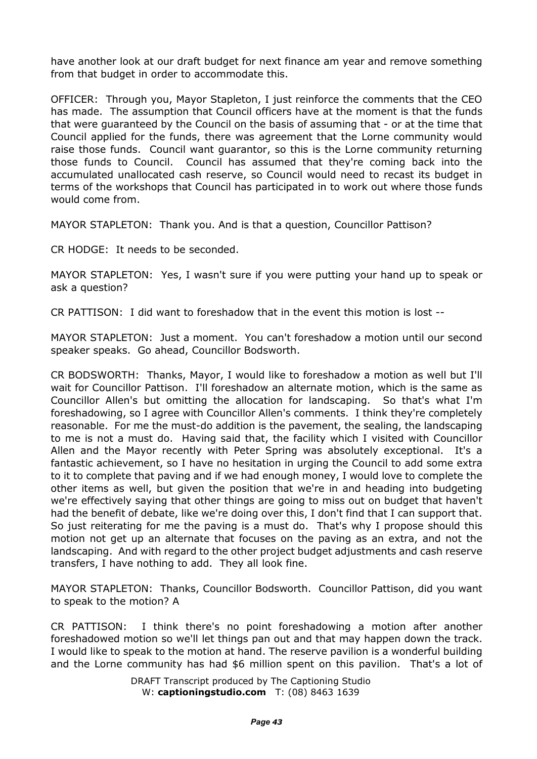have another look at our draft budget for next finance am year and remove something from that budget in order to accommodate this.

OFFICER: Through you, Mayor Stapleton, I just reinforce the comments that the CEO has made. The assumption that Council officers have at the moment is that the funds that were guaranteed by the Council on the basis of assuming that - or at the time that Council applied for the funds, there was agreement that the Lorne community would raise those funds. Council want guarantor, so this is the Lorne community returning those funds to Council. Council has assumed that they're coming back into the accumulated unallocated cash reserve, so Council would need to recast its budget in terms of the workshops that Council has participated in to work out where those funds would come from.

MAYOR STAPLETON: Thank you. And is that a question, Councillor Pattison?

CR HODGE: It needs to be seconded.

MAYOR STAPLETON: Yes, I wasn't sure if you were putting your hand up to speak or ask a question?

CR PATTISON: I did want to foreshadow that in the event this motion is lost --

MAYOR STAPLETON: Just a moment. You can't foreshadow a motion until our second speaker speaks. Go ahead, Councillor Bodsworth.

CR BODSWORTH: Thanks, Mayor, I would like to foreshadow a motion as well but I'll wait for Councillor Pattison. I'll foreshadow an alternate motion, which is the same as Councillor Allen's but omitting the allocation for landscaping. So that's what I'm foreshadowing, so I agree with Councillor Allen's comments. I think they're completely reasonable. For me the must-do addition is the pavement, the sealing, the landscaping to me is not a must do. Having said that, the facility which I visited with Councillor Allen and the Mayor recently with Peter Spring was absolutely exceptional. It's a fantastic achievement, so I have no hesitation in urging the Council to add some extra to it to complete that paving and if we had enough money, I would love to complete the other items as well, but given the position that we're in and heading into budgeting we're effectively saying that other things are going to miss out on budget that haven't had the benefit of debate, like we're doing over this, I don't find that I can support that. So just reiterating for me the paving is a must do. That's why I propose should this motion not get up an alternate that focuses on the paving as an extra, and not the landscaping. And with regard to the other project budget adjustments and cash reserve transfers, I have nothing to add. They all look fine.

MAYOR STAPLETON: Thanks, Councillor Bodsworth. Councillor Pattison, did you want to speak to the motion? A

CR PATTISON: I think there's no point foreshadowing a motion after another foreshadowed motion so we'll let things pan out and that may happen down the track. I would like to speak to the motion at hand. The reserve pavilion is a wonderful building and the Lorne community has had $6 million spent on this pavilion. That's a lot of

DRAFT Transcript produced by The Captioning Studio
W: **captioningstudio.com** T: (08) 8463 1639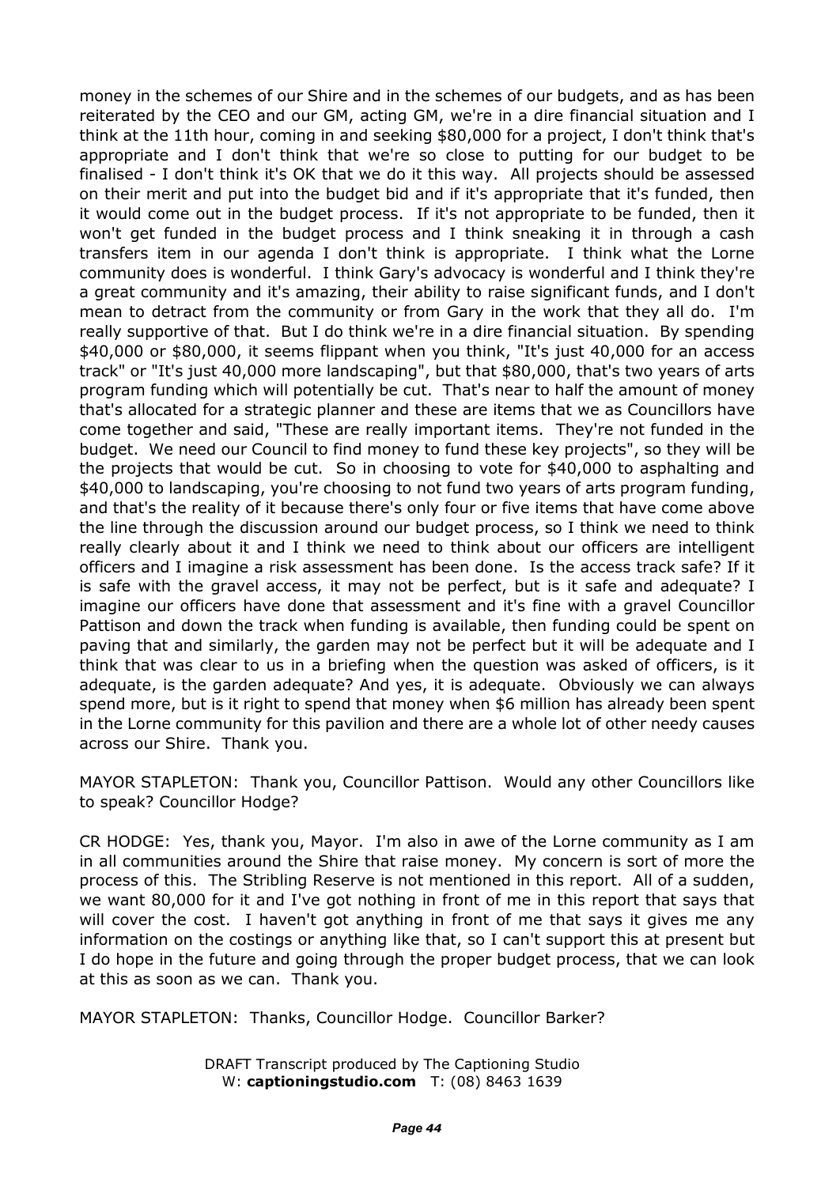money in the schemes of our Shire and in the schemes of our budgets, and as has been reiterated by the CEO and our GM, acting GM, we're in a dire financial situation and I think at the 11th hour, coming in and seeking $80,000 for a project, I don't think that's appropriate and I don't think that we're so close to putting for our budget to be finalised - I don't think it's OK that we do it this way. All projects should be assessed on their merit and put into the budget bid and if it's appropriate that it's funded, then it would come out in the budget process. If it's not appropriate to be funded, then it won't get funded in the budget process and I think sneaking it in through a cash transfers item in our agenda I don't think is appropriate. I think what the Lorne community does is wonderful. I think Gary's advocacy is wonderful and I think they're a great community and it's amazing, their ability to raise significant funds, and I don't mean to detract from the community or from Gary in the work that they all do. I'm really supportive of that. But I do think we're in a dire financial situation. By spending $40,000 or $80,000, it seems flippant when you think, "It's just 40,000 for an access track" or "It's just 40,000 more landscaping", but that $80,000, that's two years of arts program funding which will potentially be cut. That's near to half the amount of money that's allocated for a strategic planner and these are items that we as Councillors have come together and said, "These are really important items. They're not funded in the budget. We need our Council to find money to fund these key projects", so they will be the projects that would be cut. So in choosing to vote for $40,000 to asphalting and $40,000 to landscaping, you're choosing to not fund two years of arts program funding, and that's the reality of it because there's only four or five items that have come above the line through the discussion around our budget process, so I think we need to think really clearly about it and I think we need to think about our officers are intelligent officers and I imagine a risk assessment has been done. Is the access track safe? If it is safe with the gravel access, it may not be perfect, but is it safe and adequate? I imagine our officers have done that assessment and it's fine with a gravel Councillor Pattison and down the track when funding is available, then funding could be spent on paving that and similarly, the garden may not be perfect but it will be adequate and I think that was clear to us in a briefing when the question was asked of officers, is it adequate, is the garden adequate? And yes, it is adequate. Obviously we can always spend more, but is it right to spend that money when $6 million has already been spent in the Lorne community for this pavilion and there are a whole lot of other needy causes across our Shire. Thank you.

MAYOR STAPLETON: Thank you, Councillor Pattison. Would any other Councillors like to speak? Councillor Hodge?

CR HODGE: Yes, thank you, Mayor. I'm also in awe of the Lorne community as I am in all communities around the Shire that raise money. My concern is sort of more the process of this. The Stribling Reserve is not mentioned in this report. All of a sudden, we want 80,000 for it and I've got nothing in front of me in this report that says that will cover the cost. I haven't got anything in front of me that says it gives me any information on the costings or anything like that, so I can't support this at present but I do hope in the future and going through the proper budget process, that we can look at this as soon as we can. Thank you.

MAYOR STAPLETON: Thanks, Councillor Hodge. Councillor Barker?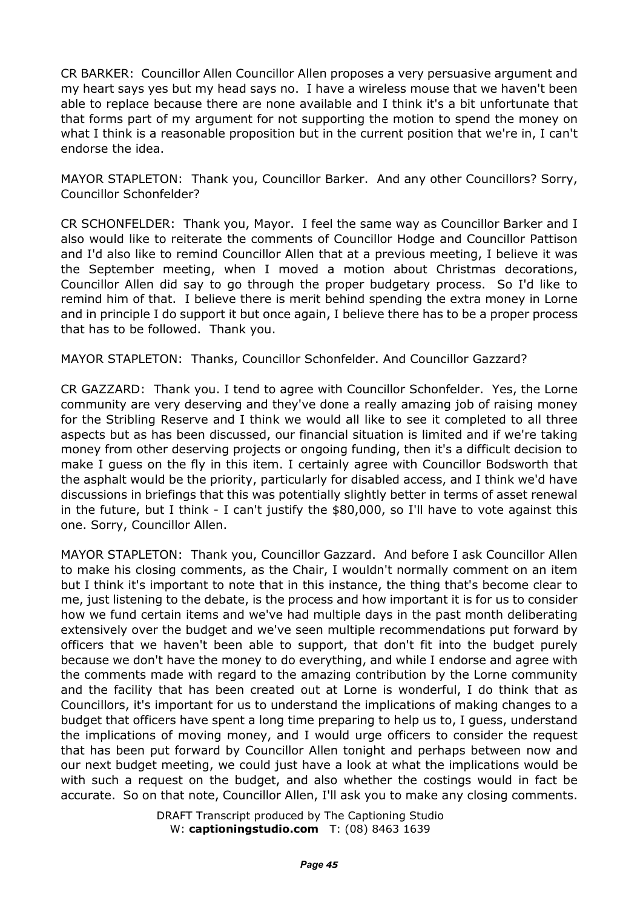CR BARKER: Councillor Allen Councillor Allen proposes a very persuasive argument and my heart says yes but my head says no. I have a wireless mouse that we haven't been able to replace because there are none available and I think it's a bit unfortunate that that forms part of my argument for not supporting the motion to spend the money on what I think is a reasonable proposition but in the current position that we're in, I can't endorse the idea.

MAYOR STAPLETON: Thank you, Councillor Barker. And any other Councillors? Sorry, Councillor Schonfelder?

CR SCHONFELDER: Thank you, Mayor. I feel the same way as Councillor Barker and I also would like to reiterate the comments of Councillor Hodge and Councillor Pattison and I'd also like to remind Councillor Allen that at a previous meeting, I believe it was the September meeting, when I moved a motion about Christmas decorations, Councillor Allen did say to go through the proper budgetary process. So I'd like to remind him of that. I believe there is merit behind spending the extra money in Lorne and in principle I do support it but once again, I believe there has to be a proper process that has to be followed. Thank you.

MAYOR STAPLETON: Thanks, Councillor Schonfelder. And Councillor Gazzard?

CR GAZZARD: Thank you. I tend to agree with Councillor Schonfelder. Yes, the Lorne community are very deserving and they've done a really amazing job of raising money for the Stribling Reserve and I think we would all like to see it completed to all three aspects but as has been discussed, our financial situation is limited and if we're taking money from other deserving projects or ongoing funding, then it's a difficult decision to make I guess on the fly in this item. I certainly agree with Councillor Bodsworth that the asphalt would be the priority, particularly for disabled access, and I think we'd have discussions in briefings that this was potentially slightly better in terms of asset renewal in the future, but I think - I can't justify the $80,000, so I'll have to vote against this one. Sorry, Councillor Allen.

MAYOR STAPLETON: Thank you, Councillor Gazzard. And before I ask Councillor Allen to make his closing comments, as the Chair, I wouldn't normally comment on an item but I think it's important to note that in this instance, the thing that's become clear to me, just listening to the debate, is the process and how important it is for us to consider how we fund certain items and we've had multiple days in the past month deliberating extensively over the budget and we've seen multiple recommendations put forward by officers that we haven't been able to support, that don't fit into the budget purely because we don't have the money to do everything, and while I endorse and agree with the comments made with regard to the amazing contribution by the Lorne community and the facility that has been created out at Lorne is wonderful, I do think that as Councillors, it's important for us to understand the implications of making changes to a budget that officers have spent a long time preparing to help us to, I guess, understand the implications of moving money, and I would urge officers to consider the request that has been put forward by Councillor Allen tonight and perhaps between now and our next budget meeting, we could just have a look at what the implications would be with such a request on the budget, and also whether the costings would in fact be accurate. So on that note, Councillor Allen, I'll ask you to make any closing comments.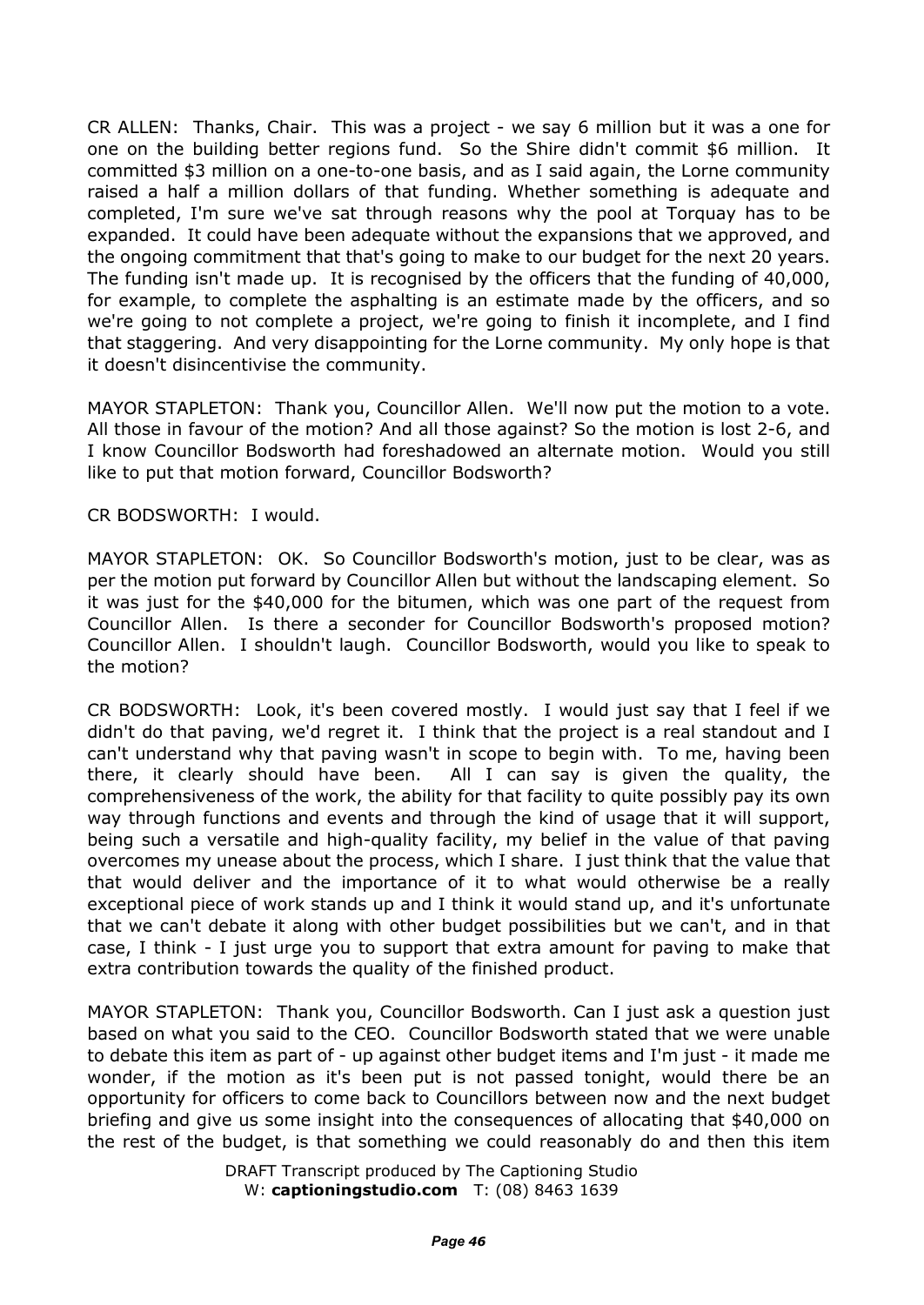CR ALLEN: Thanks, Chair. This was a project - we say 6 million but it was a one for one on the building better regions fund. So the Shire didn't commit $6 million. It committed $3 million on a one-to-one basis, and as I said again, the Lorne community raised a half a million dollars of that funding. Whether something is adequate and completed, I'm sure we've sat through reasons why the pool at Torquay has to be expanded. It could have been adequate without the expansions that we approved, and the ongoing commitment that that's going to make to our budget for the next 20 years. The funding isn't made up. It is recognised by the officers that the funding of 40,000, for example, to complete the asphalting is an estimate made by the officers, and so we're going to not complete a project, we're going to finish it incomplete, and I find that staggering. And very disappointing for the Lorne community. My only hope is that it doesn't disincentivise the community.

MAYOR STAPLETON: Thank you, Councillor Allen. We'll now put the motion to a vote. All those in favour of the motion? And all those against? So the motion is lost 2-6, and I know Councillor Bodsworth had foreshadowed an alternate motion. Would you still like to put that motion forward, Councillor Bodsworth?

CR BODSWORTH: I would.

MAYOR STAPLETON: OK. So Councillor Bodsworth's motion, just to be clear, was as per the motion put forward by Councillor Allen but without the landscaping element. So it was just for the $40,000 for the bitumen, which was one part of the request from Councillor Allen. Is there a seconder for Councillor Bodsworth's proposed motion? Councillor Allen. I shouldn't laugh. Councillor Bodsworth, would you like to speak to the motion?

CR BODSWORTH: Look, it's been covered mostly. I would just say that I feel if we didn't do that paving, we'd regret it. I think that the project is a real standout and I can't understand why that paving wasn't in scope to begin with. To me, having been there, it clearly should have been. All I can say is given the quality, the comprehensiveness of the work, the ability for that facility to quite possibly pay its own way through functions and events and through the kind of usage that it will support, being such a versatile and high-quality facility, my belief in the value of that paving overcomes my unease about the process, which I share. I just think that the value that that would deliver and the importance of it to what would otherwise be a really exceptional piece of work stands up and I think it would stand up, and it's unfortunate that we can't debate it along with other budget possibilities but we can't, and in that case, I think - I just urge you to support that extra amount for paving to make that extra contribution towards the quality of the finished product.

MAYOR STAPLETON: Thank you, Councillor Bodsworth. Can I just ask a question just based on what you said to the CEO. Councillor Bodsworth stated that we were unable to debate this item as part of - up against other budget items and I'm just - it made me wonder, if the motion as it's been put is not passed tonight, would there be an opportunity for officers to come back to Councillors between now and the next budget briefing and give us some insight into the consequences of allocating that $40,000 on the rest of the budget, is that something we could reasonably do and then this item

DRAFT Transcript produced by The Captioning Studio
W: **captioningstudio.com** T: (08) 8463 1639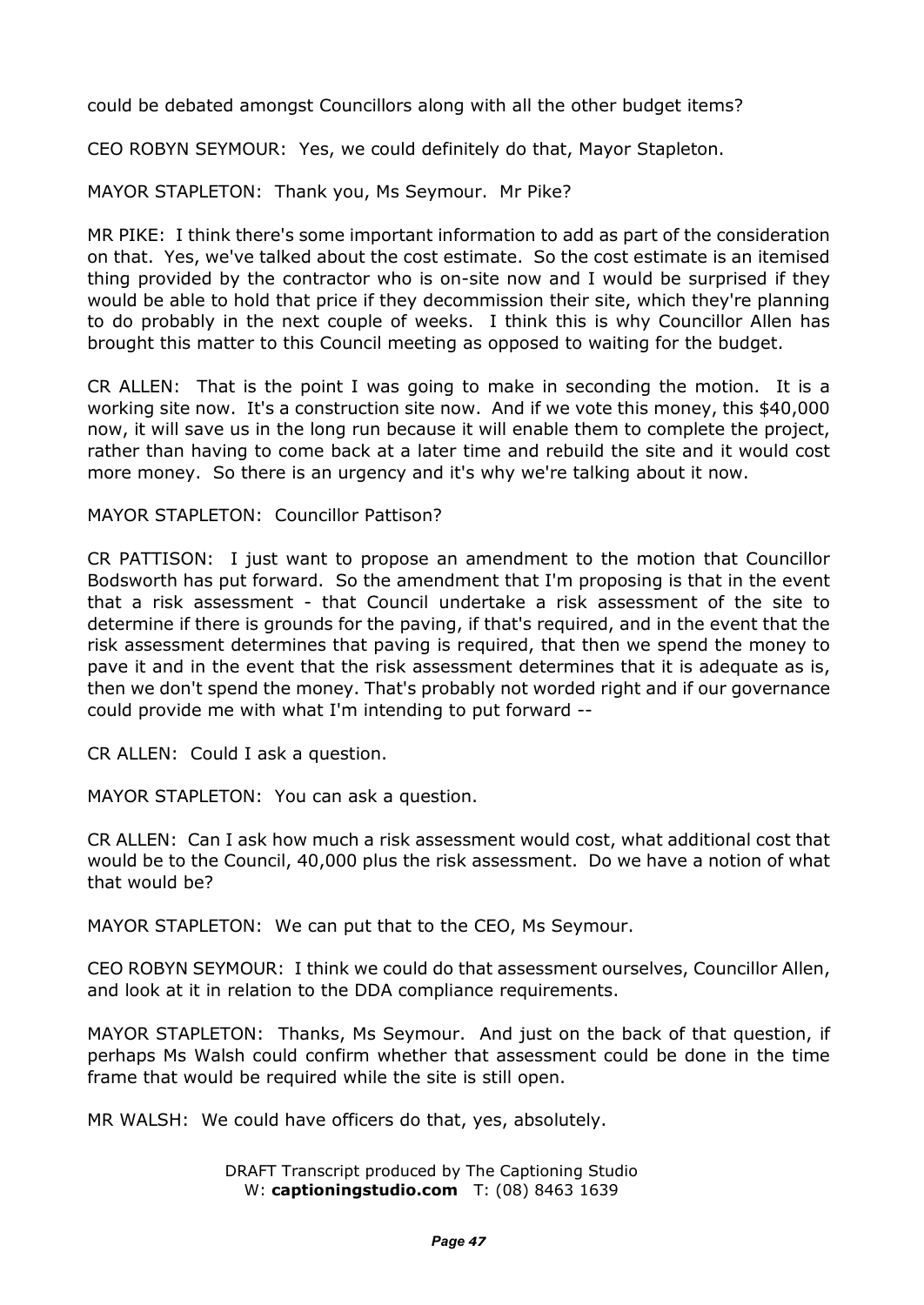could be debated amongst Councillors along with all the other budget items?

CEO ROBYN SEYMOUR: Yes, we could definitely do that, Mayor Stapleton.

MAYOR STAPLETON: Thank you, Ms Seymour. Mr Pike?

MR PIKE: I think there's some important information to add as part of the consideration on that. Yes, we've talked about the cost estimate. So the cost estimate is an itemised thing provided by the contractor who is on-site now and I would be surprised if they would be able to hold that price if they decommission their site, which they're planning to do probably in the next couple of weeks. I think this is why Councillor Allen has brought this matter to this Council meeting as opposed to waiting for the budget.

CR ALLEN: That is the point I was going to make in seconding the motion. It is a working site now. It's a construction site now. And if we vote this money, this $40,000 now, it will save us in the long run because it will enable them to complete the project, rather than having to come back at a later time and rebuild the site and it would cost more money. So there is an urgency and it's why we're talking about it now.

MAYOR STAPLETON: Councillor Pattison?

CR PATTISON: I just want to propose an amendment to the motion that Councillor Bodsworth has put forward. So the amendment that I'm proposing is that in the event that a risk assessment - that Council undertake a risk assessment of the site to determine if there is grounds for the paving, if that's required, and in the event that the risk assessment determines that paving is required, that then we spend the money to pave it and in the event that the risk assessment determines that it is adequate as is, then we don't spend the money. That's probably not worded right and if our governance could provide me with what I'm intending to put forward --

CR ALLEN: Could I ask a question.

MAYOR STAPLETON: You can ask a question.

CR ALLEN: Can I ask how much a risk assessment would cost, what additional cost that would be to the Council, 40,000 plus the risk assessment. Do we have a notion of what that would be?

MAYOR STAPLETON: We can put that to the CEO, Ms Seymour.

CEO ROBYN SEYMOUR: I think we could do that assessment ourselves, Councillor Allen, and look at it in relation to the DDA compliance requirements.

MAYOR STAPLETON: Thanks, Ms Seymour. And just on the back of that question, if perhaps Ms Walsh could confirm whether that assessment could be done in the time frame that would be required while the site is still open.

MR WALSH: We could have officers do that, yes, absolutely.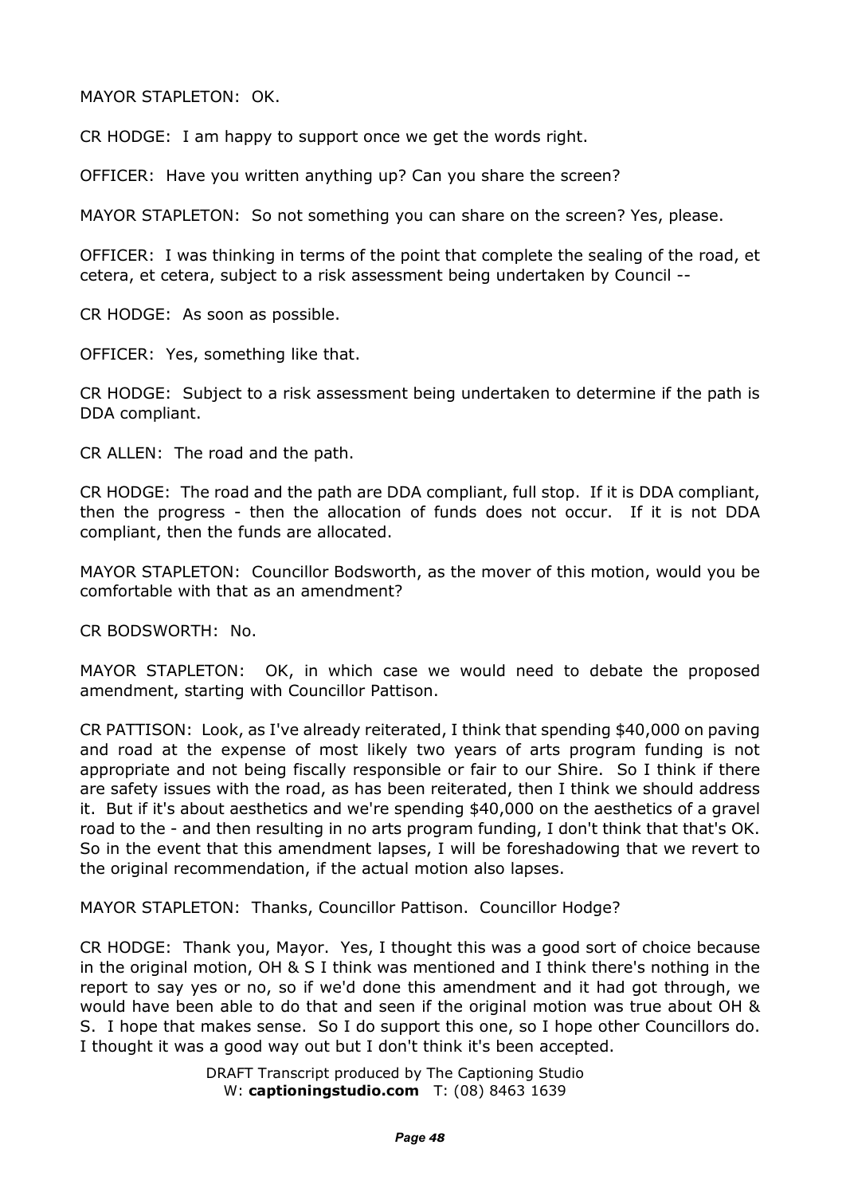MAYOR STAPLETON: OK.

CR HODGE: I am happy to support once we get the words right.

OFFICER: Have you written anything up? Can you share the screen?

MAYOR STAPLETON: So not something you can share on the screen? Yes, please.

OFFICER: I was thinking in terms of the point that complete the sealing of the road, et cetera, et cetera, subject to a risk assessment being undertaken by Council --

CR HODGE: As soon as possible.

OFFICER: Yes, something like that.

CR HODGE: Subject to a risk assessment being undertaken to determine if the path is DDA compliant.

CR ALLEN: The road and the path.

CR HODGE: The road and the path are DDA compliant, full stop. If it is DDA compliant, then the progress - then the allocation of funds does not occur. If it is not DDA compliant, then the funds are allocated.

MAYOR STAPLETON: Councillor Bodsworth, as the mover of this motion, would you be comfortable with that as an amendment?

CR BODSWORTH: No.

MAYOR STAPLETON: OK, in which case we would need to debate the proposed amendment, starting with Councillor Pattison.

CR PATTISON: Look, as I've already reiterated, I think that spending $40,000 on paving and road at the expense of most likely two years of arts program funding is not appropriate and not being fiscally responsible or fair to our Shire. So I think if there are safety issues with the road, as has been reiterated, then I think we should address it. But if it's about aesthetics and we're spending $40,000 on the aesthetics of a gravel road to the - and then resulting in no arts program funding, I don't think that that's OK. So in the event that this amendment lapses, I will be foreshadowing that we revert to the original recommendation, if the actual motion also lapses.

MAYOR STAPLETON: Thanks, Councillor Pattison. Councillor Hodge?

CR HODGE: Thank you, Mayor. Yes, I thought this was a good sort of choice because in the original motion, OH & S I think was mentioned and I think there's nothing in the report to say yes or no, so if we'd done this amendment and it had got through, we would have been able to do that and seen if the original motion was true about OH & S. I hope that makes sense. So I do support this one, so I hope other Councillors do. I thought it was a good way out but I don't think it's been accepted.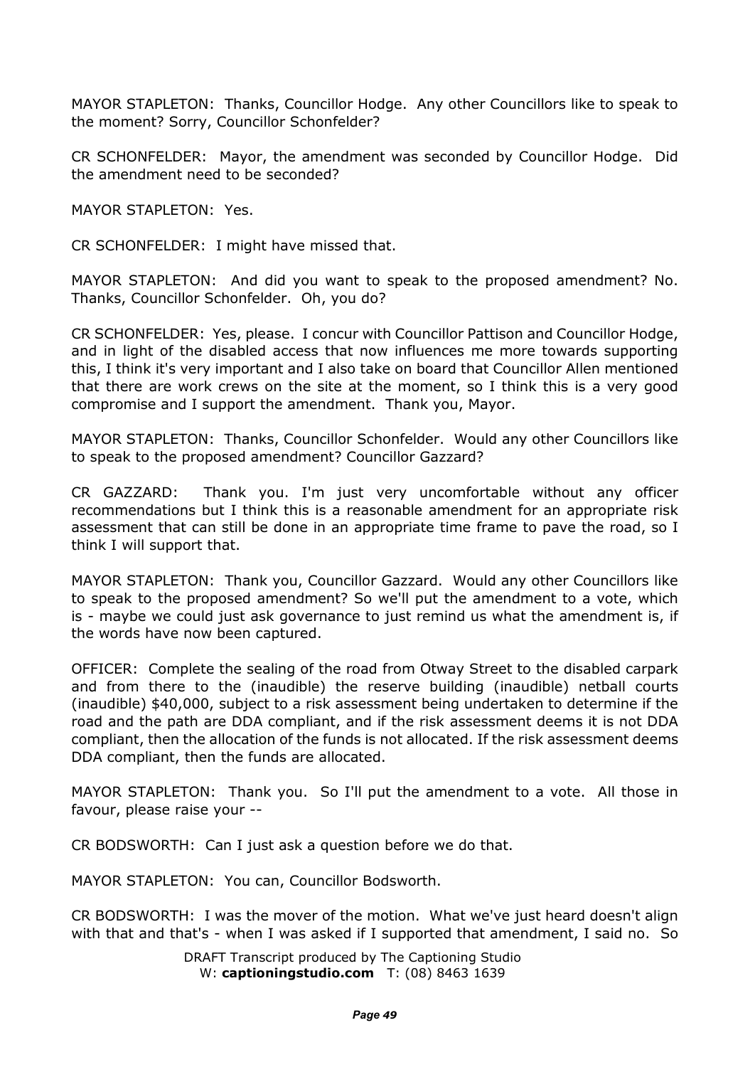MAYOR STAPLETON: Thanks, Councillor Hodge. Any other Councillors like to speak to the moment? Sorry, Councillor Schonfelder?

CR SCHONFELDER: Mayor, the amendment was seconded by Councillor Hodge. Did the amendment need to be seconded?

MAYOR STAPLETON: Yes.

CR SCHONFELDER: I might have missed that.

MAYOR STAPLETON: And did you want to speak to the proposed amendment? No. Thanks, Councillor Schonfelder. Oh, you do?

CR SCHONFELDER: Yes, please. I concur with Councillor Pattison and Councillor Hodge, and in light of the disabled access that now influences me more towards supporting this, I think it's very important and I also take on board that Councillor Allen mentioned that there are work crews on the site at the moment, so I think this is a very good compromise and I support the amendment. Thank you, Mayor.

MAYOR STAPLETON: Thanks, Councillor Schonfelder. Would any other Councillors like to speak to the proposed amendment? Councillor Gazzard?

CR GAZZARD: Thank you. I'm just very uncomfortable without any officer recommendations but I think this is a reasonable amendment for an appropriate risk assessment that can still be done in an appropriate time frame to pave the road, so I think I will support that.

MAYOR STAPLETON: Thank you, Councillor Gazzard. Would any other Councillors like to speak to the proposed amendment? So we'll put the amendment to a vote, which is - maybe we could just ask governance to just remind us what the amendment is, if the words have now been captured.

OFFICER: Complete the sealing of the road from Otway Street to the disabled carpark and from there to the (inaudible) the reserve building (inaudible) netball courts (inaudible) $40,000, subject to a risk assessment being undertaken to determine if the road and the path are DDA compliant, and if the risk assessment deems it is not DDA compliant, then the allocation of the funds is not allocated. If the risk assessment deems DDA compliant, then the funds are allocated.

MAYOR STAPLETON: Thank you. So I'll put the amendment to a vote. All those in favour, please raise your --

CR BODSWORTH: Can I just ask a question before we do that.

MAYOR STAPLETON: You can, Councillor Bodsworth.

CR BODSWORTH: I was the mover of the motion. What we've just heard doesn't align with that and that's - when I was asked if I supported that amendment, I said no. So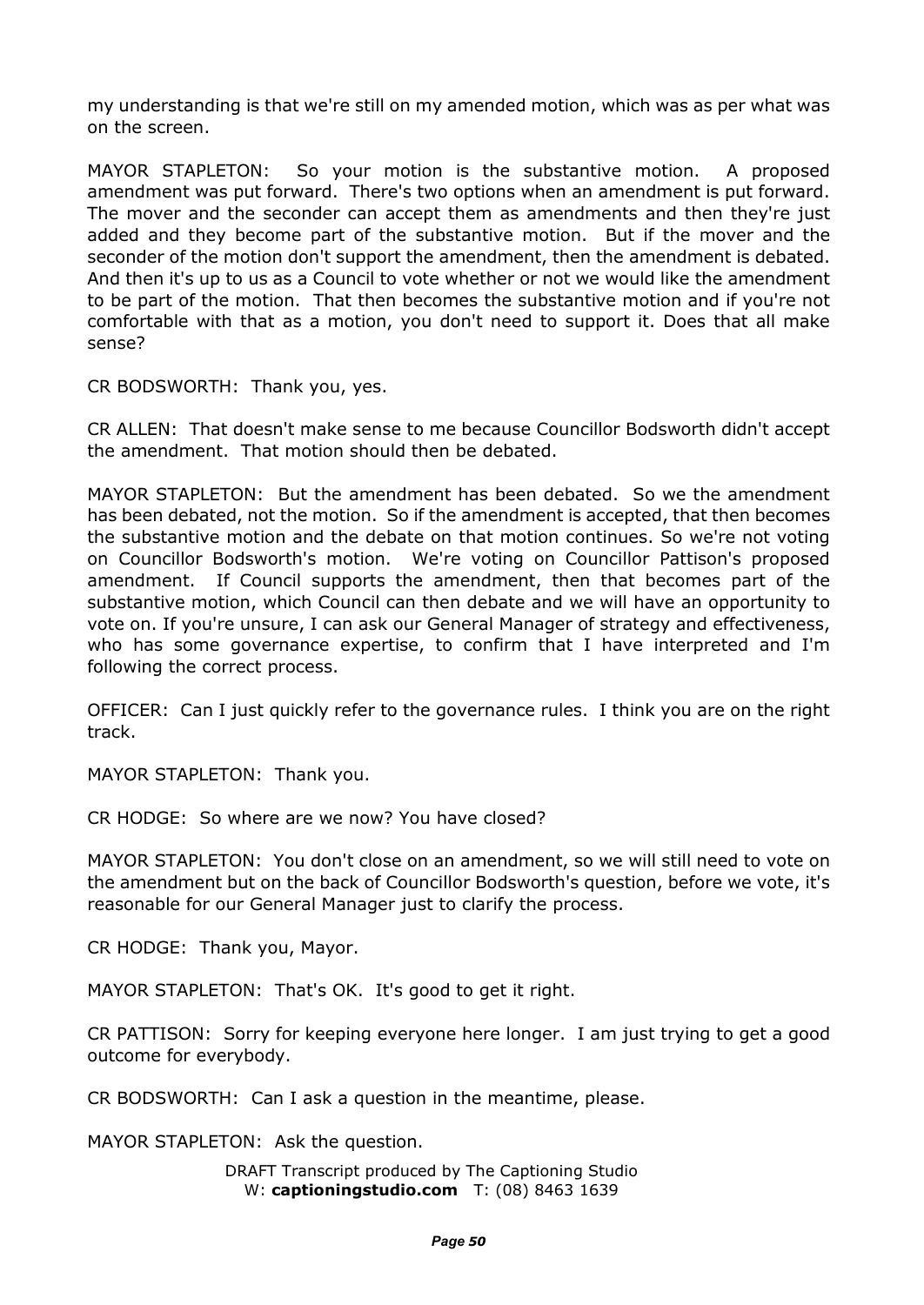my understanding is that we're still on my amended motion, which was as per what was on the screen.

MAYOR STAPLETON: So your motion is the substantive motion. A proposed amendment was put forward. There's two options when an amendment is put forward. The mover and the seconder can accept them as amendments and then they're just added and they become part of the substantive motion. But if the mover and the seconder of the motion don't support the amendment, then the amendment is debated. And then it's up to us as a Council to vote whether or not we would like the amendment to be part of the motion. That then becomes the substantive motion and if you're not comfortable with that as a motion, you don't need to support it. Does that all make sense?

CR BODSWORTH: Thank you, yes.

CR ALLEN: That doesn't make sense to me because Councillor Bodsworth didn't accept the amendment. That motion should then be debated.

MAYOR STAPLETON: But the amendment has been debated. So we the amendment has been debated, not the motion. So if the amendment is accepted, that then becomes the substantive motion and the debate on that motion continues. So we're not voting on Councillor Bodsworth's motion. We're voting on Councillor Pattison's proposed amendment. If Council supports the amendment, then that becomes part of the substantive motion, which Council can then debate and we will have an opportunity to vote on. If you're unsure, I can ask our General Manager of strategy and effectiveness, who has some governance expertise, to confirm that I have interpreted and I'm following the correct process.

OFFICER: Can I just quickly refer to the governance rules. I think you are on the right track.

MAYOR STAPLETON: Thank you.

CR HODGE: So where are we now? You have closed?

MAYOR STAPLETON: You don't close on an amendment, so we will still need to vote on the amendment but on the back of Councillor Bodsworth's question, before we vote, it's reasonable for our General Manager just to clarify the process.

CR HODGE: Thank you, Mayor.

MAYOR STAPLETON: That's OK. It's good to get it right.

CR PATTISON: Sorry for keeping everyone here longer. I am just trying to get a good outcome for everybody.

CR BODSWORTH: Can I ask a question in the meantime, please.

MAYOR STAPLETON: Ask the question.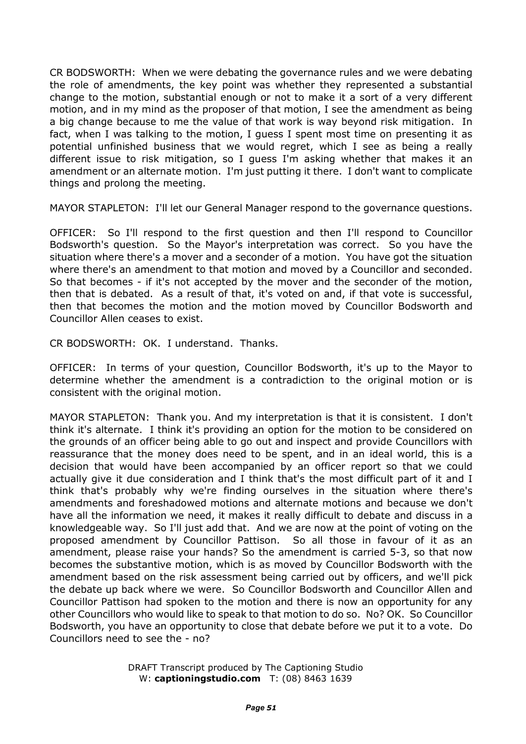CR BODSWORTH: When we were debating the governance rules and we were debating the role of amendments, the key point was whether they represented a substantial change to the motion, substantial enough or not to make it a sort of a very different motion, and in my mind as the proposer of that motion, I see the amendment as being a big change because to me the value of that work is way beyond risk mitigation. In fact, when I was talking to the motion, I guess I spent most time on presenting it as potential unfinished business that we would regret, which I see as being a really different issue to risk mitigation, so I guess I'm asking whether that makes it an amendment or an alternate motion. I'm just putting it there. I don't want to complicate things and prolong the meeting.

MAYOR STAPLETON: I'll let our General Manager respond to the governance questions.

OFFICER: So I'll respond to the first question and then I'll respond to Councillor Bodsworth's question. So the Mayor's interpretation was correct. So you have the situation where there's a mover and a seconder of a motion. You have got the situation where there's an amendment to that motion and moved by a Councillor and seconded. So that becomes - if it's not accepted by the mover and the seconder of the motion, then that is debated. As a result of that, it's voted on and, if that vote is successful, then that becomes the motion and the motion moved by Councillor Bodsworth and Councillor Allen ceases to exist.

CR BODSWORTH: OK. I understand. Thanks.

OFFICER: In terms of your question, Councillor Bodsworth, it's up to the Mayor to determine whether the amendment is a contradiction to the original motion or is consistent with the original motion.

MAYOR STAPLETON: Thank you. And my interpretation is that it is consistent. I don't think it's alternate. I think it's providing an option for the motion to be considered on the grounds of an officer being able to go out and inspect and provide Councillors with reassurance that the money does need to be spent, and in an ideal world, this is a decision that would have been accompanied by an officer report so that we could actually give it due consideration and I think that's the most difficult part of it and I think that's probably why we're finding ourselves in the situation where there's amendments and foreshadowed motions and alternate motions and because we don't have all the information we need, it makes it really difficult to debate and discuss in a knowledgeable way. So I'll just add that. And we are now at the point of voting on the proposed amendment by Councillor Pattison. So all those in favour of it as an amendment, please raise your hands? So the amendment is carried 5-3, so that now becomes the substantive motion, which is as moved by Councillor Bodsworth with the amendment based on the risk assessment being carried out by officers, and we'll pick the debate up back where we were. So Councillor Bodsworth and Councillor Allen and Councillor Pattison had spoken to the motion and there is now an opportunity for any other Councillors who would like to speak to that motion to do so. No? OK. So Councillor Bodsworth, you have an opportunity to close that debate before we put it to a vote. Do Councillors need to see the - no?

DRAFT Transcript produced by The Captioning Studio
W: **captioningstudio.com** T: (08) 8463 1639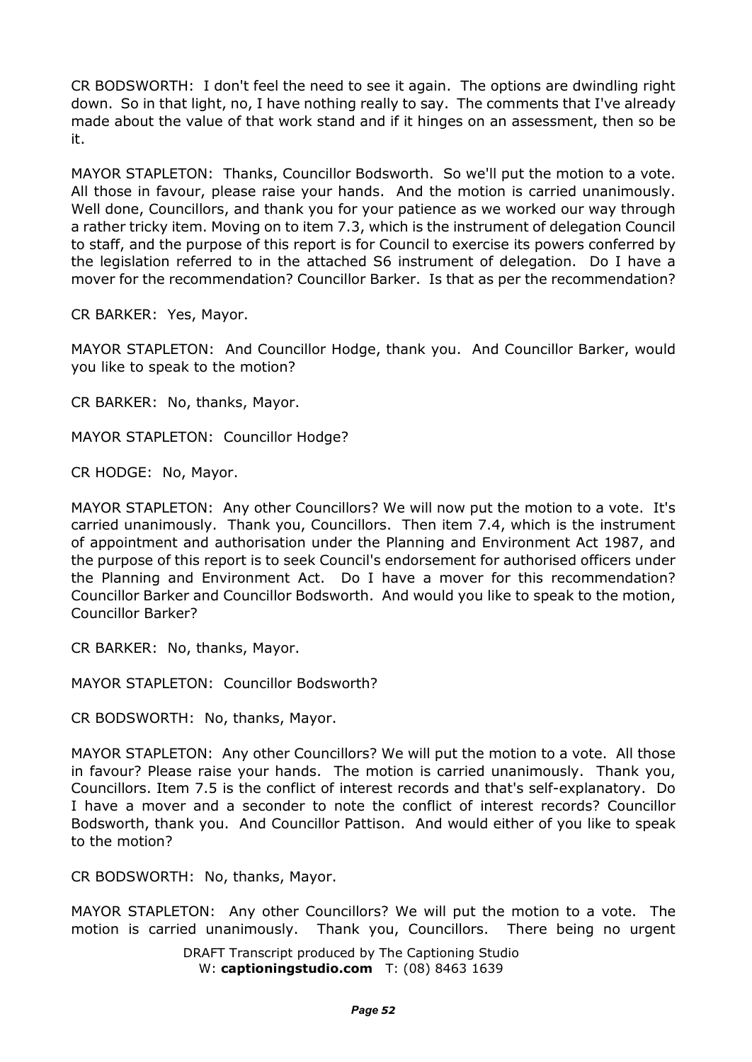CR BODSWORTH: I don't feel the need to see it again. The options are dwindling right down. So in that light, no, I have nothing really to say. The comments that I've already made about the value of that work stand and if it hinges on an assessment, then so be it.

MAYOR STAPLETON: Thanks, Councillor Bodsworth. So we'll put the motion to a vote. All those in favour, please raise your hands. And the motion is carried unanimously. Well done, Councillors, and thank you for your patience as we worked our way through a rather tricky item. Moving on to item 7.3, which is the instrument of delegation Council to staff, and the purpose of this report is for Council to exercise its powers conferred by the legislation referred to in the attached S6 instrument of delegation. Do I have a mover for the recommendation? Councillor Barker. Is that as per the recommendation?

CR BARKER: Yes, Mayor.

MAYOR STAPLETON: And Councillor Hodge, thank you. And Councillor Barker, would you like to speak to the motion?

CR BARKER: No, thanks, Mayor.

MAYOR STAPLETON: Councillor Hodge?

CR HODGE: No, Mayor.

MAYOR STAPLETON: Any other Councillors? We will now put the motion to a vote. It's carried unanimously. Thank you, Councillors. Then item 7.4, which is the instrument of appointment and authorisation under the Planning and Environment Act 1987, and the purpose of this report is to seek Council's endorsement for authorised officers under the Planning and Environment Act. Do I have a mover for this recommendation? Councillor Barker and Councillor Bodsworth. And would you like to speak to the motion, Councillor Barker?

CR BARKER: No, thanks, Mayor.

MAYOR STAPLETON: Councillor Bodsworth?

CR BODSWORTH: No, thanks, Mayor.

MAYOR STAPLETON: Any other Councillors? We will put the motion to a vote. All those in favour? Please raise your hands. The motion is carried unanimously. Thank you, Councillors. Item 7.5 is the conflict of interest records and that's self-explanatory. Do I have a mover and a seconder to note the conflict of interest records? Councillor Bodsworth, thank you. And Councillor Pattison. And would either of you like to speak to the motion?

CR BODSWORTH: No, thanks, Mayor.

MAYOR STAPLETON: Any other Councillors? We will put the motion to a vote. The motion is carried unanimously. Thank you, Councillors. There being no urgent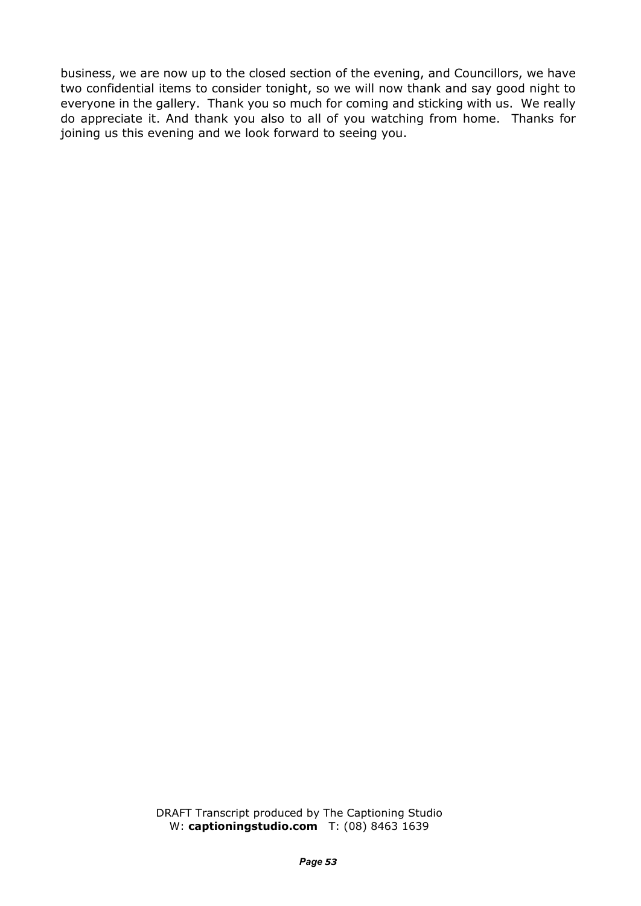business, we are now up to the closed section of the evening, and Councillors, we have two confidential items to consider tonight, so we will now thank and say good night to everyone in the gallery. Thank you so much for coming and sticking with us. We really do appreciate it. And thank you also to all of you watching from home. Thanks for joining us this evening and we look forward to seeing you.